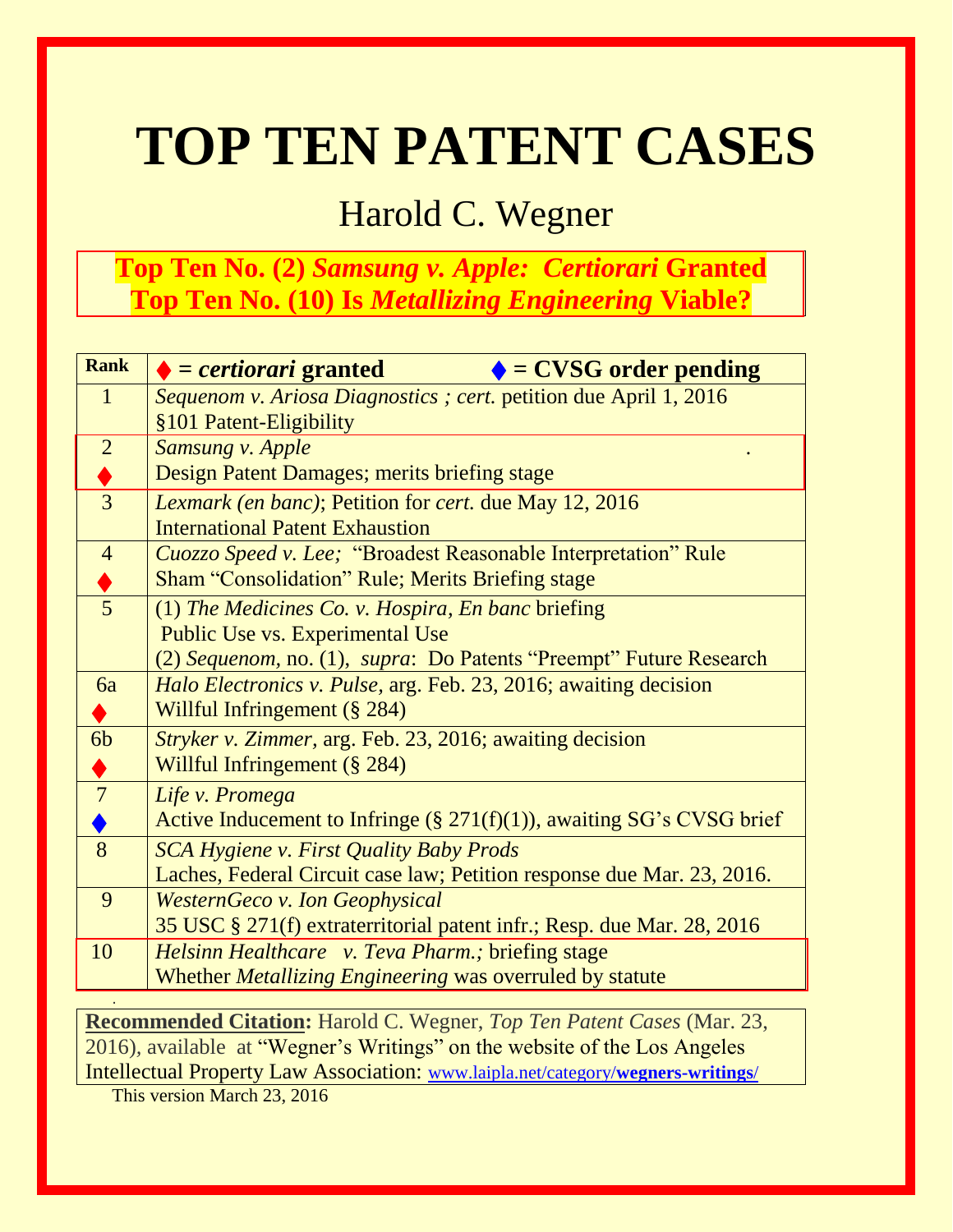# TOP TEN PATENT CASES

## Harold C. Wegner

**Top Ten No. (2) *Samsung v. Apple: Certiorari* Granted**
**Top Ten No. (10) Is *Metallizing Engineering* Viable?**

| Rank | ♦ = ***certiorari* granted** ♦ = **CVSG order pending** |
|---|---|
| 1 | *Sequenom v. Ariosa Diagnostics ; cert.* petition due April 1, 2016<br>§101 Patent-Eligibility |
| 2<br>♦ | *Samsung v. Apple* .<br>Design Patent Damages; merits briefing stage |
| 3 | *Lexmark (en banc)*; Petition for *cert.* due May 12, 2016<br>International Patent Exhaustion |
| 4<br>♦ | *Cuozzo Speed v. Lee;* "Broadest Reasonable Interpretation" Rule<br>Sham "Consolidation" Rule; Merits Briefing stage |
| 5 | (1) *The Medicines Co. v. Hospira, En banc* briefing<br>Public Use vs. Experimental Use<br>(2) *Sequenom,* no. (1), *supra*: Do Patents "Preempt" Future Research |
| 6a<br>♦ | *Halo Electronics v. Pulse,* arg. Feb. 23, 2016; awaiting decision<br>Willful Infringement (§ 284) |
| 6b<br>♦ | *Stryker v. Zimmer,* arg. Feb. 23, 2016; awaiting decision<br>Willful Infringement (§ 284) |
| 7<br>♦ | *Life v. Promega*<br>Active Inducement to Infringe (§ 271(f)(1)), awaiting SG's CVSG brief |
| 8 | *SCA Hygiene v. First Quality Baby Prods*<br>Laches, Federal Circuit case law; Petition response due Mar. 23, 2016. |
| 9 | *WesternGeco v. Ion Geophysical*<br>35 USC § 271(f) extraterritorial patent infr.; Resp. due Mar. 28, 2016 |
| 10 | *Helsinn Healthcare v. Teva Pharm.;* briefing stage<br>Whether *Metallizing Engineering* was overruled by statute |

**Recommended Citation:** Harold C. Wegner, *Top Ten Patent Cases* (Mar. 23, 2016), available at "Wegner's Writings" on the website of the Los Angeles Intellectual Property Law Association: www.laipla.net/category/**wegners-writings**/

This version March 23, 2016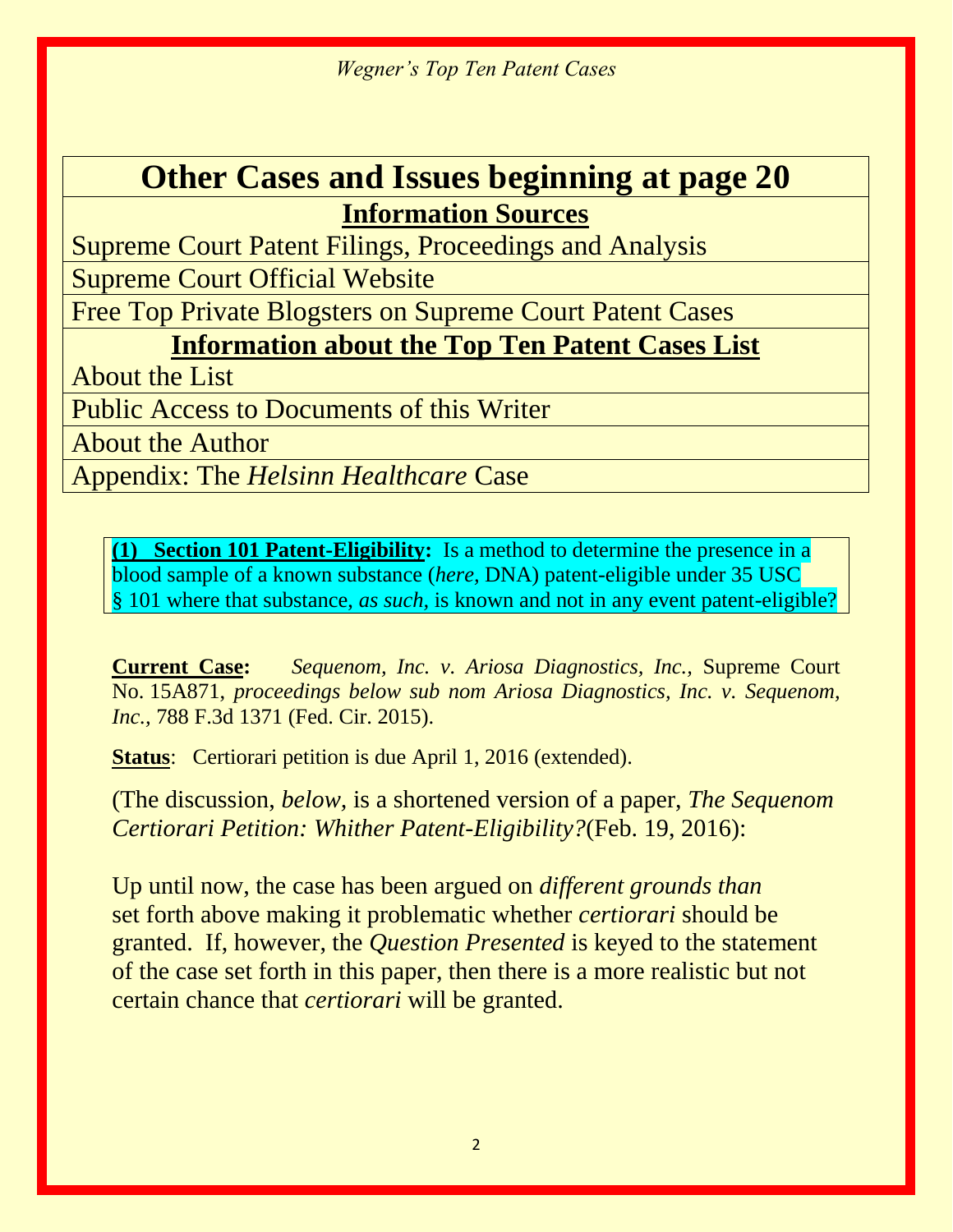| **Other Cases and Issues beginning at page 20** |
|---|
| **Information Sources** |
| Supreme Court Patent Filings, Proceedings and Analysis |
| Supreme Court Official Website |
| Free Top Private Blogsters on Supreme Court Patent Cases |
| **Information about the Top Ten Patent Cases List** |
| About the List |
| Public Access to Documents of this Writer |
| About the Author |
| Appendix: The *Helsinn Healthcare* Case |

**(1) Section 101 Patent-Eligibility:** Is a method to determine the presence in a blood sample of a known substance (*here,* DNA) patent-eligible under 35 USC § 101 where that substance, *as such,* is known and not in any event patent-eligible?

**Current Case:** *Sequenom, Inc. v. Ariosa Diagnostics, Inc.,* Supreme Court No. 15A871, *proceedings below sub nom Ariosa Diagnostics, Inc. v. Sequenom, Inc.,* 788 F.3d 1371 (Fed. Cir. 2015).

**Status**: Certiorari petition is due April 1, 2016 (extended).

(The discussion, *below,* is a shortened version of a paper, *The Sequenom Certiorari Petition: Whither Patent-Eligibility?*(Feb. 19, 2016):

Up until now, the case has been argued on *different grounds than* set forth above making it problematic whether *certiorari* should be granted. If, however, the *Question Presented* is keyed to the statement of the case set forth in this paper, then there is a more realistic but not certain chance that *certiorari* will be granted.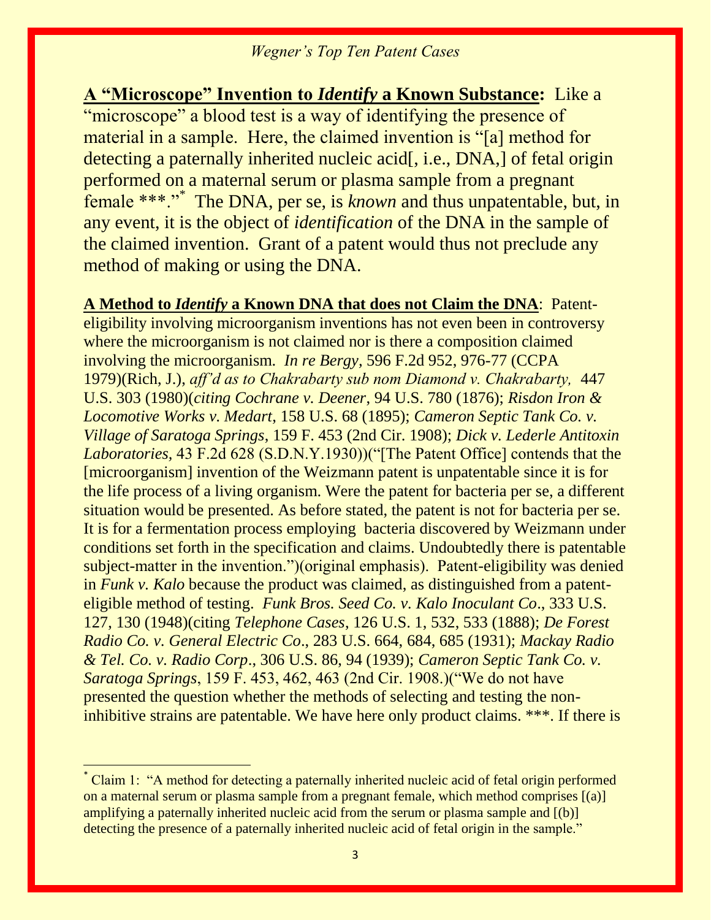**<u>A "Microscope" Invention to *Identify* a Known Substance</u>:** Like a "microscope" a blood test is a way of identifying the presence of material in a sample. Here, the claimed invention is "[a] method for detecting a paternally inherited nucleic acid[, i.e., DNA,] of fetal origin performed on a maternal serum or plasma sample from a pregnant female ***."[*] The DNA, per se, is *known* and thus unpatentable, but, in any event, it is the object of *identification* of the DNA in the sample of the claimed invention. Grant of a patent would thus not preclude any method of making or using the DNA.

**<u>A Method to *Identify* a Known DNA that does not Claim the DNA</u>**: Patent-eligibility involving microorganism inventions has not even been in controversy where the microorganism is not claimed nor is there a composition claimed involving the microorganism. *In re Bergy*, 596 F.2d 952, 976-77 (CCPA 1979)(Rich, J.), *aff'd as to Chakrabarty sub nom Diamond v. Chakrabarty*, 447 U.S. 303 (1980)(*citing Cochrane v. Deener*, 94 U.S. 780 (1876); *Risdon Iron & Locomotive Works v. Medart*, 158 U.S. 68 (1895); *Cameron Septic Tank Co. v. Village of Saratoga Springs*, 159 F. 453 (2nd Cir. 1908); *Dick v. Lederle Antitoxin Laboratories*, 43 F.2d 628 (S.D.N.Y.1930))("[The Patent Office] contends that the [microorganism] invention of the Weizmann patent is unpatentable since it is for the life process of a living organism. Were the patent for bacteria per se, a different situation would be presented. As before stated, the patent is not for bacteria per se. It is for a fermentation process employing bacteria discovered by Weizmann under conditions set forth in the specification and claims. Undoubtedly there is patentable subject-matter in the invention.")(original emphasis). Patent-eligibility was denied in *Funk v. Kalo* because the product was claimed, as distinguished from a patent-eligible method of testing. *Funk Bros. Seed Co. v. Kalo Inoculant Co*., 333 U.S. 127, 130 (1948)(citing *Telephone Cases*, 126 U.S. 1, 532, 533 (1888); *De Forest Radio Co. v. General Electric Co*., 283 U.S. 664, 684, 685 (1931); *Mackay Radio & Tel. Co. v. Radio Corp*., 306 U.S. 86, 94 (1939); *Cameron Septic Tank Co. v. Saratoga Springs*, 159 F. 453, 462, 463 (2nd Cir. 1908.)("We do not have presented the question whether the methods of selecting and testing the non-inhibitive strains are patentable. We have here only product claims. ***. If there is

---

[*] Claim 1: "A method for detecting a paternally inherited nucleic acid of fetal origin performed on a maternal serum or plasma sample from a pregnant female, which method comprises [(a)] amplifying a paternally inherited nucleic acid from the serum or plasma sample and [(b)] detecting the presence of a paternally inherited nucleic acid of fetal origin in the sample."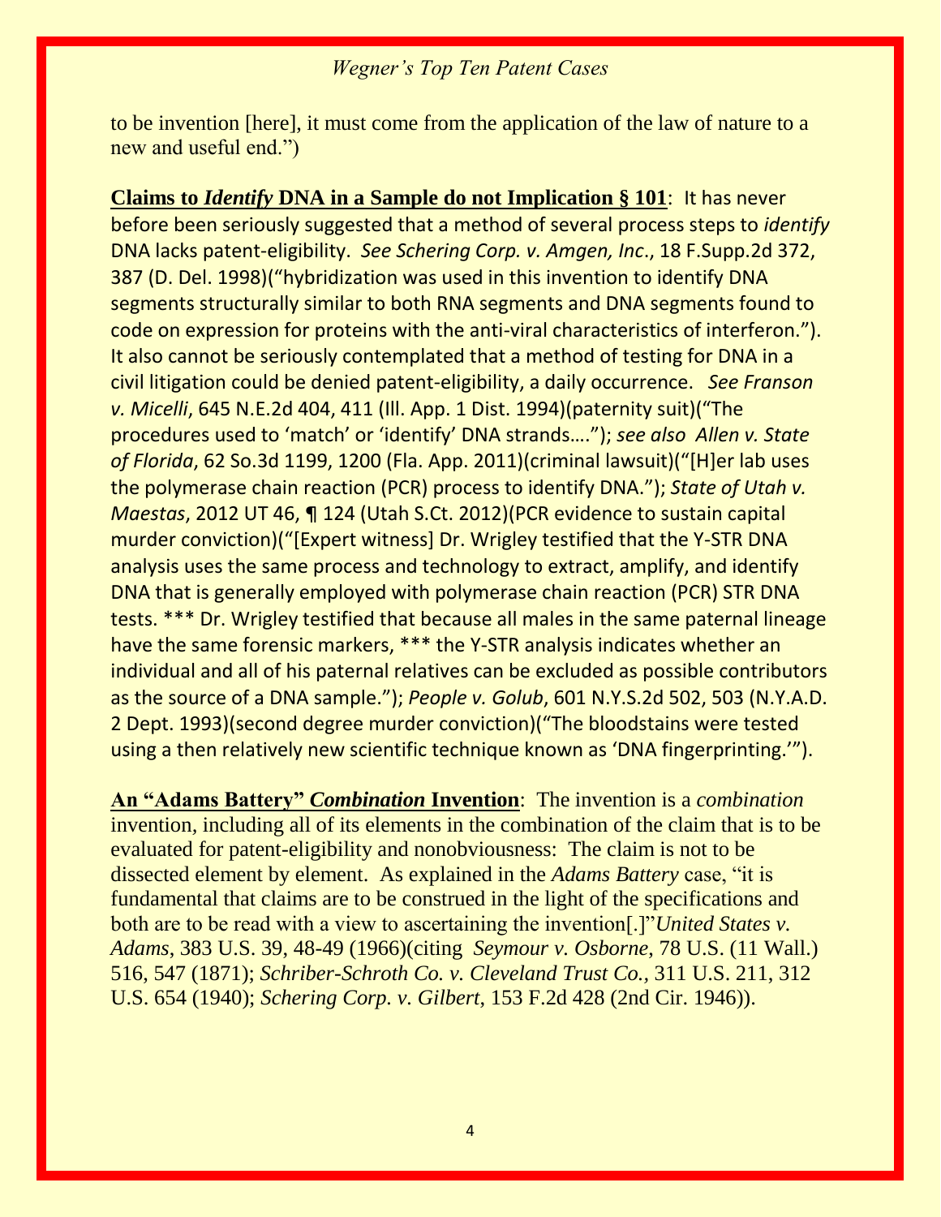to be invention [here], it must come from the application of the law of nature to a new and useful end.")

**Claims to *Identify* DNA in a Sample do not Implication § 101**: It has never before been seriously suggested that a method of several process steps to *identify* DNA lacks patent-eligibility. *See Schering Corp. v. Amgen, Inc*., 18 F.Supp.2d 372, 387 (D. Del. 1998)("hybridization was used in this invention to identify DNA segments structurally similar to both RNA segments and DNA segments found to code on expression for proteins with the anti-viral characteristics of interferon."). It also cannot be seriously contemplated that a method of testing for DNA in a civil litigation could be denied patent-eligibility, a daily occurrence. *See Franson v. Micelli*, 645 N.E.2d 404, 411 (Ill. App. 1 Dist. 1994)(paternity suit)("The procedures used to 'match' or 'identify' DNA strands…."); *see also Allen v. State of Florida*, 62 So.3d 1199, 1200 (Fla. App. 2011)(criminal lawsuit)("[H]er lab uses the polymerase chain reaction (PCR) process to identify DNA."); *State of Utah v. Maestas*, 2012 UT 46, ¶ 124 (Utah S.Ct. 2012)(PCR evidence to sustain capital murder conviction)("[Expert witness] Dr. Wrigley testified that the Y-STR DNA analysis uses the same process and technology to extract, amplify, and identify DNA that is generally employed with polymerase chain reaction (PCR) STR DNA tests. *** Dr. Wrigley testified that because all males in the same paternal lineage have the same forensic markers, *** the Y-STR analysis indicates whether an individual and all of his paternal relatives can be excluded as possible contributors as the source of a DNA sample."); *People v. Golub*, 601 N.Y.S.2d 502, 503 (N.Y.A.D. 2 Dept. 1993)(second degree murder conviction)("The bloodstains were tested using a then relatively new scientific technique known as 'DNA fingerprinting.'").

**An "Adams Battery" *Combination* Invention**: The invention is a *combination* invention, including all of its elements in the combination of the claim that is to be evaluated for patent-eligibility and nonobviousness: The claim is not to be dissected element by element. As explained in the *Adams Battery* case, "it is fundamental that claims are to be construed in the light of the specifications and both are to be read with a view to ascertaining the invention[.]"*United States v. Adams*, 383 U.S. 39, 48-49 (1966)(citing *Seymour v. Osborne*, 78 U.S. (11 Wall.) 516, 547 (1871); *Schriber-Schroth Co. v. Cleveland Trust Co.*, 311 U.S. 211, 312 U.S. 654 (1940); *Schering Corp. v. Gilbert*, 153 F.2d 428 (2nd Cir. 1946)).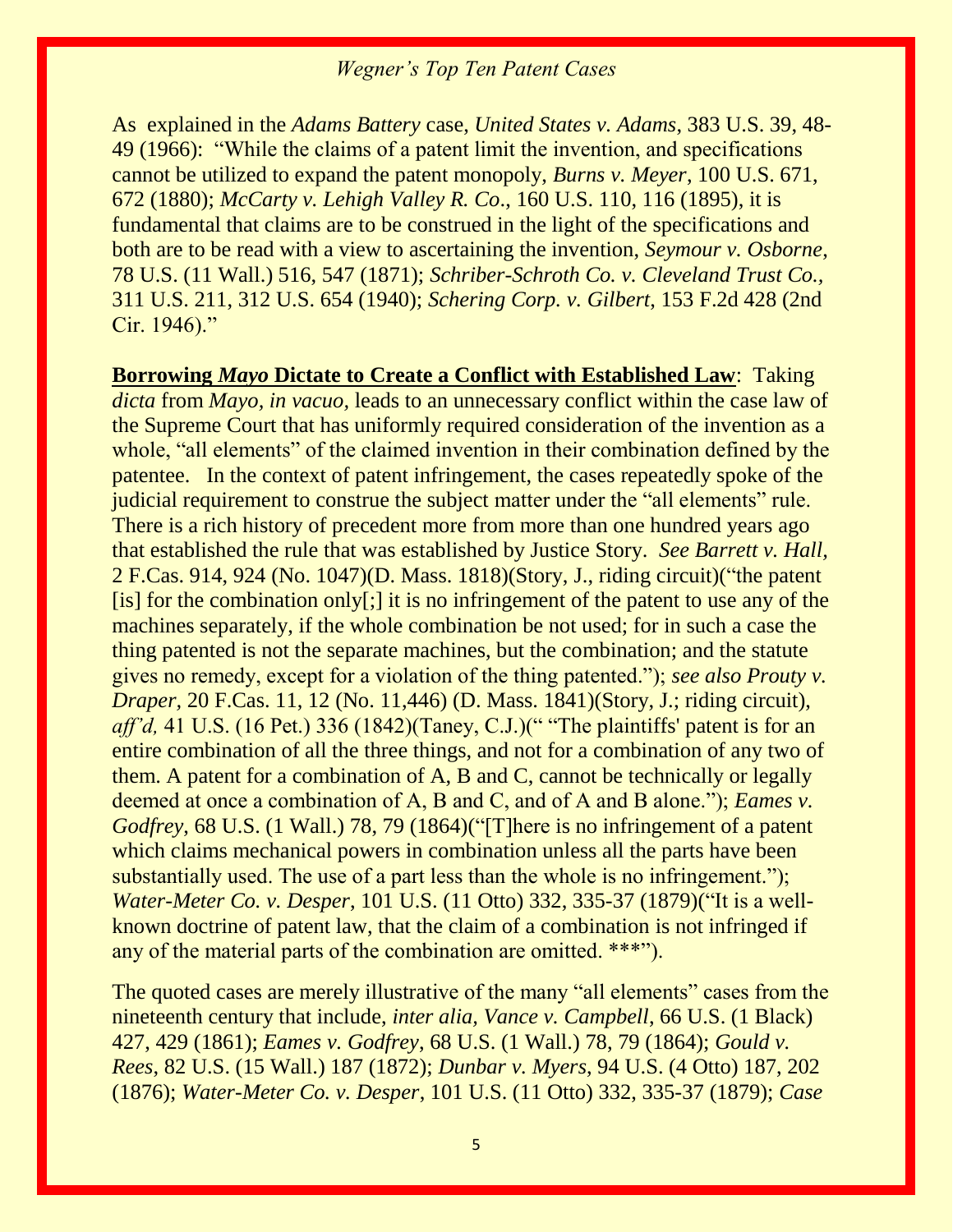As explained in the *Adams Battery* case, *United States v. Adams*, 383 U.S. 39, 48-49 (1966): "While the claims of a patent limit the invention, and specifications cannot be utilized to expand the patent monopoly, *Burns v. Meyer*, 100 U.S. 671, 672 (1880); *McCarty v. Lehigh Valley R. Co*., 160 U.S. 110, 116 (1895), it is fundamental that claims are to be construed in the light of the specifications and both are to be read with a view to ascertaining the invention, *Seymour v. Osborne*, 78 U.S. (11 Wall.) 516, 547 (1871); *Schriber-Schroth Co. v. Cleveland Trust Co.*, 311 U.S. 211, 312 U.S. 654 (1940); *Schering Corp. v. Gilbert*, 153 F.2d 428 (2nd Cir. 1946)."

**Borrowing *Mayo* Dictate to Create a Conflict with Established Law**: Taking *dicta* from *Mayo, in vacuo,* leads to an unnecessary conflict within the case law of the Supreme Court that has uniformly required consideration of the invention as a whole, "all elements" of the claimed invention in their combination defined by the patentee. In the context of patent infringement, the cases repeatedly spoke of the judicial requirement to construe the subject matter under the "all elements" rule. There is a rich history of precedent more from more than one hundred years ago that established the rule that was established by Justice Story. *See Barrett v. Hall,* 2 F.Cas. 914, 924 (No. 1047)(D. Mass. 1818)(Story, J., riding circuit)("the patent [is] for the combination only[;] it is no infringement of the patent to use any of the machines separately, if the whole combination be not used; for in such a case the thing patented is not the separate machines, but the combination; and the statute gives no remedy, except for a violation of the thing patented."); *see also Prouty v. Draper*, 20 F.Cas. 11, 12 (No. 11,446) (D. Mass. 1841)(Story, J.; riding circuit), *aff'd,* 41 U.S. (16 Pet.) 336 (1842)(Taney, C.J.)(" "The plaintiffs' patent is for an entire combination of all the three things, and not for a combination of any two of them. A patent for a combination of A, B and C, cannot be technically or legally deemed at once a combination of A, B and C, and of A and B alone."); *Eames v. Godfrey*, 68 U.S. (1 Wall.) 78, 79 (1864)("[T]here is no infringement of a patent which claims mechanical powers in combination unless all the parts have been substantially used. The use of a part less than the whole is no infringement."); *Water-Meter Co. v. Desper*, 101 U.S. (11 Otto) 332, 335-37 (1879)("It is a well-known doctrine of patent law, that the claim of a combination is not infringed if any of the material parts of the combination are omitted. ***").

The quoted cases are merely illustrative of the many "all elements" cases from the nineteenth century that include, *inter alia, Vance v. Campbell*, 66 U.S. (1 Black) 427, 429 (1861); *Eames v. Godfrey*, 68 U.S. (1 Wall.) 78, 79 (1864); *Gould v. Rees,* 82 U.S. (15 Wall.) 187 (1872); *Dunbar v. Myers*, 94 U.S. (4 Otto) 187, 202 (1876); *Water-Meter Co. v. Desper*, 101 U.S. (11 Otto) 332, 335-37 (1879); *Case*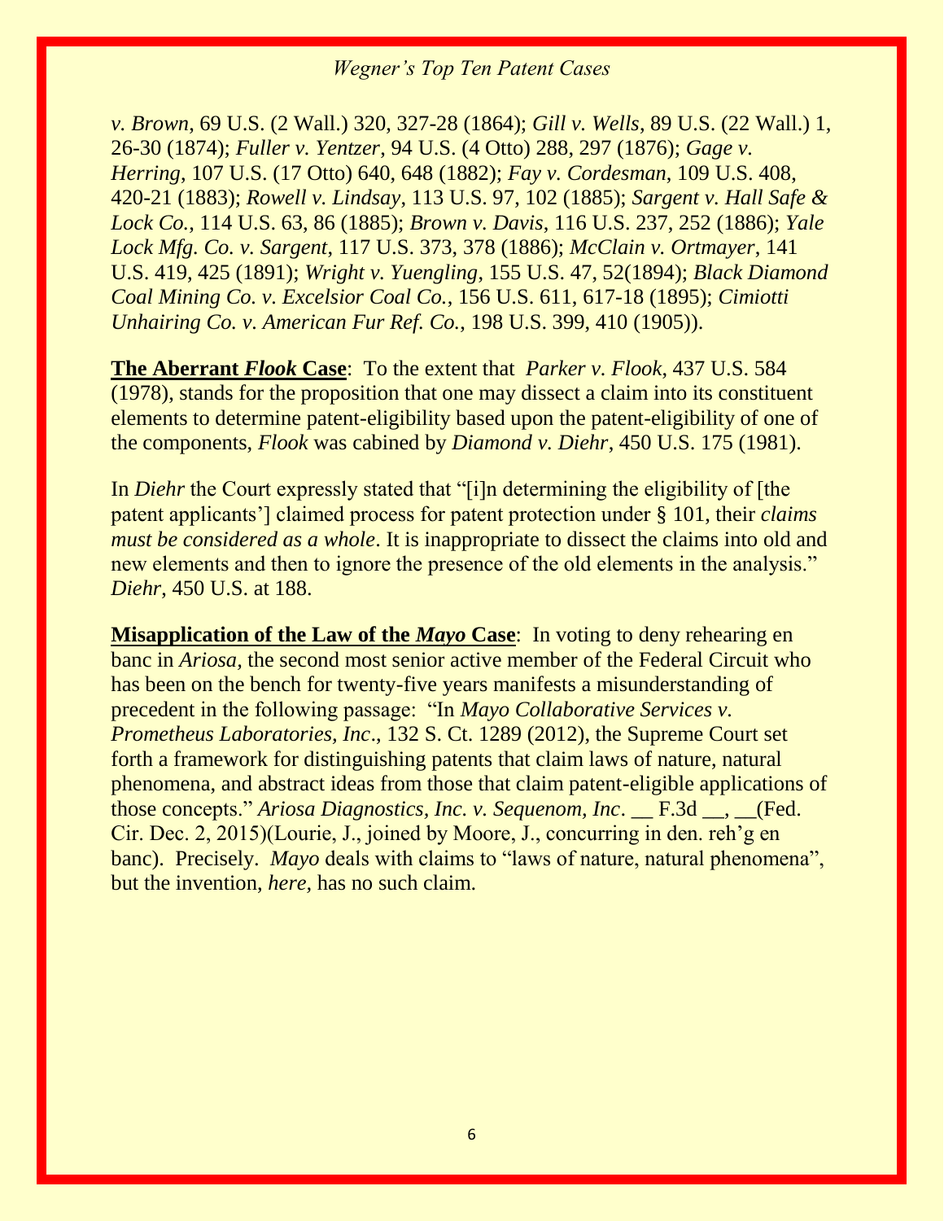*v. Brown*, 69 U.S. (2 Wall.) 320, 327-28 (1864); *Gill v. Wells*, 89 U.S. (22 Wall.) 1, 26-30 (1874); *Fuller v. Yentzer*, 94 U.S. (4 Otto) 288, 297 (1876); *Gage v. Herring*, 107 U.S. (17 Otto) 640, 648 (1882); *Fay v. Cordesman*, 109 U.S. 408, 420-21 (1883); *Rowell v. Lindsay*, 113 U.S. 97, 102 (1885); *Sargent v. Hall Safe & Lock Co.*, 114 U.S. 63, 86 (1885); *Brown v. Davis*, 116 U.S. 237, 252 (1886); *Yale Lock Mfg. Co. v. Sargent*, 117 U.S. 373, 378 (1886); *McClain v. Ortmayer*, 141 U.S. 419, 425 (1891); *Wright v. Yuengling*, 155 U.S. 47, 52(1894); *Black Diamond Coal Mining Co. v. Excelsior Coal Co.*, 156 U.S. 611, 617-18 (1895); *Cimiotti Unhairing Co. v. American Fur Ref. Co.*, 198 U.S. 399, 410 (1905)).

**The Aberrant *Flook* Case**: To the extent that *Parker v. Flook*, 437 U.S. 584 (1978), stands for the proposition that one may dissect a claim into its constituent elements to determine patent-eligibility based upon the patent-eligibility of one of the components, *Flook* was cabined by *Diamond v. Diehr*, 450 U.S. 175 (1981).

In *Diehr* the Court expressly stated that "[i]n determining the eligibility of [the patent applicants'] claimed process for patent protection under § 101, their *claims must be considered as a whole*. It is inappropriate to dissect the claims into old and new elements and then to ignore the presence of the old elements in the analysis." *Diehr*, 450 U.S. at 188.

**Misapplication of the Law of the *Mayo* Case**: In voting to deny rehearing en banc in *Ariosa,* the second most senior active member of the Federal Circuit who has been on the bench for twenty-five years manifests a misunderstanding of precedent in the following passage: "In *Mayo Collaborative Services v. Prometheus Laboratories, Inc*., 132 S. Ct. 1289 (2012), the Supreme Court set forth a framework for distinguishing patents that claim laws of nature, natural phenomena, and abstract ideas from those that claim patent-eligible applications of those concepts." *Ariosa Diagnostics, Inc. v. Sequenom, Inc*. __ F.3d __, __(Fed. Cir. Dec. 2, 2015)(Lourie, J., joined by Moore, J., concurring in den. reh'g en banc). Precisely. *Mayo* deals with claims to "laws of nature, natural phenomena", but the invention, *here,* has no such claim.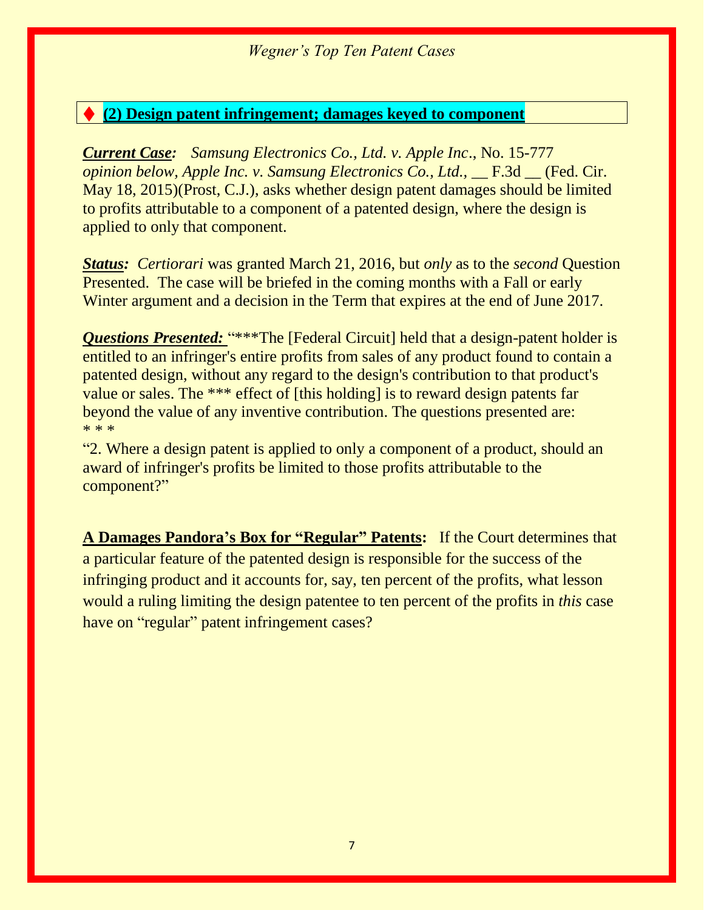## ♦ (2) Design patent infringement; damages keyed to component

***Current Case:*** *Samsung Electronics Co., Ltd. v. Apple Inc*., No. 15-777 *opinion below, Apple Inc. v. Samsung Electronics Co., Ltd.,* __ F.3d __ (Fed. Cir. May 18, 2015)(Prost, C.J.), asks whether design patent damages should be limited to profits attributable to a component of a patented design, where the design is applied to only that component.

***Status:*** *Certiorari* was granted March 21, 2016, but *only* as to the *second* Question Presented. The case will be briefed in the coming months with a Fall or early Winter argument and a decision in the Term that expires at the end of June 2017.

***Questions Presented:*** "***The [Federal Circuit] held that a design-patent holder is entitled to an infringer's entire profits from sales of any product found to contain a patented design, without any regard to the design's contribution to that product's value or sales. The *** effect of [this holding] is to reward design patents far beyond the value of any inventive contribution. The questions presented are: * * *

"2. Where a design patent is applied to only a component of a product, should an award of infringer's profits be limited to those profits attributable to the component?"

**A Damages Pandora's Box for "Regular" Patents:** If the Court determines that a particular feature of the patented design is responsible for the success of the infringing product and it accounts for, say, ten percent of the profits, what lesson would a ruling limiting the design patentee to ten percent of the profits in *this* case have on "regular" patent infringement cases?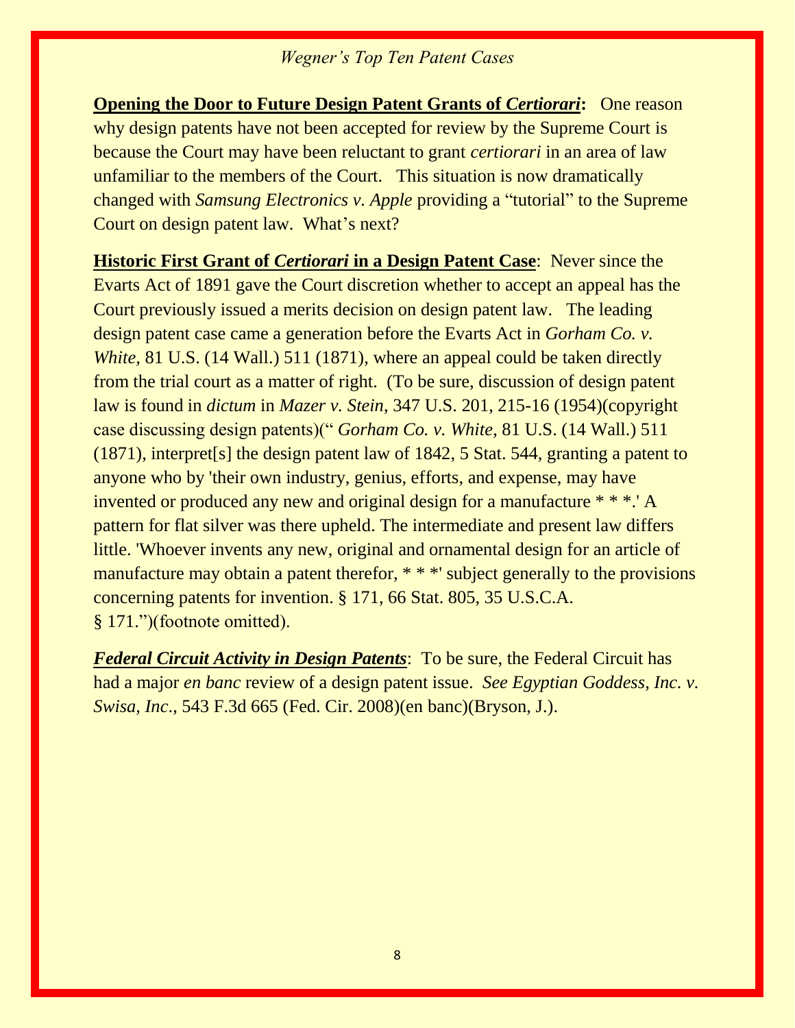**Opening the Door to Future Design Patent Grants of *Certiorari*:** One reason why design patents have not been accepted for review by the Supreme Court is because the Court may have been reluctant to grant *certiorari* in an area of law unfamiliar to the members of the Court. This situation is now dramatically changed with *Samsung Electronics v. Apple* providing a "tutorial" to the Supreme Court on design patent law. What's next?

**Historic First Grant of *Certiorari* in a Design Patent Case**: Never since the Evarts Act of 1891 gave the Court discretion whether to accept an appeal has the Court previously issued a merits decision on design patent law. The leading design patent case came a generation before the Evarts Act in *Gorham Co. v. White,* 81 U.S. (14 Wall.) 511 (1871), where an appeal could be taken directly from the trial court as a matter of right. (To be sure, discussion of design patent law is found in *dictum* in *Mazer v. Stein*, 347 U.S. 201, 215-16 (1954)(copyright case discussing design patents)(" *Gorham Co. v. White,* 81 U.S. (14 Wall.) 511 (1871), interpret[s] the design patent law of 1842, 5 Stat. 544, granting a patent to anyone who by 'their own industry, genius, efforts, and expense, may have invented or produced any new and original design for a manufacture * * *.' A pattern for flat silver was there upheld. The intermediate and present law differs little. 'Whoever invents any new, original and ornamental design for an article of manufacture may obtain a patent therefor, * * *' subject generally to the provisions concerning patents for invention. § 171, 66 Stat. 805, 35 U.S.C.A. § 171.")(footnote omitted).

***Federal Circuit Activity in Design Patents***: To be sure, the Federal Circuit has had a major *en banc* review of a design patent issue. *See Egyptian Goddess, Inc. v. Swisa, Inc*., 543 F.3d 665 (Fed. Cir. 2008)(en banc)(Bryson, J.).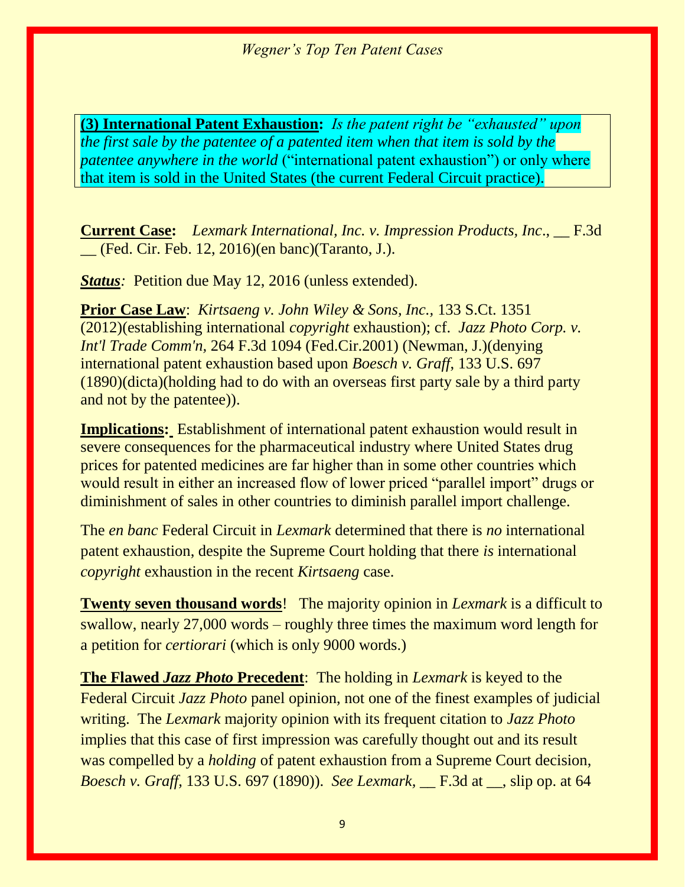**(3) International Patent Exhaustion:** *Is the patent right be "exhausted" upon the first sale by the patentee of a patented item when that item is sold by the patentee anywhere in the world* ("international patent exhaustion") or only where that item is sold in the United States (the current Federal Circuit practice).

**Current Case:** *Lexmark International, Inc. v. Impression Products, Inc*., __ F.3d __ (Fed. Cir. Feb. 12, 2016)(en banc)(Taranto, J.).

***Status**:* Petition due May 12, 2016 (unless extended).

**Prior Case Law**: *Kirtsaeng v. John Wiley & Sons, Inc.,* 133 S.Ct. 1351 (2012)(establishing international *copyright* exhaustion); cf. *Jazz Photo Corp. v. Int'l Trade Comm'n,* 264 F.3d 1094 (Fed.Cir.2001) (Newman, J.)(denying international patent exhaustion based upon *Boesch v. Graff,* 133 U.S. 697 (1890)(dicta)(holding had to do with an overseas first party sale by a third party and not by the patentee)).

**Implications:** Establishment of international patent exhaustion would result in severe consequences for the pharmaceutical industry where United States drug prices for patented medicines are far higher than in some other countries which would result in either an increased flow of lower priced "parallel import" drugs or diminishment of sales in other countries to diminish parallel import challenge.

The *en banc* Federal Circuit in *Lexmark* determined that there is *no* international patent exhaustion, despite the Supreme Court holding that there *is* international *copyright* exhaustion in the recent *Kirtsaeng* case.

**Twenty seven thousand words**! The majority opinion in *Lexmark* is a difficult to swallow, nearly 27,000 words – roughly three times the maximum word length for a petition for *certiorari* (which is only 9000 words.)

**The Flawed *Jazz Photo* Precedent**: The holding in *Lexmark* is keyed to the Federal Circuit *Jazz Photo* panel opinion, not one of the finest examples of judicial writing. The *Lexmark* majority opinion with its frequent citation to *Jazz Photo* implies that this case of first impression was carefully thought out and its result was compelled by a *holding* of patent exhaustion from a Supreme Court decision, *Boesch v. Graff,* 133 U.S. 697 (1890)). *See Lexmark,* __ F.3d at __, slip op. at 64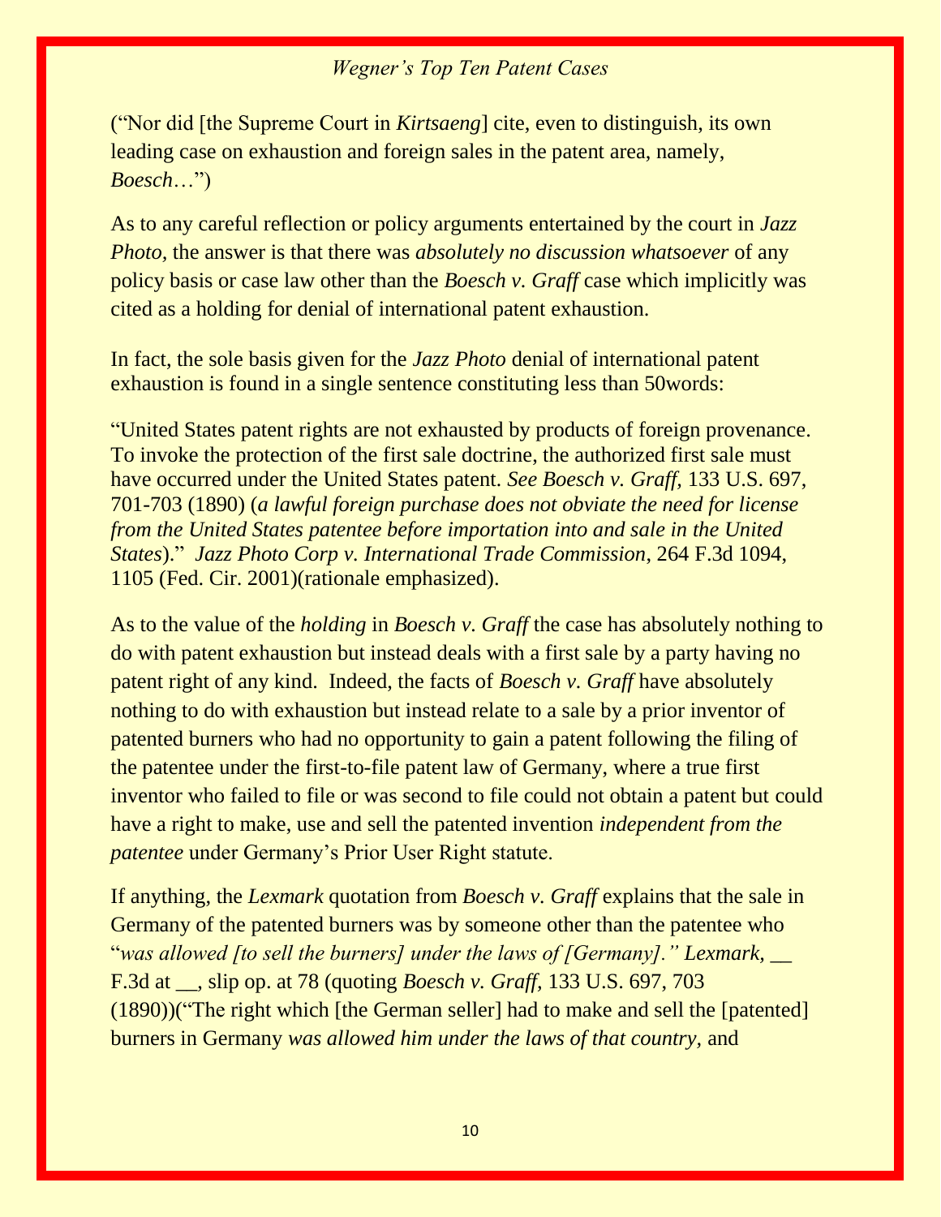("Nor did [the Supreme Court in *Kirtsaeng*] cite, even to distinguish, its own leading case on exhaustion and foreign sales in the patent area, namely, *Boesch*…")

As to any careful reflection or policy arguments entertained by the court in *Jazz Photo,* the answer is that there was *absolutely no discussion whatsoever* of any policy basis or case law other than the *Boesch v. Graff* case which implicitly was cited as a holding for denial of international patent exhaustion.

In fact, the sole basis given for the *Jazz Photo* denial of international patent exhaustion is found in a single sentence constituting less than 50words:

"United States patent rights are not exhausted by products of foreign provenance. To invoke the protection of the first sale doctrine, the authorized first sale must have occurred under the United States patent. *See Boesch v. Graff,* 133 U.S. 697, 701-703 (1890) (*a lawful foreign purchase does not obviate the need for license from the United States patentee before importation into and sale in the United States*)." *Jazz Photo Corp v. International Trade Commission*, 264 F.3d 1094, 1105 (Fed. Cir. 2001)(rationale emphasized).

As to the value of the *holding* in *Boesch v. Graff* the case has absolutely nothing to do with patent exhaustion but instead deals with a first sale by a party having no patent right of any kind. Indeed, the facts of *Boesch v. Graff* have absolutely nothing to do with exhaustion but instead relate to a sale by a prior inventor of patented burners who had no opportunity to gain a patent following the filing of the patentee under the first-to-file patent law of Germany, where a true first inventor who failed to file or was second to file could not obtain a patent but could have a right to make, use and sell the patented invention *independent from the patentee* under Germany's Prior User Right statute.

If anything, the *Lexmark* quotation from *Boesch v. Graff* explains that the sale in Germany of the patented burners was by someone other than the patentee who "*was allowed [to sell the burners] under the laws of [Germany]." Lexmark,* __ F.3d at __, slip op. at 78 (quoting *Boesch v. Graff,* 133 U.S. 697, 703 (1890))("The right which [the German seller] had to make and sell the [patented] burners in Germany *was allowed him under the laws of that country,* and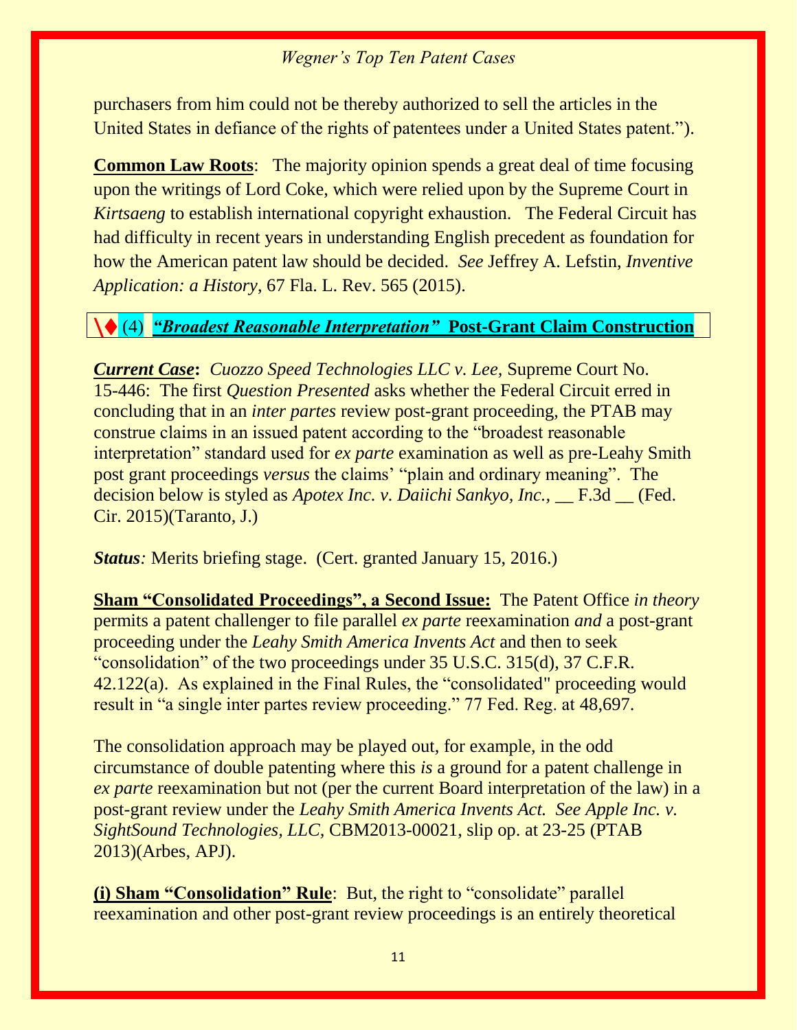purchasers from him could not be thereby authorized to sell the articles in the United States in defiance of the rights of patentees under a United States patent.").

**Common Law Roots**: The majority opinion spends a great deal of time focusing upon the writings of Lord Coke, which were relied upon by the Supreme Court in *Kirtsaeng* to establish international copyright exhaustion. The Federal Circuit has had difficulty in recent years in understanding English precedent as foundation for how the American patent law should be decided. *See* Jeffrey A. Lefstin, *Inventive Application: a History*, 67 Fla. L. Rev. 565 (2015).

## \♦ (4) *"Broadest Reasonable Interpretation"* Post-Grant Claim Construction

***Current Case*:** *Cuozzo Speed Technologies LLC v. Lee,* Supreme Court No. 15-446: The first *Question Presented* asks whether the Federal Circuit erred in concluding that in an *inter partes* review post-grant proceeding, the PTAB may construe claims in an issued patent according to the "broadest reasonable interpretation" standard used for *ex parte* examination as well as pre-Leahy Smith post grant proceedings *versus* the claims' "plain and ordinary meaning". The decision below is styled as *Apotex Inc. v. Daiichi Sankyo, Inc.,* __ F.3d __ (Fed. Cir. 2015)(Taranto, J.)

***Status**:* Merits briefing stage. (Cert. granted January 15, 2016.)

**Sham "Consolidated Proceedings", a Second Issue:** The Patent Office *in theory* permits a patent challenger to file parallel *ex parte* reexamination *and* a post-grant proceeding under the *Leahy Smith America Invents Act* and then to seek "consolidation" of the two proceedings under 35 U.S.C. 315(d), 37 C.F.R. 42.122(a). As explained in the Final Rules, the "consolidated" proceeding would result in "a single inter partes review proceeding." 77 Fed. Reg. at 48,697.

The consolidation approach may be played out, for example, in the odd circumstance of double patenting where this *is* a ground for a patent challenge in *ex parte* reexamination but not (per the current Board interpretation of the law) in a post-grant review under the *Leahy Smith America Invents Act. See Apple Inc. v. SightSound Technologies, LLC,* CBM2013-00021, slip op. at 23-25 (PTAB 2013)(Arbes, APJ).

**(i) Sham "Consolidation" Rule**: But, the right to "consolidate" parallel reexamination and other post-grant review proceedings is an entirely theoretical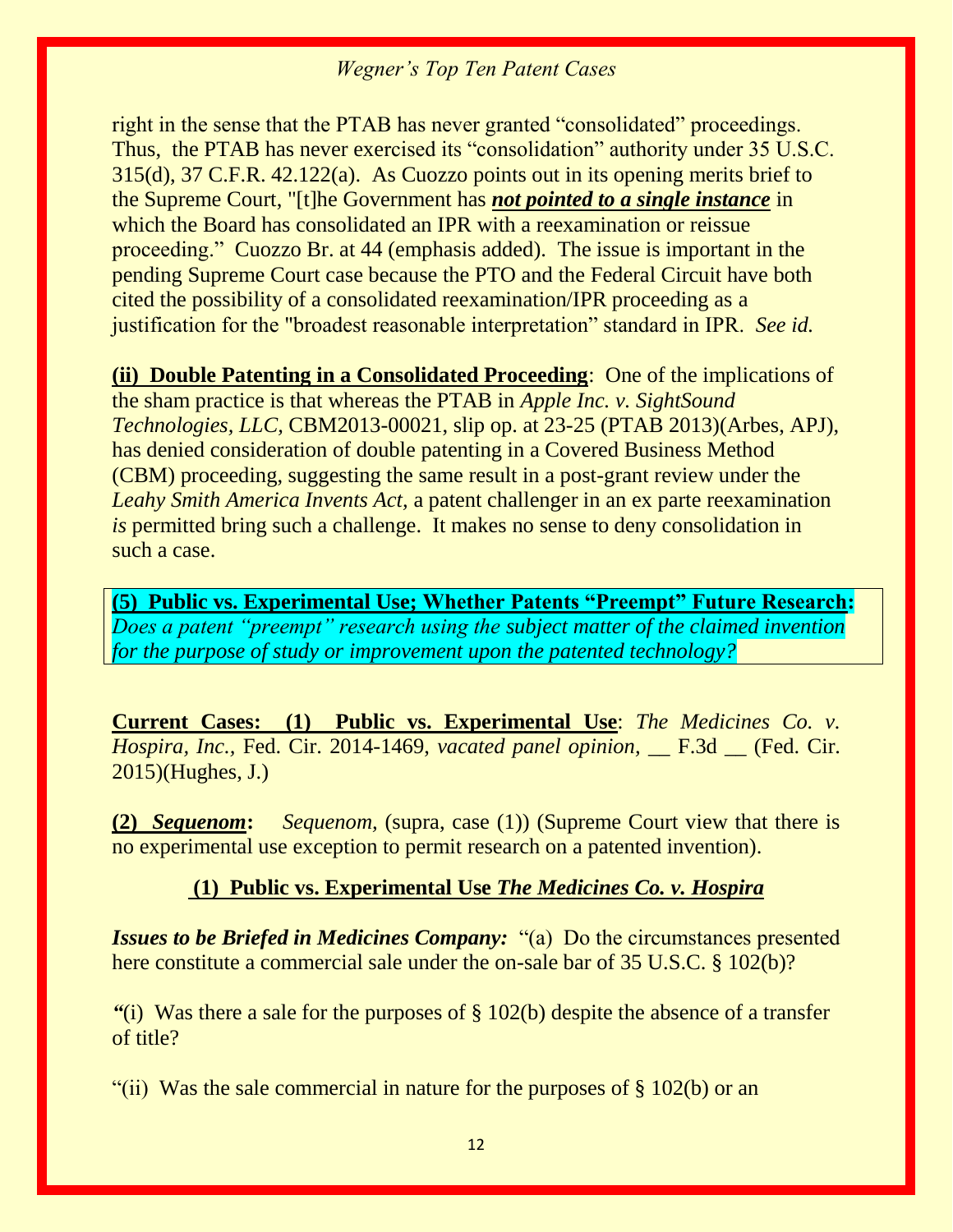right in the sense that the PTAB has never granted "consolidated" proceedings. Thus, the PTAB has never exercised its "consolidation" authority under 35 U.S.C. 315(d), 37 C.F.R. 42.122(a). As Cuozzo points out in its opening merits brief to the Supreme Court, "[t]he Government has ***not pointed to a single instance*** in which the Board has consolidated an IPR with a reexamination or reissue proceeding." Cuozzo Br. at 44 (emphasis added). The issue is important in the pending Supreme Court case because the PTO and the Federal Circuit have both cited the possibility of a consolidated reexamination/IPR proceeding as a justification for the "broadest reasonable interpretation" standard in IPR. *See id.*

**(ii) Double Patenting in a Consolidated Proceeding**: One of the implications of the sham practice is that whereas the PTAB in *Apple Inc. v. SightSound Technologies, LLC,* CBM2013-00021, slip op. at 23-25 (PTAB 2013)(Arbes, APJ), has denied consideration of double patenting in a Covered Business Method (CBM) proceeding, suggesting the same result in a post-grant review under the *Leahy Smith America Invents Act,* a patent challenger in an ex parte reexamination *is* permitted bring such a challenge. It makes no sense to deny consolidation in such a case.

**(5) Public vs. Experimental Use; Whether Patents "Preempt" Future Research:** *Does a patent "preempt" research using the subject matter of the claimed invention for the purpose of study or improvement upon the patented technology?*

**Current Cases: (1) Public vs. Experimental Use**: *The Medicines Co. v. Hospira, Inc.,* Fed. Cir. 2014-1469, *vacated panel opinion,* __ F.3d __ (Fed. Cir. 2015)(Hughes, J.)

**(2) *Sequenom*:** *Sequenom,* (supra, case (1)) (Supreme Court view that there is no experimental use exception to permit research on a patented invention).

### (1) Public vs. Experimental Use *The Medicines Co. v. Hospira*

***Issues to be Briefed in Medicines Company:*** "(a) Do the circumstances presented here constitute a commercial sale under the on-sale bar of 35 U.S.C. § 102(b)?

"(i) Was there a sale for the purposes of § 102(b) despite the absence of a transfer of title?

"(ii) Was the sale commercial in nature for the purposes of § 102(b) or an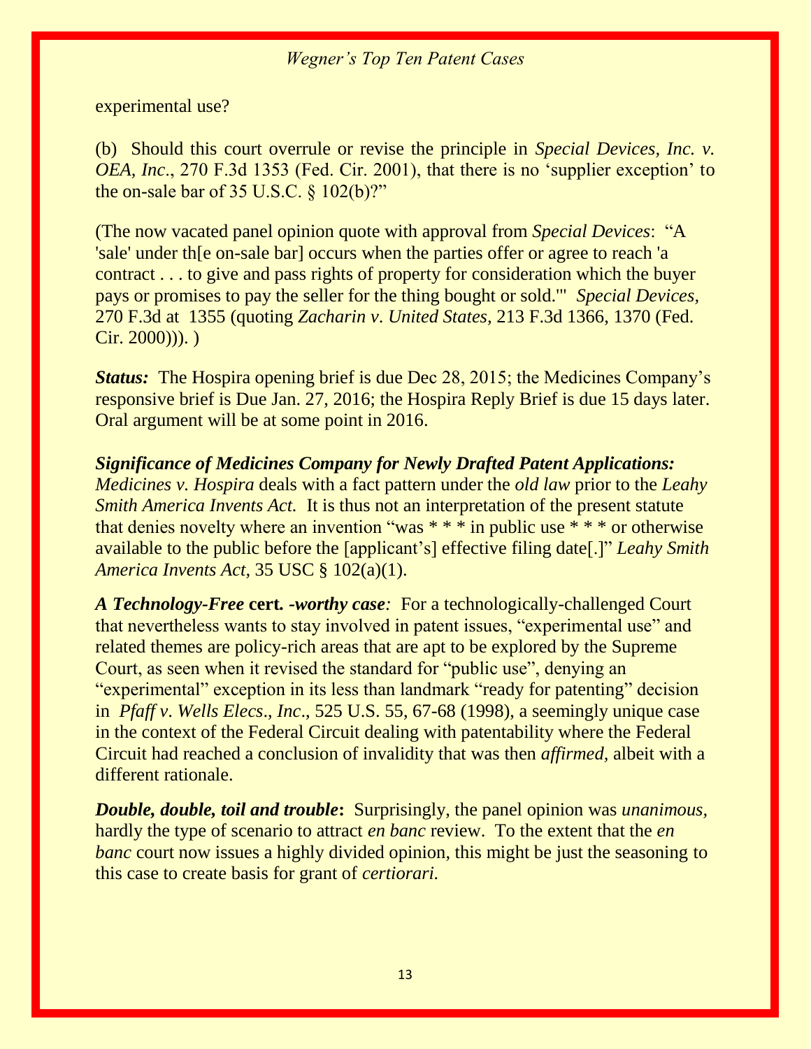experimental use?

(b) Should this court overrule or revise the principle in *Special Devices, Inc. v. OEA, Inc*., 270 F.3d 1353 (Fed. Cir. 2001), that there is no 'supplier exception' to the on-sale bar of 35 U.S.C. § 102(b)?"

(The now vacated panel opinion quote with approval from *Special Devices*: "A 'sale' under th[e on-sale bar] occurs when the parties offer or agree to reach 'a contract . . . to give and pass rights of property for consideration which the buyer pays or promises to pay the seller for the thing bought or sold.'" *Special Devices,* 270 F.3d at 1355 (quoting *Zacharin v. United States,* 213 F.3d 1366, 1370 (Fed. Cir. 2000))). )

***Status:*** The Hospira opening brief is due Dec 28, 2015; the Medicines Company's responsive brief is Due Jan. 27, 2016; the Hospira Reply Brief is due 15 days later. Oral argument will be at some point in 2016.

***Significance of Medicines Company for Newly Drafted Patent Applications:*** *Medicines v. Hospira* deals with a fact pattern under the *old law* prior to the *Leahy Smith America Invents Act.* It is thus not an interpretation of the present statute that denies novelty where an invention "was * * * in public use * * * or otherwise available to the public before the [applicant's] effective filing date[.]" *Leahy Smith America Invents Act,* 35 USC § 102(a)(1).

***A Technology-Free* cert. *-worthy case:*** For a technologically-challenged Court that nevertheless wants to stay involved in patent issues, "experimental use" and related themes are policy-rich areas that are apt to be explored by the Supreme Court, as seen when it revised the standard for "public use", denying an "experimental" exception in its less than landmark "ready for patenting" decision in *Pfaff v. Wells Elecs., Inc*., 525 U.S. 55, 67-68 (1998), a seemingly unique case in the context of the Federal Circuit dealing with patentability where the Federal Circuit had reached a conclusion of invalidity that was then *affirmed,* albeit with a different rationale.

***Double, double, toil and trouble*:** Surprisingly, the panel opinion was *unanimous,* hardly the type of scenario to attract *en banc* review. To the extent that the *en banc* court now issues a highly divided opinion, this might be just the seasoning to this case to create basis for grant of *certiorari.*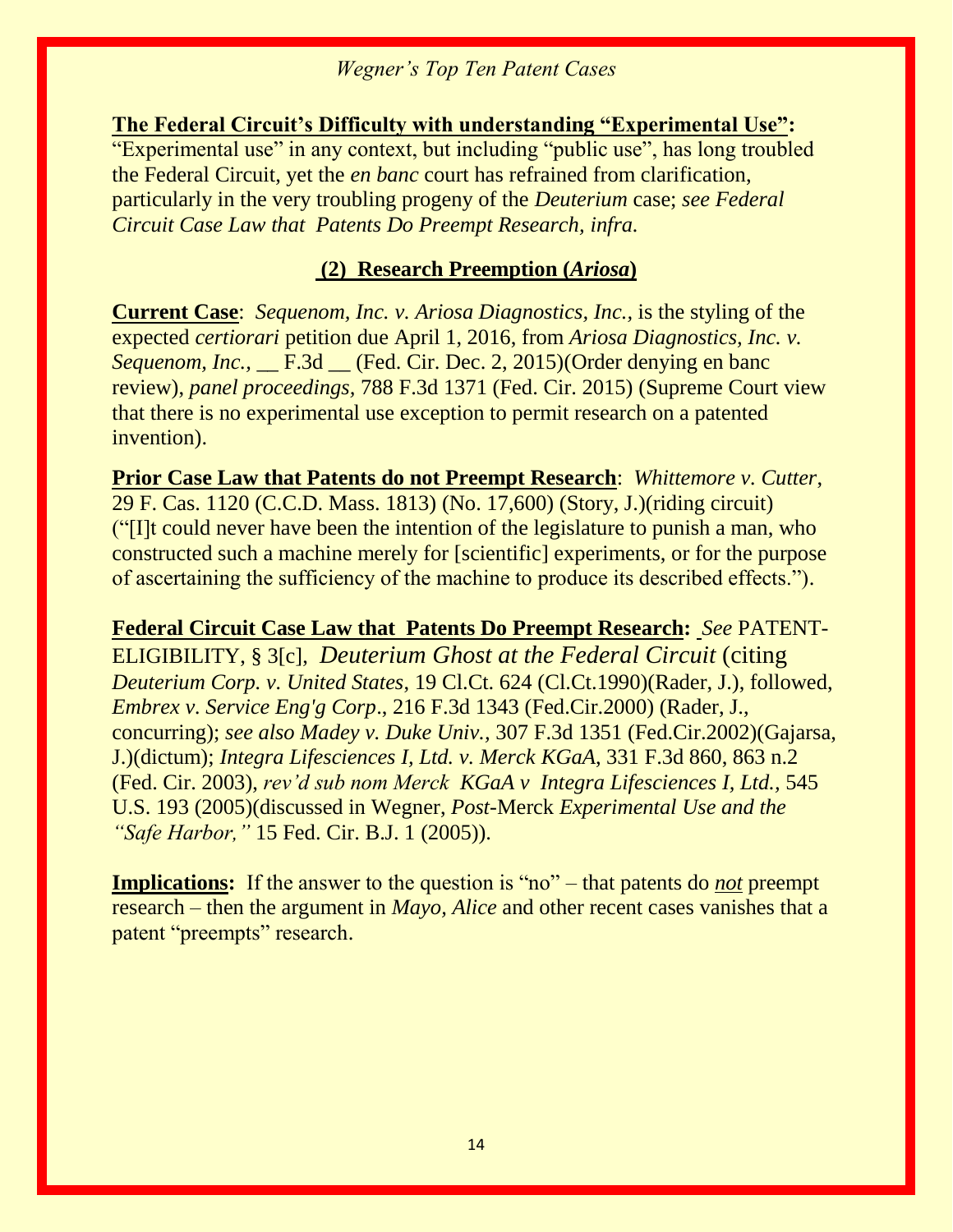**The Federal Circuit's Difficulty with understanding "Experimental Use":** "Experimental use" in any context, but including "public use", has long troubled the Federal Circuit, yet the *en banc* court has refrained from clarification, particularly in the very troubling progeny of the *Deuterium* case; *see Federal Circuit Case Law that Patents Do Preempt Research, infra.*

## (2) Research Preemption (*Ariosa*)

**Current Case**: *Sequenom, Inc. v. Ariosa Diagnostics, Inc.*, is the styling of the expected *certiorari* petition due April 1, 2016, from *Ariosa Diagnostics, Inc. v. Sequenom, Inc.*, __ F.3d __ (Fed. Cir. Dec. 2, 2015)(Order denying en banc review), *panel proceedings,* 788 F.3d 1371 (Fed. Cir. 2015) (Supreme Court view that there is no experimental use exception to permit research on a patented invention).

**Prior Case Law that Patents do not Preempt Research**: *Whittemore v. Cutter*, 29 F. Cas. 1120 (C.C.D. Mass. 1813) (No. 17,600) (Story, J.)(riding circuit) ("[I]t could never have been the intention of the legislature to punish a man, who constructed such a machine merely for [scientific] experiments, or for the purpose of ascertaining the sufficiency of the machine to produce its described effects.").

**Federal Circuit Case Law that Patents Do Preempt Research:** *See* PATENT-ELIGIBILITY, § 3[c], *Deuterium Ghost at the Federal Circuit* (citing *Deuterium Corp. v. United States*, 19 Cl.Ct. 624 (Cl.Ct.1990)(Rader, J.), followed, *Embrex v. Service Eng'g Corp*., 216 F.3d 1343 (Fed.Cir.2000) (Rader, J., concurring); *see also Madey v. Duke Univ.*, 307 F.3d 1351 (Fed.Cir.2002)(Gajarsa, J.)(dictum); *Integra Lifesciences I, Ltd. v. Merck KGaA*, 331 F.3d 860, 863 n.2 (Fed. Cir. 2003), *rev'd sub nom Merck KGaA v Integra Lifesciences I, Ltd.*, 545 U.S. 193 (2005)(discussed in Wegner, *Post-*Merck *Experimental Use and the "Safe Harbor,"* 15 Fed. Cir. B.J. 1 (2005)).

**Implications:** If the answer to the question is "no" – that patents do ***not*** preempt research – then the argument in *Mayo, Alice* and other recent cases vanishes that a patent "preempts" research.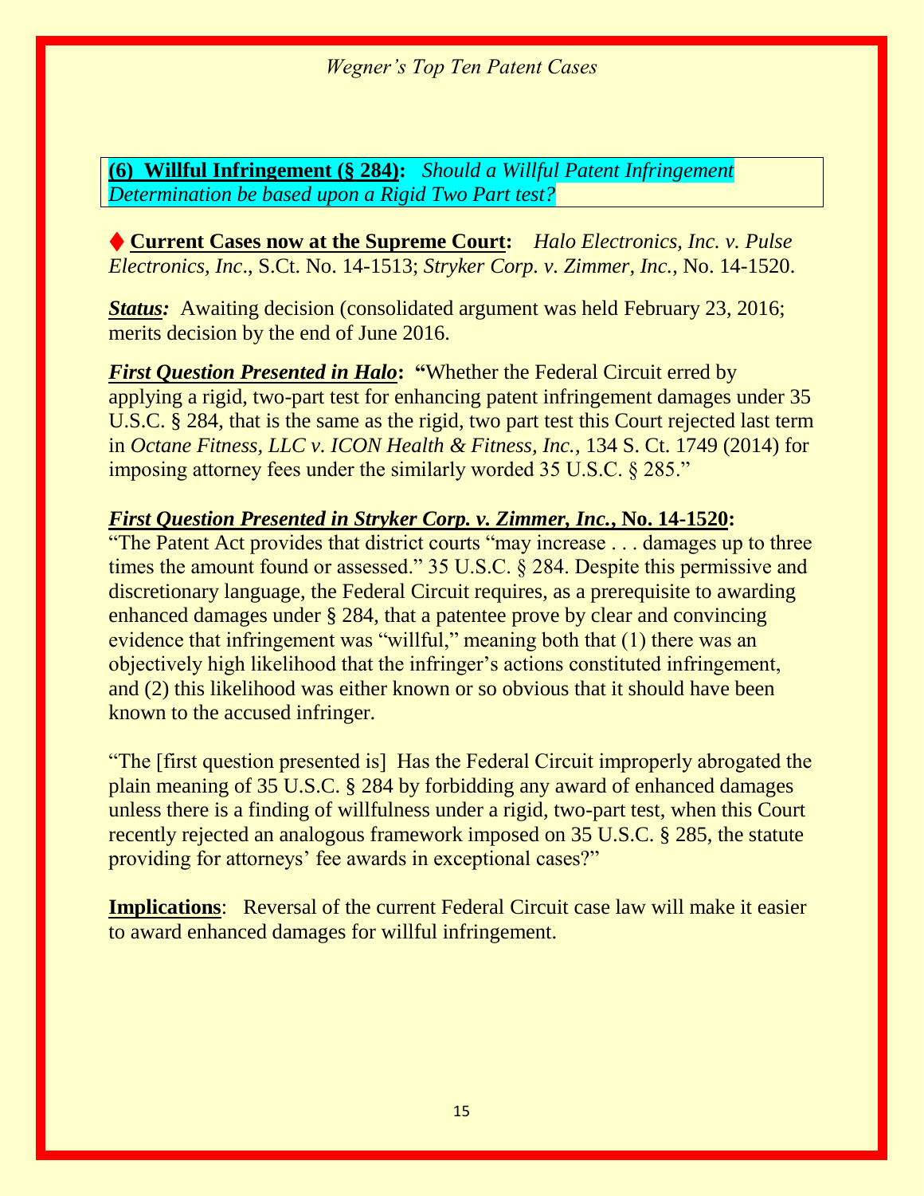**(6) Willful Infringement (§ 284):** *Should a Willful Patent Infringement Determination be based upon a Rigid Two Part test?*

♦ **Current Cases now at the Supreme Court:** *Halo Electronics, Inc. v. Pulse Electronics, Inc*., S.Ct. No. 14-1513; *Stryker Corp. v. Zimmer, Inc.*, No. 14-1520.

***Status:*** Awaiting decision (consolidated argument was held February 23, 2016; merits decision by the end of June 2016.

***First Question Presented in Halo*: "**Whether the Federal Circuit erred by applying a rigid, two-part test for enhancing patent infringement damages under 35 U.S.C. § 284, that is the same as the rigid, two part test this Court rejected last term in *Octane Fitness, LLC v. ICON Health & Fitness, Inc.*, 134 S. Ct. 1749 (2014) for imposing attorney fees under the similarly worded 35 U.S.C. § 285."

***First Question Presented in Stryker Corp. v. Zimmer, Inc.*, No. 14-1520:**
"The Patent Act provides that district courts "may increase . . . damages up to three times the amount found or assessed." 35 U.S.C. § 284. Despite this permissive and discretionary language, the Federal Circuit requires, as a prerequisite to awarding enhanced damages under § 284, that a patentee prove by clear and convincing evidence that infringement was "willful," meaning both that (1) there was an objectively high likelihood that the infringer's actions constituted infringement, and (2) this likelihood was either known or so obvious that it should have been known to the accused infringer.

"The [first question presented is] Has the Federal Circuit improperly abrogated the plain meaning of 35 U.S.C. § 284 by forbidding any award of enhanced damages unless there is a finding of willfulness under a rigid, two-part test, when this Court recently rejected an analogous framework imposed on 35 U.S.C. § 285, the statute providing for attorneys' fee awards in exceptional cases?"

**Implications**: Reversal of the current Federal Circuit case law will make it easier to award enhanced damages for willful infringement.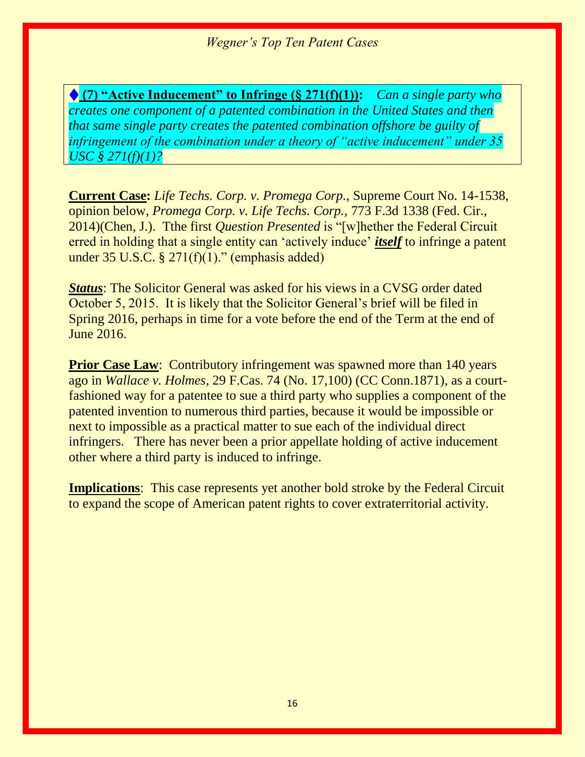♦ **(7) “Active Inducement” to Infringe (§ 271(f)(1)):** *Can a single party who creates one component of a patented combination in the United States and then that same single party creates the patented combination offshore be guilty of infringement of the combination under a theory of “active inducement” under 35 USC § 271(f)(1)?*

**Current Case:** *Life Techs. Corp. v. Promega Corp.,* Supreme Court No. 14-1538, opinion below, *Promega Corp. v. Life Techs. Corp.,* 773 F.3d 1338 (Fed. Cir., 2014)(Chen, J.). Tthe first *Question Presented* is “[w]hether the Federal Circuit erred in holding that a single entity can ‘actively induce’ ***itself*** to infringe a patent under 35 U.S.C. § 271(f)(1).” (emphasis added)

***Status***: The Solicitor General was asked for his views in a CVSG order dated October 5, 2015. It is likely that the Solicitor General’s brief will be filed in Spring 2016, perhaps in time for a vote before the end of the Term at the end of June 2016.

**Prior Case Law**: Contributory infringement was spawned more than 140 years ago in *Wallace v. Holmes*, 29 F.Cas. 74 (No. 17,100) (CC Conn.1871), as a court-fashioned way for a patentee to sue a third party who supplies a component of the patented invention to numerous third parties, because it would be impossible or next to impossible as a practical matter to sue each of the individual direct infringers. There has never been a prior appellate holding of active inducement other where a third party is induced to infringe.

**Implications**: This case represents yet another bold stroke by the Federal Circuit to expand the scope of American patent rights to cover extraterritorial activity.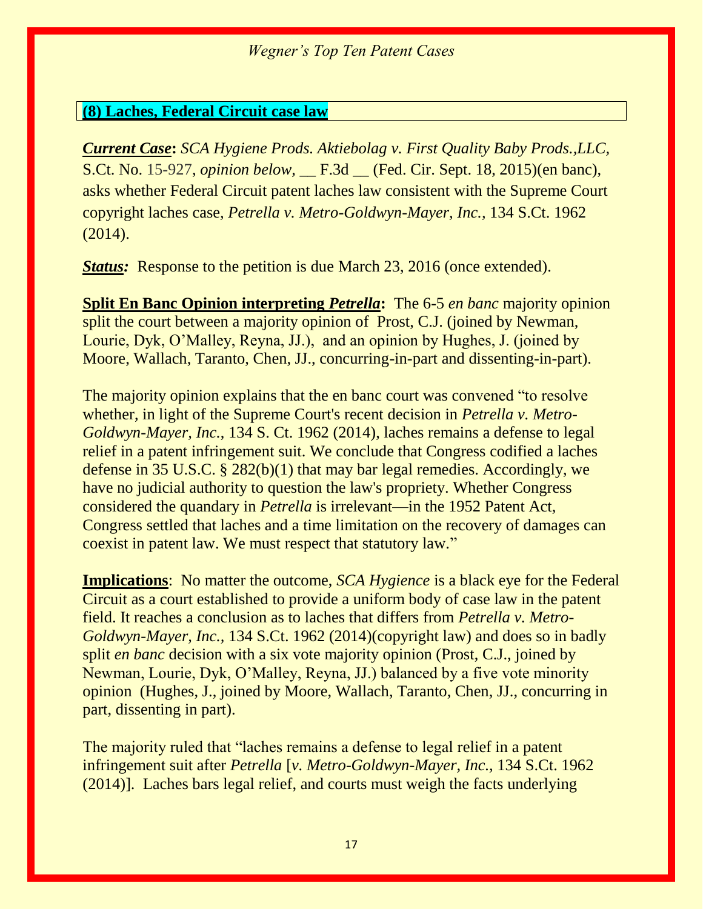## (8) Laches, Federal Circuit case law

***Current Case*:** *SCA Hygiene Prods. Aktiebolag v. First Quality Baby Prods.,LLC,* S.Ct. No. 15-927, *opinion below*, __ F.3d __ (Fed. Cir. Sept. 18, 2015)(en banc), asks whether Federal Circuit patent laches law consistent with the Supreme Court copyright laches case, *Petrella v. Metro-Goldwyn-Mayer, Inc.,* 134 S.Ct. 1962 (2014).

***Status:*** Response to the petition is due March 23, 2016 (once extended).

**Split En Banc Opinion interpreting *Petrella*:** The 6-5 *en banc* majority opinion split the court between a majority opinion of Prost, C.J. (joined by Newman, Lourie, Dyk, O'Malley, Reyna, JJ.), and an opinion by Hughes, J. (joined by Moore, Wallach, Taranto, Chen, JJ., concurring-in-part and dissenting-in-part).

The majority opinion explains that the en banc court was convened "to resolve whether, in light of the Supreme Court's recent decision in *Petrella v. Metro-Goldwyn-Mayer, Inc.*, 134 S. Ct. 1962 (2014), laches remains a defense to legal relief in a patent infringement suit. We conclude that Congress codified a laches defense in 35 U.S.C. § 282(b)(1) that may bar legal remedies. Accordingly, we have no judicial authority to question the law's propriety. Whether Congress considered the quandary in *Petrella* is irrelevant—in the 1952 Patent Act, Congress settled that laches and a time limitation on the recovery of damages can coexist in patent law. We must respect that statutory law."

**Implications**: No matter the outcome, *SCA Hygience* is a black eye for the Federal Circuit as a court established to provide a uniform body of case law in the patent field. It reaches a conclusion as to laches that differs from *Petrella v. Metro-Goldwyn-Mayer, Inc.,* 134 S.Ct. 1962 (2014)(copyright law) and does so in badly split *en banc* decision with a six vote majority opinion (Prost, C.J., joined by Newman, Lourie, Dyk, O'Malley, Reyna, JJ.) balanced by a five vote minority opinion (Hughes, J., joined by Moore, Wallach, Taranto, Chen, JJ., concurring in part, dissenting in part).

The majority ruled that "laches remains a defense to legal relief in a patent infringement suit after *Petrella* [*v. Metro-Goldwyn-Mayer, Inc.*, 134 S.Ct. 1962 (2014)]. Laches bars legal relief, and courts must weigh the facts underlying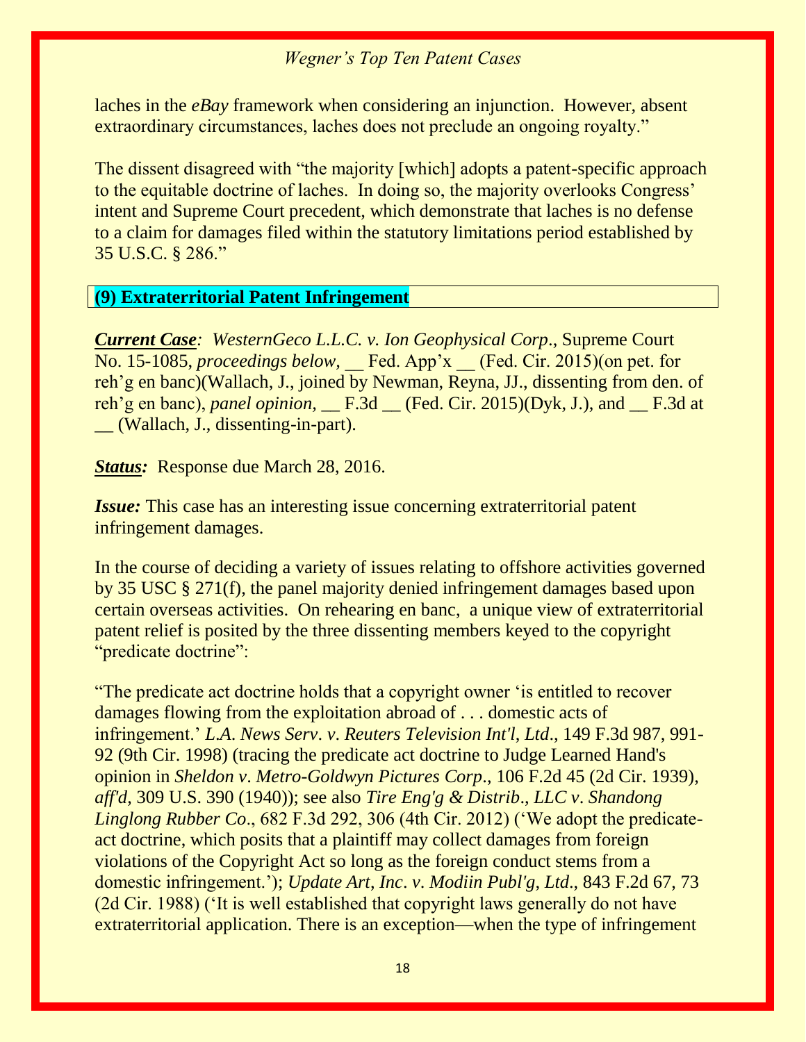laches in the *eBay* framework when considering an injunction. However, absent extraordinary circumstances, laches does not preclude an ongoing royalty."

The dissent disagreed with "the majority [which] adopts a patent-specific approach to the equitable doctrine of laches. In doing so, the majority overlooks Congress' intent and Supreme Court precedent, which demonstrate that laches is no defense to a claim for damages filed within the statutory limitations period established by 35 U.S.C. § 286."

## (9) Extraterritorial Patent Infringement

***Current Case****: WesternGeco L.L.C. v. Ion Geophysical Corp*., Supreme Court No. 15-1085, *proceedings below,* __ Fed. App'x __ (Fed. Cir. 2015)(on pet. for reh'g en banc)(Wallach, J., joined by Newman, Reyna, JJ., dissenting from den. of reh'g en banc), *panel opinion,* __ F.3d __ (Fed. Cir. 2015)(Dyk, J.), and __ F.3d at __ (Wallach, J., dissenting-in-part).

***Status:*** Response due March 28, 2016.

***Issue:*** This case has an interesting issue concerning extraterritorial patent infringement damages.

In the course of deciding a variety of issues relating to offshore activities governed by 35 USC § 271(f), the panel majority denied infringement damages based upon certain overseas activities. On rehearing en banc, a unique view of extraterritorial patent relief is posited by the three dissenting members keyed to the copyright "predicate doctrine":

"The predicate act doctrine holds that a copyright owner 'is entitled to recover damages flowing from the exploitation abroad of . . . domestic acts of infringement.' *L.A. News Serv. v. Reuters Television Int'l, Ltd*., 149 F.3d 987, 991-92 (9th Cir. 1998) (tracing the predicate act doctrine to Judge Learned Hand's opinion in *Sheldon v. Metro-Goldwyn Pictures Corp*., 106 F.2d 45 (2d Cir. 1939), *aff'd*, 309 U.S. 390 (1940)); see also *Tire Eng'g & Distrib*., *LLC v. Shandong Linglong Rubber Co*., 682 F.3d 292, 306 (4th Cir. 2012) ('We adopt the predicate-act doctrine, which posits that a plaintiff may collect damages from foreign violations of the Copyright Act so long as the foreign conduct stems from a domestic infringement.'); *Update Art, Inc. v. Modiin Publ'g, Ltd*., 843 F.2d 67, 73 (2d Cir. 1988) ('It is well established that copyright laws generally do not have extraterritorial application. There is an exception—when the type of infringement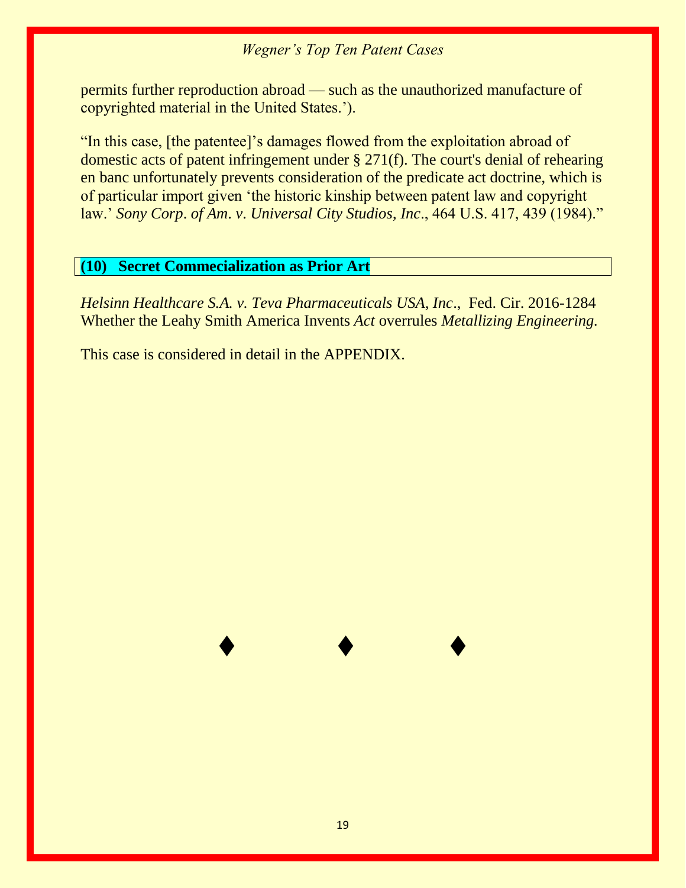permits further reproduction abroad — such as the unauthorized manufacture of copyrighted material in the United States.').

"In this case, [the patentee]'s damages flowed from the exploitation abroad of domestic acts of patent infringement under § 271(f). The court's denial of rehearing en banc unfortunately prevents consideration of the predicate act doctrine, which is of particular import given 'the historic kinship between patent law and copyright law.' *Sony Corp. of Am. v. Universal City Studios, Inc*., 464 U.S. 417, 439 (1984)."

## (10) Secret Commecialization as Prior Art

*Helsinn Healthcare S.A. v. Teva Pharmaceuticals USA, Inc*., Fed. Cir. 2016-1284
Whether the Leahy Smith America Invents *Act* overrules *Metallizing Engineering.*

This case is considered in detail in the APPENDIX.

♦ ♦ ♦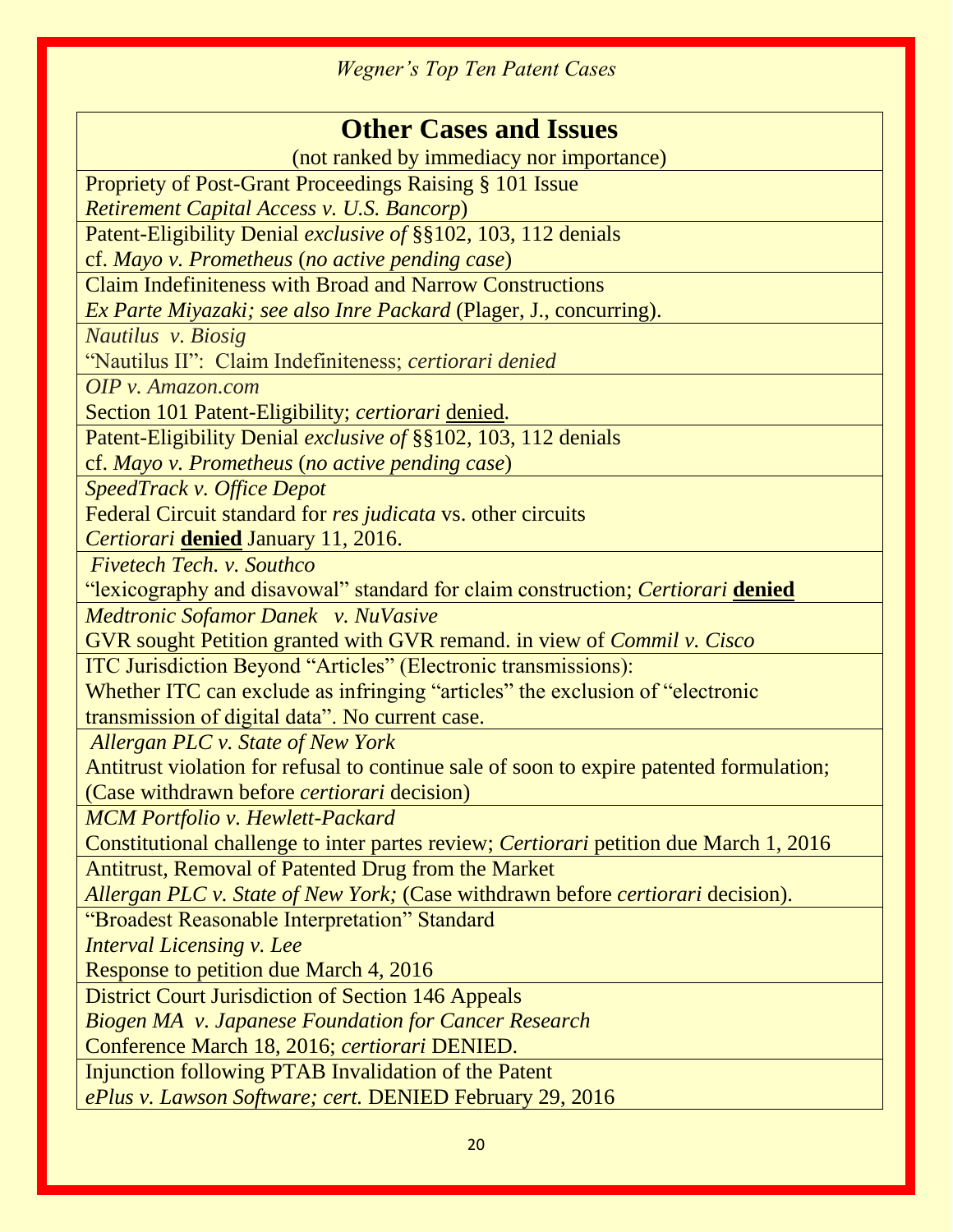| **Other Cases and Issues**<br>(not ranked by immediacy nor importance) |
|---|
| Propriety of Post-Grant Proceedings Raising § 101 Issue<br>*Retirement Capital Access v. U.S. Bancorp*) |
| Patent-Eligibility Denial *exclusive of* §§102, 103, 112 denials<br>cf. *Mayo v. Prometheus* (*no active pending case*) |
| Claim Indefiniteness with Broad and Narrow Constructions<br>*Ex Parte Miyazaki; see also Inre Packard* (Plager, J., concurring). |
| *Nautilus v. Biosig*<br>"Nautilus II": Claim Indefiniteness; *certiorari denied* |
| *OIP v. Amazon.com*<br>Section 101 Patent-Eligibility; *certiorari* denied. |
| Patent-Eligibility Denial *exclusive of* §§102, 103, 112 denials<br>cf. *Mayo v. Prometheus* (*no active pending case*) |
| *SpeedTrack v. Office Depot*<br>Federal Circuit standard for *res judicata* vs. other circuits<br>*Certiorari* **denied** January 11, 2016. |
| *Fivetech Tech. v. Southco*<br>"lexicography and disavowal" standard for claim construction; *Certiorari* **denied** |
| *Medtronic Sofamor Danek v. NuVasive*<br>GVR sought Petition granted with GVR remand. in view of *Commil v. Cisco* |
| ITC Jurisdiction Beyond "Articles" (Electronic transmissions):<br>Whether ITC can exclude as infringing "articles" the exclusion of "electronic transmission of digital data". No current case. |
| *Allergan PLC v. State of New York*<br>Antitrust violation for refusal to continue sale of soon to expire patented formulation; (Case withdrawn before *certiorari* decision) |
| *MCM Portfolio v. Hewlett-Packard*<br>Constitutional challenge to inter partes review; *Certiorari* petition due March 1, 2016 |
| Antitrust, Removal of Patented Drug from the Market<br>*Allergan PLC v. State of New York;* (Case withdrawn before *certiorari* decision). |
| "Broadest Reasonable Interpretation" Standard<br>*Interval Licensing v. Lee*<br>Response to petition due March 4, 2016 |
| District Court Jurisdiction of Section 146 Appeals<br>*Biogen MA v. Japanese Foundation for Cancer Research*<br>Conference March 18, 2016; *certiorari* DENIED. |
| Injunction following PTAB Invalidation of the Patent<br>*ePlus v. Lawson Software; cert.* DENIED February 29, 2016 |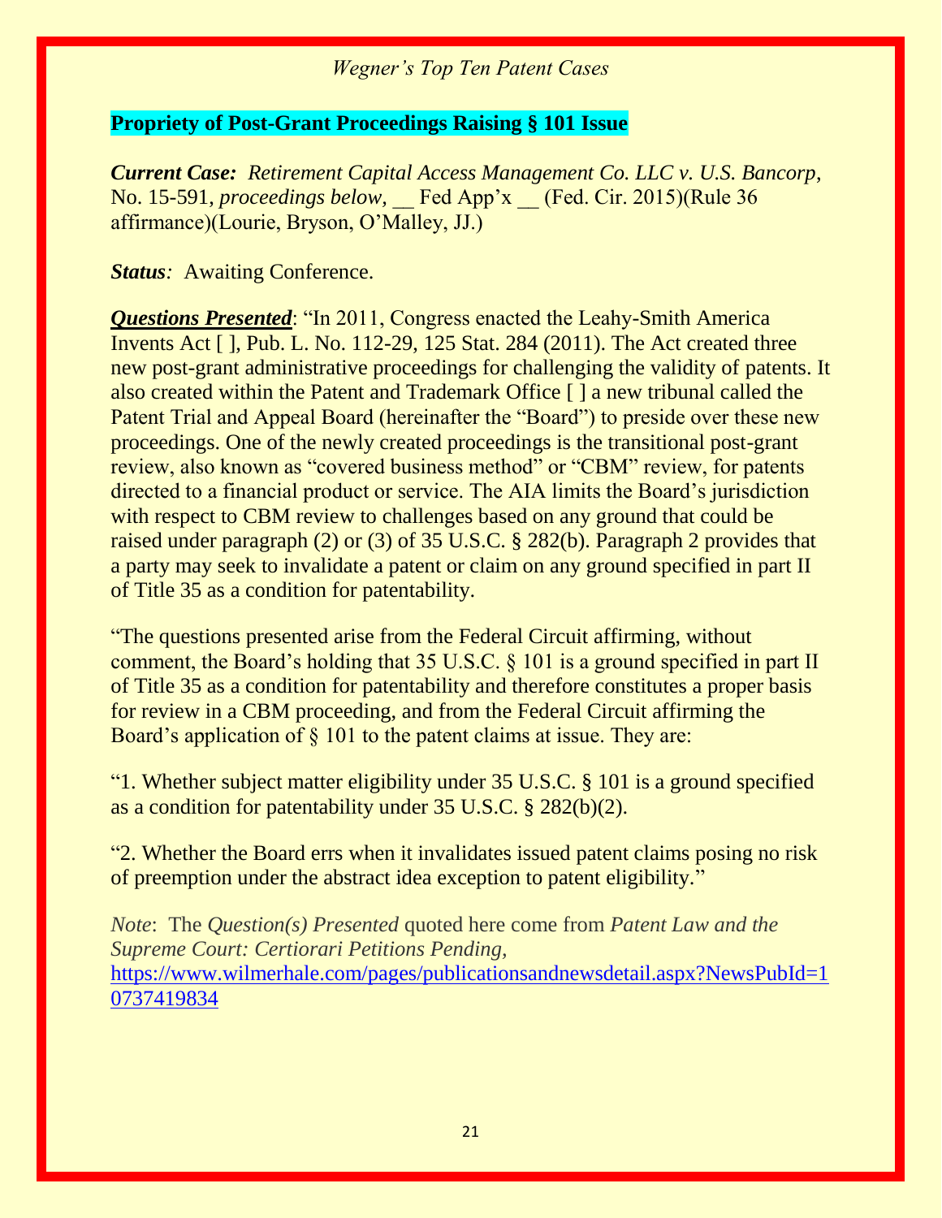**Propriety of Post-Grant Proceedings Raising § 101 Issue**

***Current Case:*** *Retirement Capital Access Management Co. LLC v. U.S. Bancorp*, No. 15-591, *proceedings below*, __ Fed App'x __ (Fed. Cir. 2015)(Rule 36 affirmance)(Lourie, Bryson, O'Malley, JJ.)

***Status****:* Awaiting Conference.

***Questions Presented***: "In 2011, Congress enacted the Leahy-Smith America Invents Act [ ], Pub. L. No. 112-29, 125 Stat. 284 (2011). The Act created three new post-grant administrative proceedings for challenging the validity of patents. It also created within the Patent and Trademark Office [ ] a new tribunal called the Patent Trial and Appeal Board (hereinafter the "Board") to preside over these new proceedings. One of the newly created proceedings is the transitional post-grant review, also known as "covered business method" or "CBM" review, for patents directed to a financial product or service. The AIA limits the Board's jurisdiction with respect to CBM review to challenges based on any ground that could be raised under paragraph (2) or (3) of 35 U.S.C. § 282(b). Paragraph 2 provides that a party may seek to invalidate a patent or claim on any ground specified in part II of Title 35 as a condition for patentability.

"The questions presented arise from the Federal Circuit affirming, without comment, the Board's holding that 35 U.S.C. § 101 is a ground specified in part II of Title 35 as a condition for patentability and therefore constitutes a proper basis for review in a CBM proceeding, and from the Federal Circuit affirming the Board's application of § 101 to the patent claims at issue. They are:

"1. Whether subject matter eligibility under 35 U.S.C. § 101 is a ground specified as a condition for patentability under 35 U.S.C. § 282(b)(2).

"2. Whether the Board errs when it invalidates issued patent claims posing no risk of preemption under the abstract idea exception to patent eligibility."

*Note*: The *Question(s) Presented* quoted here come from *Patent Law and the Supreme Court: Certiorari Petitions Pending,* https://www.wilmerhale.com/pages/publicationsandnewsdetail.aspx?NewsPubId=10737419834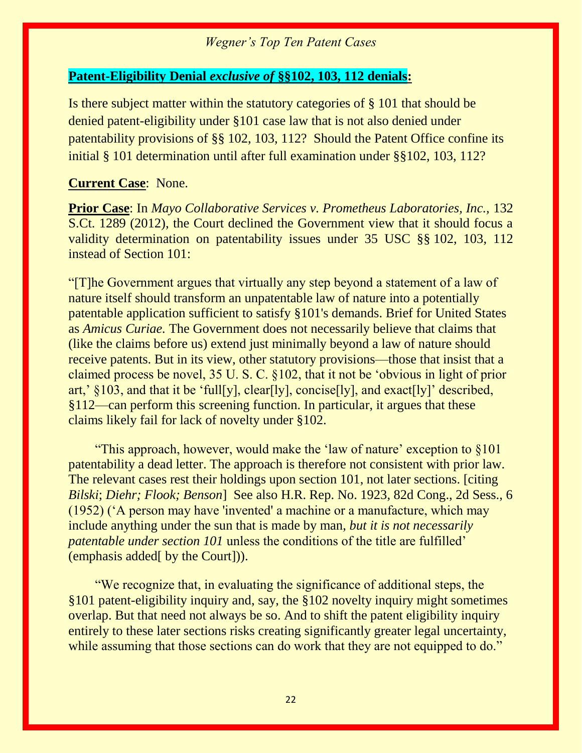**Patent-Eligibility Denial *exclusive of* §§102, 103, 112 denials:**

Is there subject matter within the statutory categories of § 101 that should be denied patent-eligibility under §101 case law that is not also denied under patentability provisions of §§ 102, 103, 112? Should the Patent Office confine its initial § 101 determination until after full examination under §§102, 103, 112?

**Current Case**: None.

**Prior Case**: In *Mayo Collaborative Services v. Prometheus Laboratories, Inc.*, 132 S.Ct. 1289 (2012), the Court declined the Government view that it should focus a validity determination on patentability issues under 35 USC §§ 102, 103, 112 instead of Section 101:

"[T]he Government argues that virtually any step beyond a statement of a law of nature itself should transform an unpatentable law of nature into a potentially patentable application sufficient to satisfy §101's demands. Brief for United States as *Amicus Curiae*. The Government does not necessarily believe that claims that (like the claims before us) extend just minimally beyond a law of nature should receive patents. But in its view, other statutory provisions—those that insist that a claimed process be novel, 35 U. S. C. §102, that it not be 'obvious in light of prior art,' §103, and that it be 'full[y], clear[ly], concise[ly], and exact[ly]' described, §112—can perform this screening function. In particular, it argues that these claims likely fail for lack of novelty under §102.

"This approach, however, would make the 'law of nature' exception to §101 patentability a dead letter. The approach is therefore not consistent with prior law. The relevant cases rest their holdings upon section 101, not later sections. [citing *Bilski*; *Diehr; Flook; Benson*] See also H.R. Rep. No. 1923, 82d Cong., 2d Sess., 6 (1952) ('A person may have 'invented' a machine or a manufacture, which may include anything under the sun that is made by man, *but it is not necessarily patentable under section 101* unless the conditions of the title are fulfilled' (emphasis added[ by the Court])).

"We recognize that, in evaluating the significance of additional steps, the §101 patent-eligibility inquiry and, say, the §102 novelty inquiry might sometimes overlap. But that need not always be so. And to shift the patent eligibility inquiry entirely to these later sections risks creating significantly greater legal uncertainty, while assuming that those sections can do work that they are not equipped to do."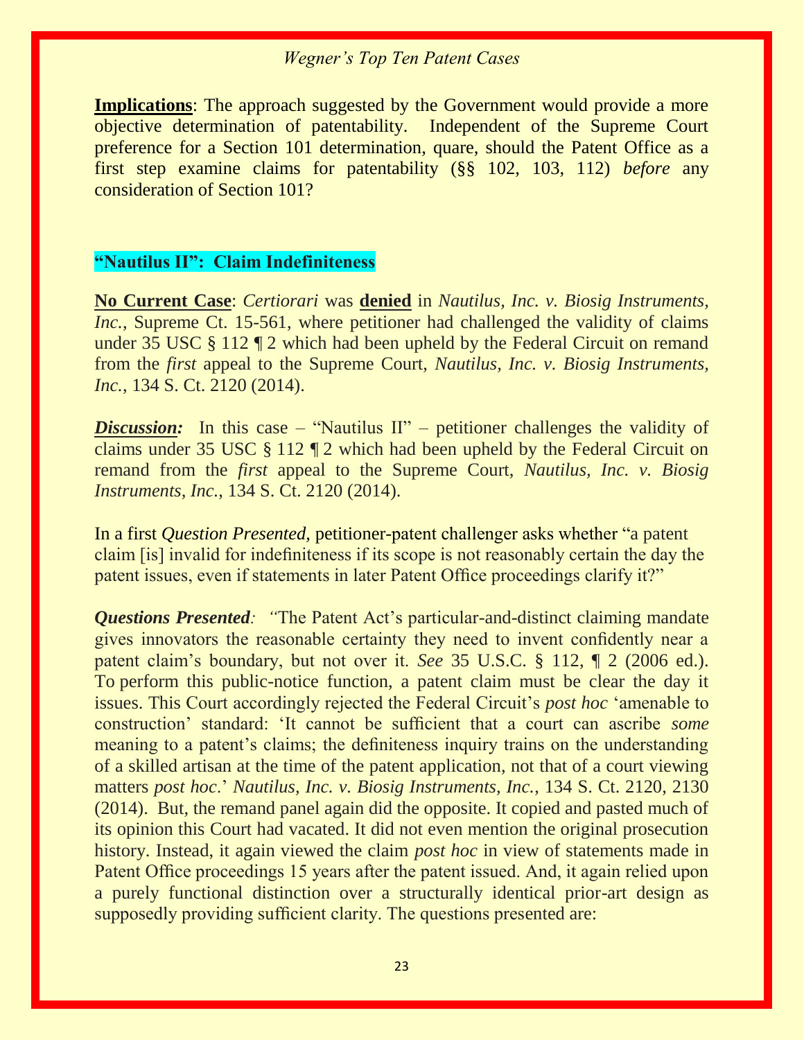**Implications**: The approach suggested by the Government would provide a more objective determination of patentability. Independent of the Supreme Court preference for a Section 101 determination, quare, should the Patent Office as a first step examine claims for patentability (§§ 102, 103, 112) *before* any consideration of Section 101?

## "Nautilus II": Claim Indefiniteness

**No Current Case**: *Certiorari* was **denied** in *Nautilus, Inc. v. Biosig Instruments, Inc.*, Supreme Ct. 15-561, where petitioner had challenged the validity of claims under 35 USC § 112 ¶ 2 which had been upheld by the Federal Circuit on remand from the *first* appeal to the Supreme Court, *Nautilus, Inc. v. Biosig Instruments, Inc.*, 134 S. Ct. 2120 (2014).

***Discussion:*** In this case – "Nautilus II" – petitioner challenges the validity of claims under 35 USC § 112 ¶ 2 which had been upheld by the Federal Circuit on remand from the *first* appeal to the Supreme Court, *Nautilus, Inc. v. Biosig Instruments, Inc.*, 134 S. Ct. 2120 (2014).

In a first *Question Presented,* petitioner-patent challenger asks whether "a patent claim [is] invalid for indefiniteness if its scope is not reasonably certain the day the patent issues, even if statements in later Patent Office proceedings clarify it?"

***Questions Presented****:* "The Patent Act's particular-and-distinct claiming mandate gives innovators the reasonable certainty they need to invent confidently near a patent claim's boundary, but not over it. *See* 35 U.S.C. § 112, ¶ 2 (2006 ed.). To perform this public-notice function, a patent claim must be clear the day it issues. This Court accordingly rejected the Federal Circuit's *post hoc* 'amenable to construction' standard: 'It cannot be sufficient that a court can ascribe *some* meaning to a patent's claims; the definiteness inquiry trains on the understanding of a skilled artisan at the time of the patent application, not that of a court viewing matters *post hoc*.' *Nautilus, Inc. v. Biosig Instruments, Inc.*, 134 S. Ct. 2120, 2130 (2014). But, the remand panel again did the opposite. It copied and pasted much of its opinion this Court had vacated. It did not even mention the original prosecution history. Instead, it again viewed the claim *post hoc* in view of statements made in Patent Office proceedings 15 years after the patent issued. And, it again relied upon a purely functional distinction over a structurally identical prior-art design as supposedly providing sufficient clarity. The questions presented are: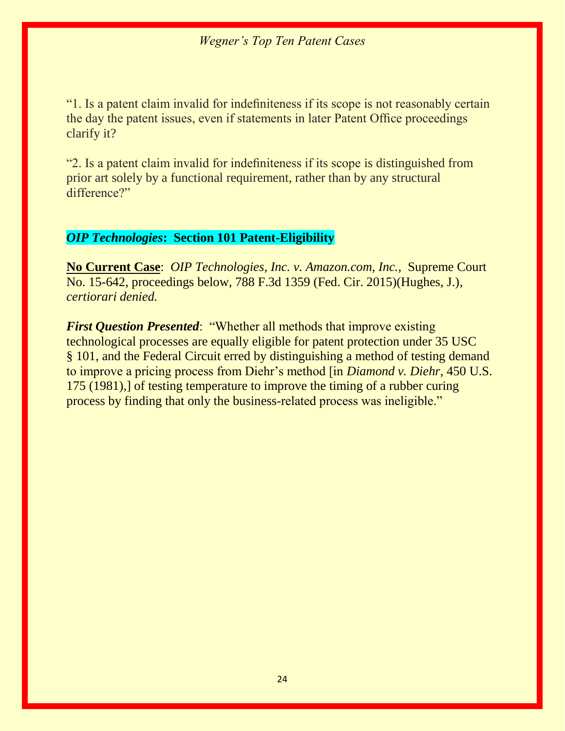"1. Is a patent claim invalid for indefiniteness if its scope is not reasonably certain the day the patent issues, even if statements in later Patent Office proceedings clarify it?

"2. Is a patent claim invalid for indefiniteness if its scope is distinguished from prior art solely by a functional requirement, rather than by any structural difference?"

### ***OIP Technologies*: Section 101 Patent-Eligibility**

**No Current Case**: *OIP Technologies, Inc. v. Amazon.com, Inc.,* Supreme Court No. 15-642, proceedings below, 788 F.3d 1359 (Fed. Cir. 2015)(Hughes, J.), *certiorari denied.*

***First Question Presented***: "Whether all methods that improve existing technological processes are equally eligible for patent protection under 35 USC § 101, and the Federal Circuit erred by distinguishing a method of testing demand to improve a pricing process from Diehr's method [in *Diamond v. Diehr*, 450 U.S. 175 (1981),] of testing temperature to improve the timing of a rubber curing process by finding that only the business-related process was ineligible."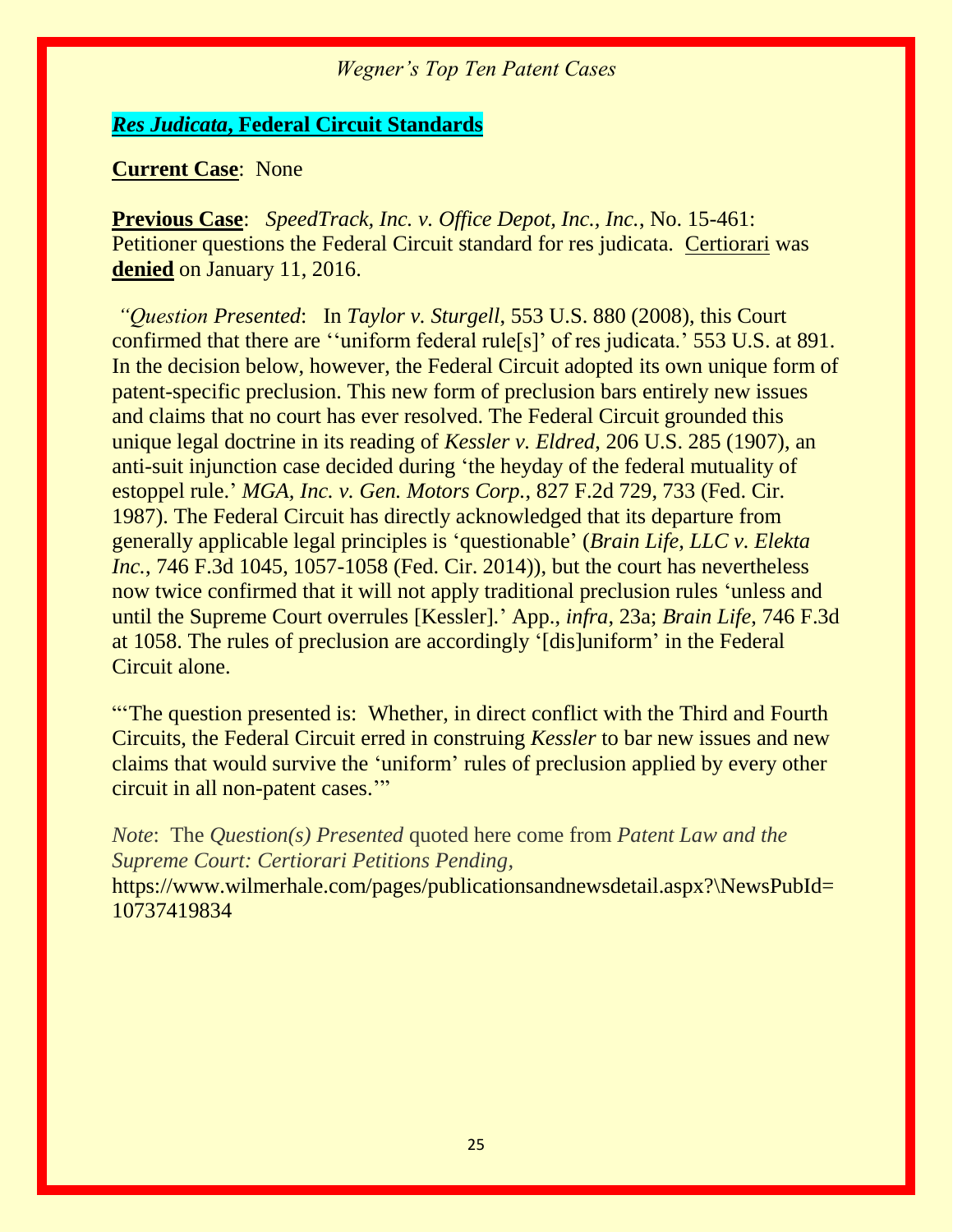## ***Res Judicata*, Federal Circuit Standards**

**Current Case**: None

**Previous Case**: *SpeedTrack, Inc. v. Office Depot, Inc., Inc.*, No. 15-461: Petitioner questions the Federal Circuit standard for res judicata. Certiorari was **denied** on January 11, 2016.

*"Question Presented*: In *Taylor v. Sturgell*, 553 U.S. 880 (2008), this Court confirmed that there are ''uniform federal rule[s]' of res judicata.' 553 U.S. at 891. In the decision below, however, the Federal Circuit adopted its own unique form of patent-specific preclusion. This new form of preclusion bars entirely new issues and claims that no court has ever resolved. The Federal Circuit grounded this unique legal doctrine in its reading of *Kessler v. Eldred*, 206 U.S. 285 (1907), an anti-suit injunction case decided during 'the heyday of the federal mutuality of estoppel rule.' *MGA, Inc. v. Gen. Motors Corp.*, 827 F.2d 729, 733 (Fed. Cir. 1987). The Federal Circuit has directly acknowledged that its departure from generally applicable legal principles is 'questionable' (*Brain Life, LLC v. Elekta Inc.*, 746 F.3d 1045, 1057-1058 (Fed. Cir. 2014)), but the court has nevertheless now twice confirmed that it will not apply traditional preclusion rules 'unless and until the Supreme Court overrules [Kessler].' App., *infra*, 23a; *Brain Life*, 746 F.3d at 1058. The rules of preclusion are accordingly '[dis]uniform' in the Federal Circuit alone.

"'The question presented is: Whether, in direct conflict with the Third and Fourth Circuits, the Federal Circuit erred in construing *Kessler* to bar new issues and new claims that would survive the 'uniform' rules of preclusion applied by every other circuit in all non-patent cases.'"

*Note*: The *Question(s) Presented* quoted here come from *Patent Law and the Supreme Court: Certiorari Petitions Pending,* https://www.wilmerhale.com/pages/publicationsandnewsdetail.aspx?\NewsPubId=10737419834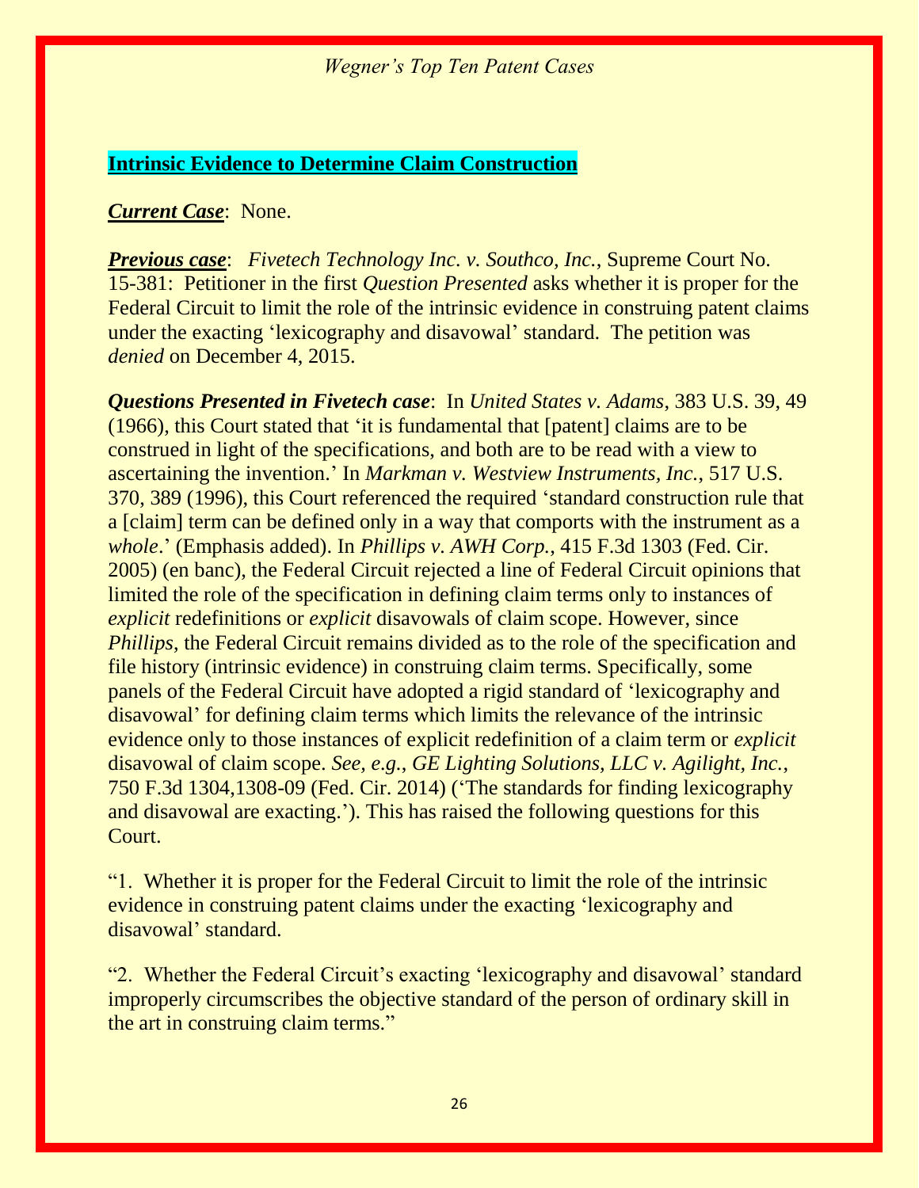## Intrinsic Evidence to Determine Claim Construction

***Current Case***: None.

***Previous case***: *Fivetech Technology Inc. v. Southco, Inc.*, Supreme Court No. 15-381: Petitioner in the first *Question Presented* asks whether it is proper for the Federal Circuit to limit the role of the intrinsic evidence in construing patent claims under the exacting 'lexicography and disavowal' standard. The petition was *denied* on December 4, 2015.

***Questions Presented in Fivetech case***: In *United States v. Adams*, 383 U.S. 39, 49 (1966), this Court stated that 'it is fundamental that [patent] claims are to be construed in light of the specifications, and both are to be read with a view to ascertaining the invention.' In *Markman v. Westview Instruments, Inc.*, 517 U.S. 370, 389 (1996), this Court referenced the required 'standard construction rule that a [claim] term can be defined only in a way that comports with the instrument as a *whole*.' (Emphasis added). In *Phillips v. AWH Corp.*, 415 F.3d 1303 (Fed. Cir. 2005) (en banc), the Federal Circuit rejected a line of Federal Circuit opinions that limited the role of the specification in defining claim terms only to instances of *explicit* redefinitions or *explicit* disavowals of claim scope. However, since *Phillips*, the Federal Circuit remains divided as to the role of the specification and file history (intrinsic evidence) in construing claim terms. Specifically, some panels of the Federal Circuit have adopted a rigid standard of 'lexicography and disavowal' for defining claim terms which limits the relevance of the intrinsic evidence only to those instances of explicit redefinition of a claim term or *explicit* disavowal of claim scope. *See, e.g., GE Lighting Solutions, LLC v. Agilight, Inc.*, 750 F.3d 1304,1308-09 (Fed. Cir. 2014) ('The standards for finding lexicography and disavowal are exacting.'). This has raised the following questions for this Court.

"1. Whether it is proper for the Federal Circuit to limit the role of the intrinsic evidence in construing patent claims under the exacting 'lexicography and disavowal' standard.

"2. Whether the Federal Circuit's exacting 'lexicography and disavowal' standard improperly circumscribes the objective standard of the person of ordinary skill in the art in construing claim terms."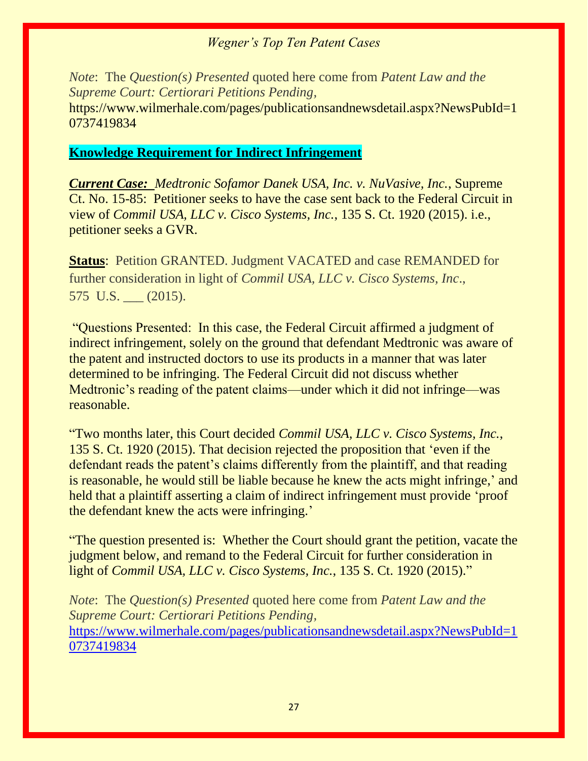*Note*: The *Question(s) Presented* quoted here come from *Patent Law and the Supreme Court: Certiorari Petitions Pending,* https://www.wilmerhale.com/pages/publicationsandnewsdetail.aspx?NewsPubId=10737419834

## Knowledge Requirement for Indirect Infringement

***Current Case:*** *Medtronic Sofamor Danek USA, Inc. v. NuVasive, Inc.*, Supreme Ct. No. 15-85: Petitioner seeks to have the case sent back to the Federal Circuit in view of *Commil USA, LLC v. Cisco Systems, Inc.*, 135 S. Ct. 1920 (2015). i.e., petitioner seeks a GVR.

**Status**: Petition GRANTED. Judgment VACATED and case REMANDED for further consideration in light of *Commil USA, LLC v. Cisco Systems, Inc*., 575 U.S. ___ (2015).

"Questions Presented: In this case, the Federal Circuit affirmed a judgment of indirect infringement, solely on the ground that defendant Medtronic was aware of the patent and instructed doctors to use its products in a manner that was later determined to be infringing. The Federal Circuit did not discuss whether Medtronic's reading of the patent claims—under which it did not infringe—was reasonable.

"Two months later, this Court decided *Commil USA, LLC v. Cisco Systems, Inc.*, 135 S. Ct. 1920 (2015). That decision rejected the proposition that 'even if the defendant reads the patent's claims differently from the plaintiff, and that reading is reasonable, he would still be liable because he knew the acts might infringe,' and held that a plaintiff asserting a claim of indirect infringement must provide 'proof the defendant knew the acts were infringing.'

"The question presented is: Whether the Court should grant the petition, vacate the judgment below, and remand to the Federal Circuit for further consideration in light of *Commil USA, LLC v. Cisco Systems, Inc.*, 135 S. Ct. 1920 (2015)."

*Note*: The *Question(s) Presented* quoted here come from *Patent Law and the Supreme Court: Certiorari Petitions Pending,* https://www.wilmerhale.com/pages/publicationsandnewsdetail.aspx?NewsPubId=10737419834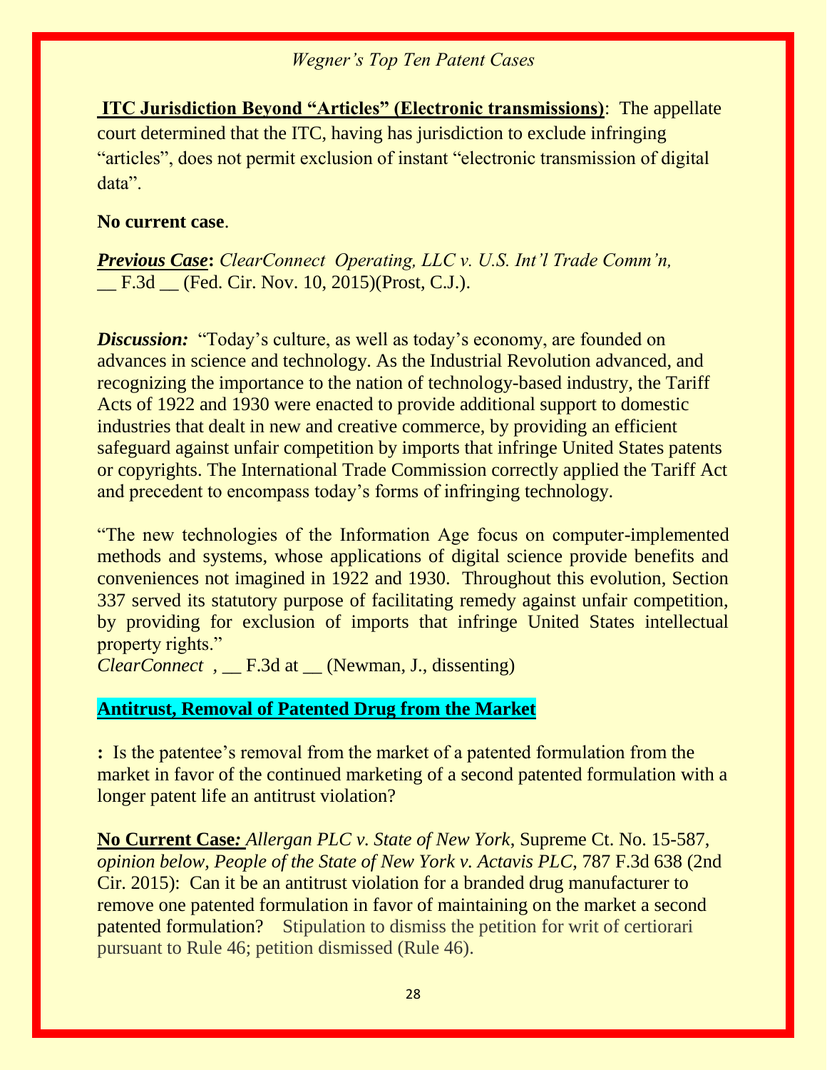**ITC Jurisdiction Beyond "Articles" (Electronic transmissions)**: The appellate court determined that the ITC, having has jurisdiction to exclude infringing "articles", does not permit exclusion of instant "electronic transmission of digital data".

**No current case**.

***Previous Case*****:** *ClearConnect Operating, LLC v. U.S. Int'l Trade Comm'n,* __ F.3d __ (Fed. Cir. Nov. 10, 2015)(Prost, C.J.).

***Discussion:*** "Today's culture, as well as today's economy, are founded on advances in science and technology. As the Industrial Revolution advanced, and recognizing the importance to the nation of technology-based industry, the Tariff Acts of 1922 and 1930 were enacted to provide additional support to domestic industries that dealt in new and creative commerce, by providing an efficient safeguard against unfair competition by imports that infringe United States patents or copyrights. The International Trade Commission correctly applied the Tariff Act and precedent to encompass today's forms of infringing technology.

"The new technologies of the Information Age focus on computer-implemented methods and systems, whose applications of digital science provide benefits and conveniences not imagined in 1922 and 1930. Throughout this evolution, Section 337 served its statutory purpose of facilitating remedy against unfair competition, by providing for exclusion of imports that infringe United States intellectual property rights."
*ClearConnect* , __ F.3d at __ (Newman, J., dissenting)

**Antitrust, Removal of Patented Drug from the Market**

**:** Is the patentee's removal from the market of a patented formulation from the market in favor of the continued marketing of a second patented formulation with a longer patent life an antitrust violation?

**No Current Case*:*** *Allergan PLC v. State of New York*, Supreme Ct. No. 15-587, *opinion below, People of the State of New York v. Actavis PLC,* 787 F.3d 638 (2nd Cir. 2015): Can it be an antitrust violation for a branded drug manufacturer to remove one patented formulation in favor of maintaining on the market a second patented formulation? Stipulation to dismiss the petition for writ of certiorari pursuant to Rule 46; petition dismissed (Rule 46).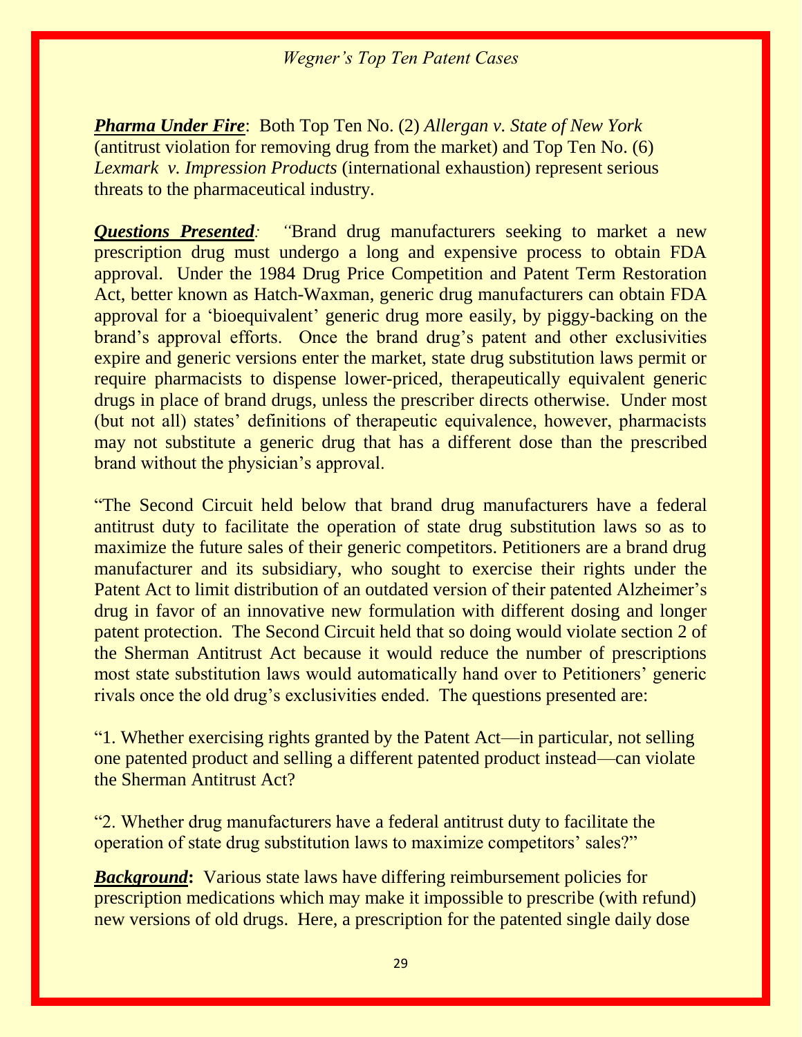***Pharma Under Fire***: Both Top Ten No. (2) *Allergan v. State of New York* (antitrust violation for removing drug from the market) and Top Ten No. (6) *Lexmark v. Impression Products* (international exhaustion) represent serious threats to the pharmaceutical industry.

***Questions Presented***: "Brand drug manufacturers seeking to market a new prescription drug must undergo a long and expensive process to obtain FDA approval. Under the 1984 Drug Price Competition and Patent Term Restoration Act, better known as Hatch-Waxman, generic drug manufacturers can obtain FDA approval for a 'bioequivalent' generic drug more easily, by piggy-backing on the brand's approval efforts. Once the brand drug's patent and other exclusivities expire and generic versions enter the market, state drug substitution laws permit or require pharmacists to dispense lower-priced, therapeutically equivalent generic drugs in place of brand drugs, unless the prescriber directs otherwise. Under most (but not all) states' definitions of therapeutic equivalence, however, pharmacists may not substitute a generic drug that has a different dose than the prescribed brand without the physician's approval.

"The Second Circuit held below that brand drug manufacturers have a federal antitrust duty to facilitate the operation of state drug substitution laws so as to maximize the future sales of their generic competitors. Petitioners are a brand drug manufacturer and its subsidiary, who sought to exercise their rights under the Patent Act to limit distribution of an outdated version of their patented Alzheimer's drug in favor of an innovative new formulation with different dosing and longer patent protection. The Second Circuit held that so doing would violate section 2 of the Sherman Antitrust Act because it would reduce the number of prescriptions most state substitution laws would automatically hand over to Petitioners' generic rivals once the old drug's exclusivities ended. The questions presented are:

"1. Whether exercising rights granted by the Patent Act—in particular, not selling one patented product and selling a different patented product instead—can violate the Sherman Antitrust Act?

"2. Whether drug manufacturers have a federal antitrust duty to facilitate the operation of state drug substitution laws to maximize competitors' sales?"

***Background***: Various state laws have differing reimbursement policies for prescription medications which may make it impossible to prescribe (with refund) new versions of old drugs. Here, a prescription for the patented single daily dose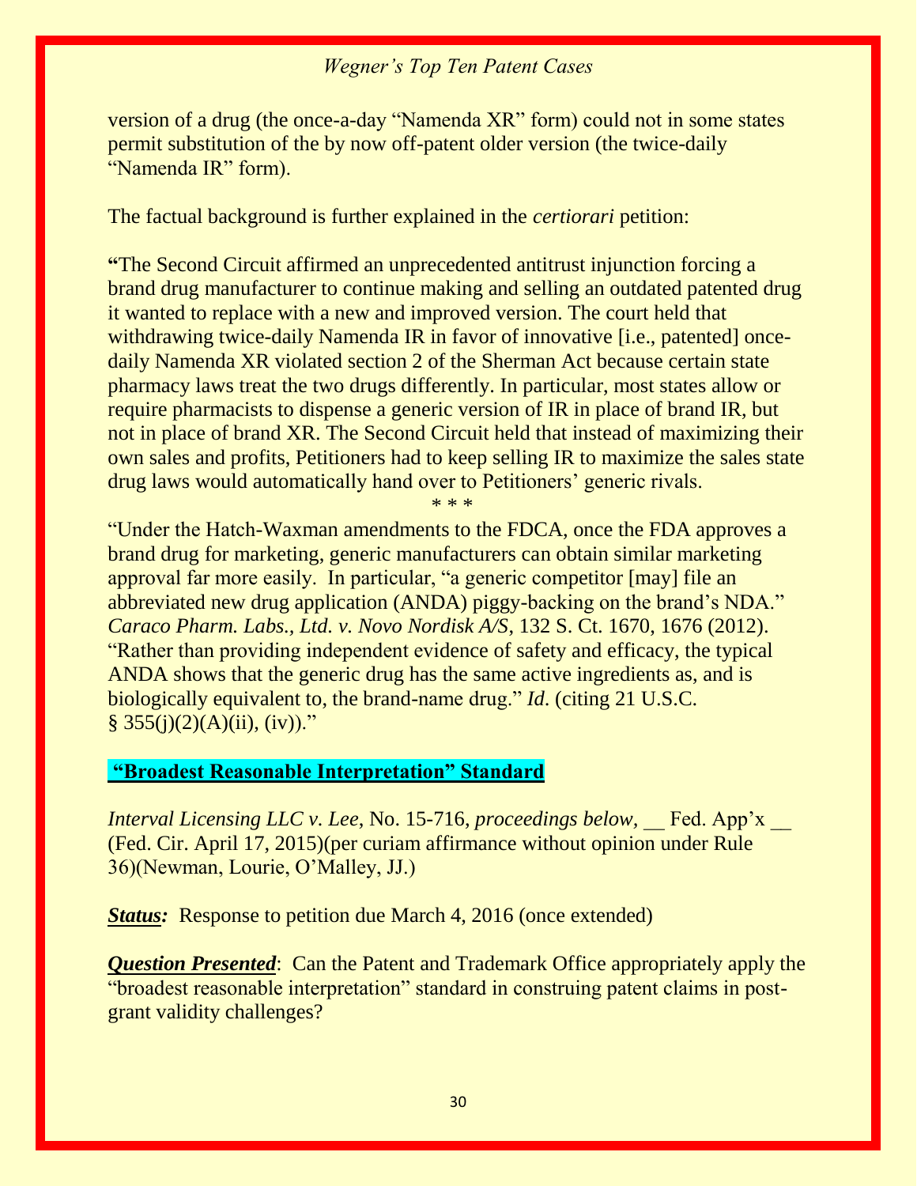version of a drug (the once-a-day "Namenda XR" form) could not in some states permit substitution of the by now off-patent older version (the twice-daily "Namenda IR" form).

The factual background is further explained in the *certiorari* petition:

**"**The Second Circuit affirmed an unprecedented antitrust injunction forcing a brand drug manufacturer to continue making and selling an outdated patented drug it wanted to replace with a new and improved version. The court held that withdrawing twice-daily Namenda IR in favor of innovative [i.e., patented] once-daily Namenda XR violated section 2 of the Sherman Act because certain state pharmacy laws treat the two drugs differently. In particular, most states allow or require pharmacists to dispense a generic version of IR in place of brand IR, but not in place of brand XR. The Second Circuit held that instead of maximizing their own sales and profits, Petitioners had to keep selling IR to maximize the sales state drug laws would automatically hand over to Petitioners' generic rivals.

\* \* \*

"Under the Hatch-Waxman amendments to the FDCA, once the FDA approves a brand drug for marketing, generic manufacturers can obtain similar marketing approval far more easily. In particular, "a generic competitor [may] file an abbreviated new drug application (ANDA) piggy-backing on the brand's NDA." *Caraco Pharm. Labs., Ltd. v. Novo Nordisk A/S*, 132 S. Ct. 1670, 1676 (2012). "Rather than providing independent evidence of safety and efficacy, the typical ANDA shows that the generic drug has the same active ingredients as, and is biologically equivalent to, the brand-name drug." *Id*. (citing 21 U.S.C. § 355(j)(2)(A)(ii), (iv))."

## "Broadest Reasonable Interpretation" Standard

*Interval Licensing LLC v. Lee*, No. 15-716, *proceedings below,* __ Fed. App'x __ (Fed. Cir. April 17, 2015)(per curiam affirmance without opinion under Rule 36)(Newman, Lourie, O'Malley, JJ.)

***Status:*** Response to petition due March 4, 2016 (once extended)

***Question Presented***: Can the Patent and Trademark Office appropriately apply the "broadest reasonable interpretation" standard in construing patent claims in post-grant validity challenges?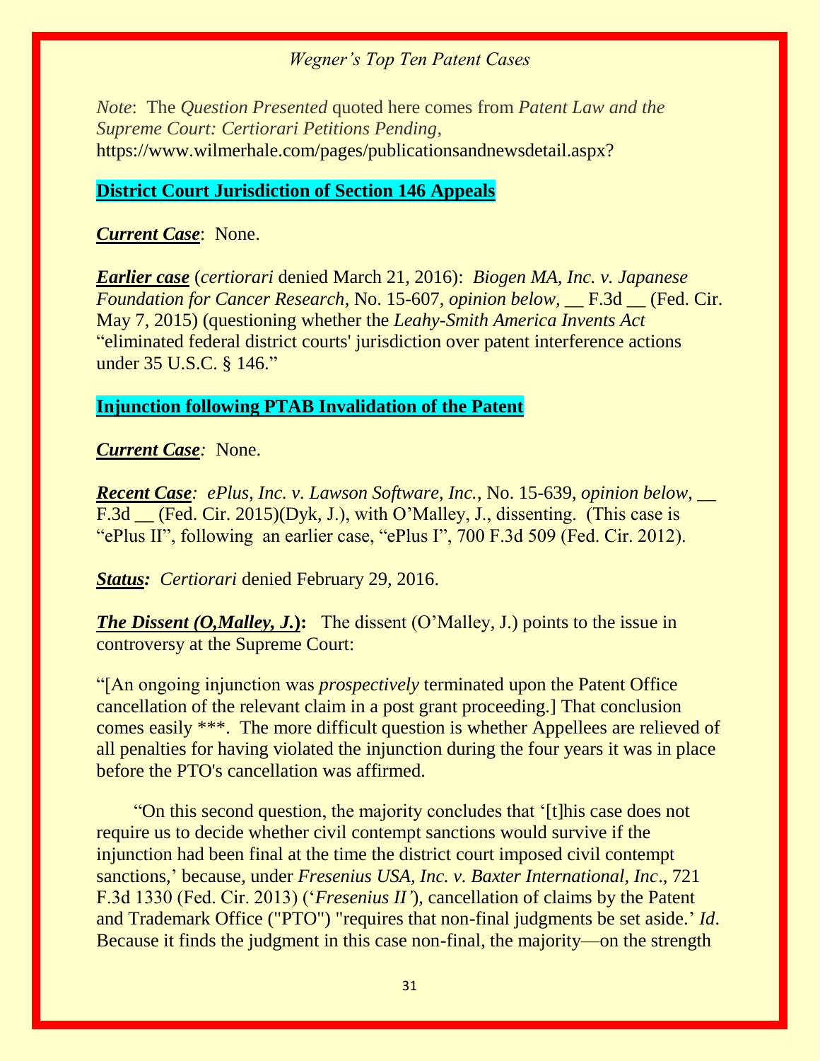*Note*: The *Question Presented* quoted here comes from *Patent Law and the Supreme Court: Certiorari Petitions Pending,* https://www.wilmerhale.com/pages/publicationsandnewsdetail.aspx?

## District Court Jurisdiction of Section 146 Appeals

***Current Case***: None.

***Earlier case*** (*certiorari* denied March 21, 2016): *Biogen MA, Inc. v. Japanese Foundation for Cancer Research*, No. 15-607, *opinion below,* __ F.3d __ (Fed. Cir. May 7, 2015) (questioning whether the *Leahy-Smith America Invents Act* "eliminated federal district courts' jurisdiction over patent interference actions under 35 U.S.C. § 146."

## Injunction following PTAB Invalidation of the Patent

***Current Case****:* None.

***Recent Case****: ePlus, Inc. v. Lawson Software, Inc.*, No. 15-639, *opinion below,* __ F.3d __ (Fed. Cir. 2015)(Dyk, J.), with O'Malley, J., dissenting. (This case is "ePlus II", following an earlier case, "ePlus I", 700 F.3d 509 (Fed. Cir. 2012).

***Status:*** *Certiorari* denied February 29, 2016.

***The Dissent (O,Malley, J.)*****:** The dissent (O'Malley, J.) points to the issue in controversy at the Supreme Court:

"[An ongoing injunction was *prospectively* terminated upon the Patent Office cancellation of the relevant claim in a post grant proceeding.] That conclusion comes easily ***. The more difficult question is whether Appellees are relieved of all penalties for having violated the injunction during the four years it was in place before the PTO's cancellation was affirmed.

"On this second question, the majority concludes that '[t]his case does not require us to decide whether civil contempt sanctions would survive if the injunction had been final at the time the district court imposed civil contempt sanctions,' because, under *Fresenius USA, Inc. v. Baxter International, Inc*., 721 F.3d 1330 (Fed. Cir. 2013) ('*Fresenius II'*), cancellation of claims by the Patent and Trademark Office ("PTO") "requires that non-final judgments be set aside.' *Id*. Because it finds the judgment in this case non-final, the majority—on the strength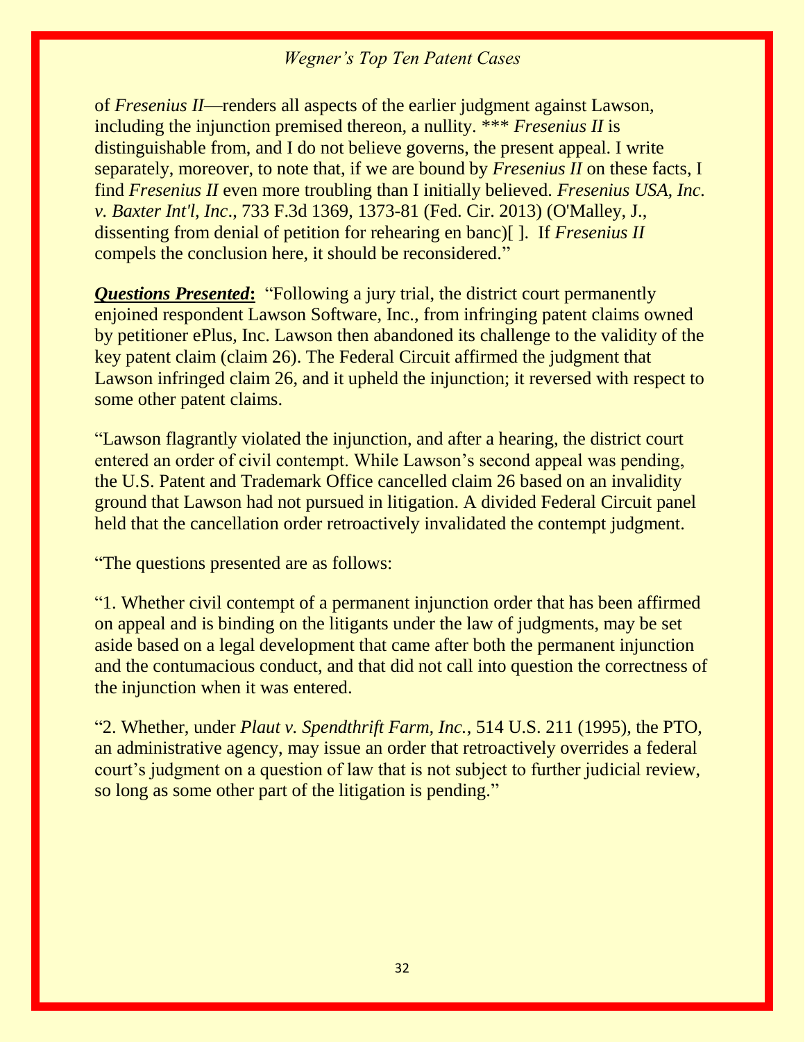of *Fresenius II*—renders all aspects of the earlier judgment against Lawson, including the injunction premised thereon, a nullity. *** *Fresenius II* is distinguishable from, and I do not believe governs, the present appeal. I write separately, moreover, to note that, if we are bound by *Fresenius II* on these facts, I find *Fresenius II* even more troubling than I initially believed. *Fresenius USA, Inc. v. Baxter Int'l, Inc*., 733 F.3d 1369, 1373-81 (Fed. Cir. 2013) (O'Malley, J., dissenting from denial of petition for rehearing en banc)[ ]. If *Fresenius II* compels the conclusion here, it should be reconsidered."

***Questions Presented*:** "Following a jury trial, the district court permanently enjoined respondent Lawson Software, Inc., from infringing patent claims owned by petitioner ePlus, Inc. Lawson then abandoned its challenge to the validity of the key patent claim (claim 26). The Federal Circuit affirmed the judgment that Lawson infringed claim 26, and it upheld the injunction; it reversed with respect to some other patent claims.

"Lawson flagrantly violated the injunction, and after a hearing, the district court entered an order of civil contempt. While Lawson's second appeal was pending, the U.S. Patent and Trademark Office cancelled claim 26 based on an invalidity ground that Lawson had not pursued in litigation. A divided Federal Circuit panel held that the cancellation order retroactively invalidated the contempt judgment.

"The questions presented are as follows:

"1. Whether civil contempt of a permanent injunction order that has been affirmed on appeal and is binding on the litigants under the law of judgments, may be set aside based on a legal development that came after both the permanent injunction and the contumacious conduct, and that did not call into question the correctness of the injunction when it was entered.

"2. Whether, under *Plaut v. Spendthrift Farm, Inc.*, 514 U.S. 211 (1995), the PTO, an administrative agency, may issue an order that retroactively overrides a federal court's judgment on a question of law that is not subject to further judicial review, so long as some other part of the litigation is pending."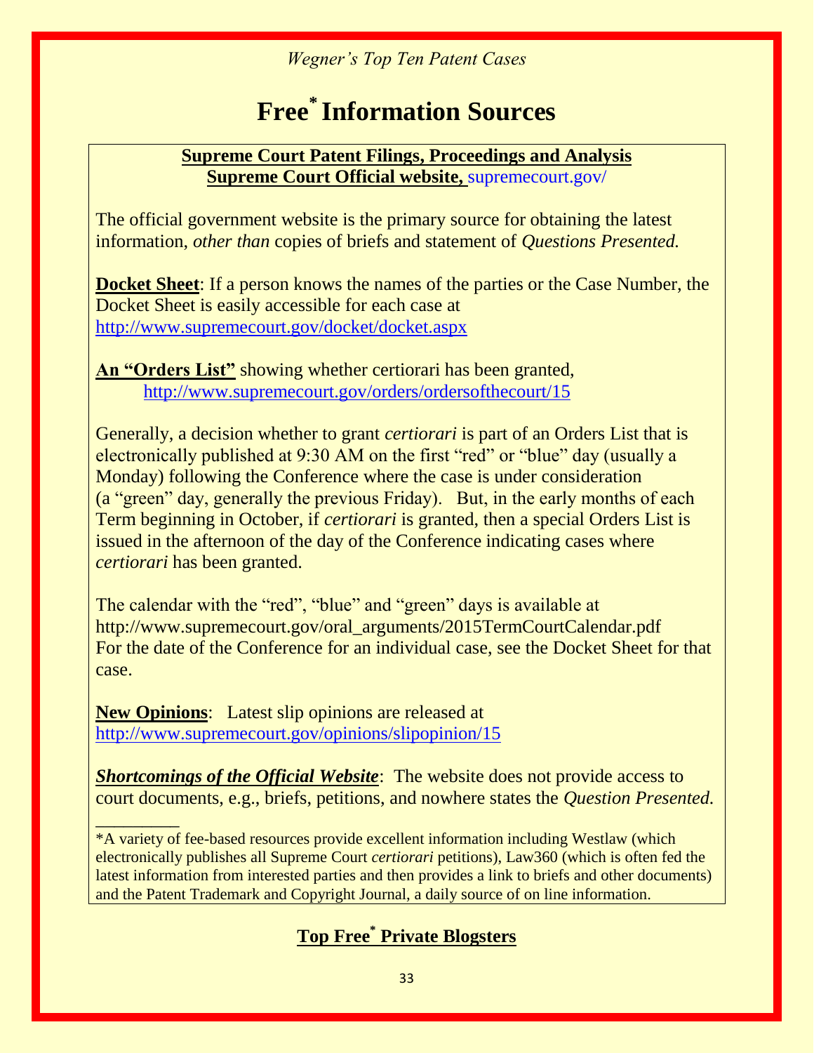# Free* Information Sources

**Supreme Court Patent Filings, Proceedings and Analysis**
**Supreme Court Official website,** supremecourt.gov/

The official government website is the primary source for obtaining the latest information, *other than* copies of briefs and statement of *Questions Presented.*

**Docket Sheet**: If a person knows the names of the parties or the Case Number, the Docket Sheet is easily accessible for each case at http://www.supremecourt.gov/docket/docket.aspx

**An "Orders List"** showing whether certiorari has been granted, http://www.supremecourt.gov/orders/ordersofthecourt/15

Generally, a decision whether to grant *certiorari* is part of an Orders List that is electronically published at 9:30 AM on the first "red" or "blue" day (usually a Monday) following the Conference where the case is under consideration (a "green" day, generally the previous Friday). But, in the early months of each Term beginning in October, if *certiorari* is granted, then a special Orders List is issued in the afternoon of the day of the Conference indicating cases where *certiorari* has been granted.

The calendar with the "red", "blue" and "green" days is available at http://www.supremecourt.gov/oral_arguments/2015TermCourtCalendar.pdf
For the date of the Conference for an individual case, see the Docket Sheet for that case.

**New Opinions**: Latest slip opinions are released at http://www.supremecourt.gov/opinions/slipopinion/15

***Shortcomings of the Official Website***: The website does not provide access to court documents, e.g., briefs, petitions, and nowhere states the *Question Presented.*

---

*A variety of fee-based resources provide excellent information including Westlaw (which electronically publishes all Supreme Court *certiorari* petitions), Law360 (which is often fed the latest information from interested parties and then provides a link to briefs and other documents) and the Patent Trademark and Copyright Journal, a daily source of on line information.

## Top Free* Private Blogsters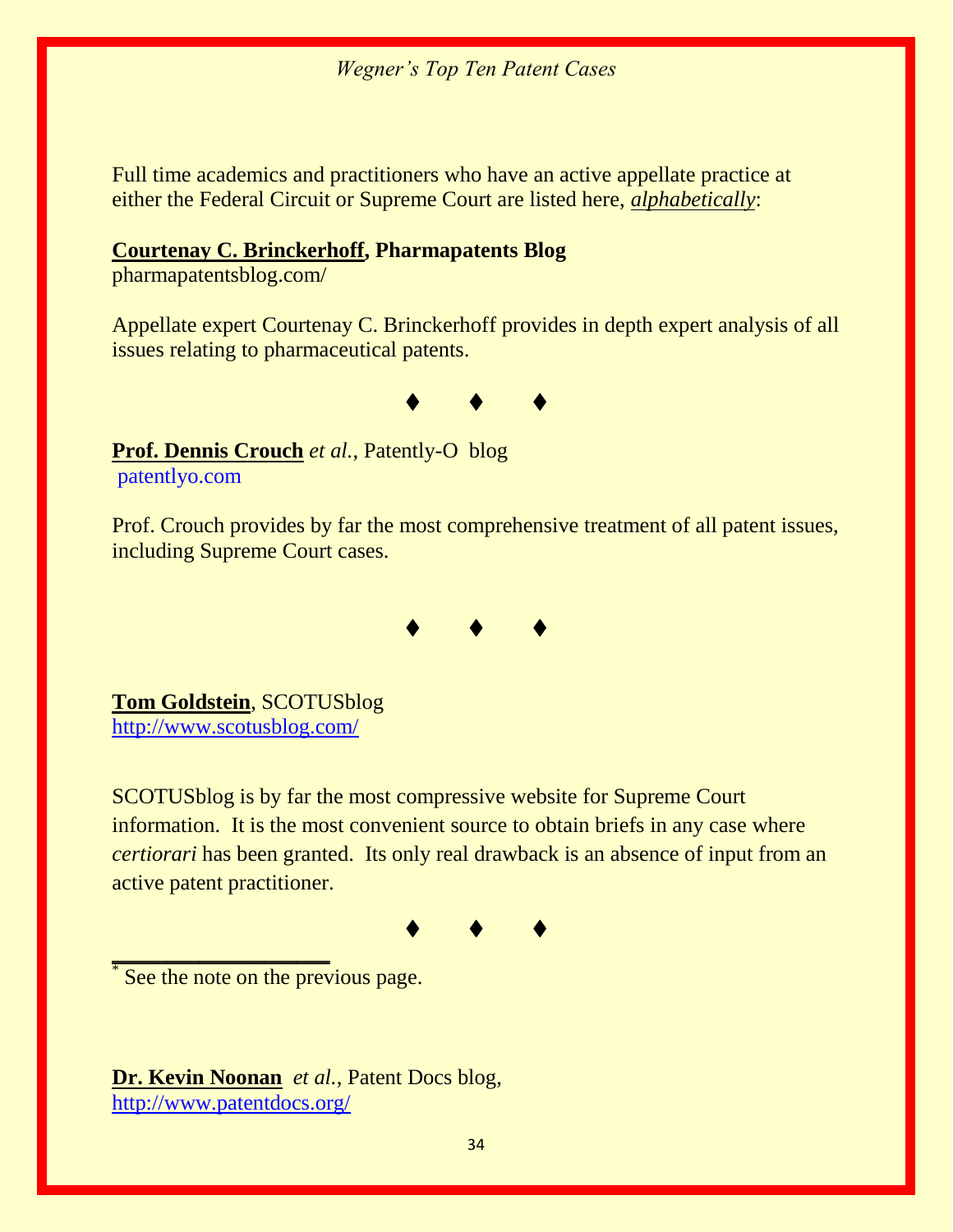Full time academics and practitioners who have an active appellate practice at either the Federal Circuit or Supreme Court are listed here, ***alphabetically***:

**Courtenay C. Brinckerhoff, Pharmapatents Blog**
pharmapatentsblog.com/

Appellate expert Courtenay C. Brinckerhoff provides in depth expert analysis of all issues relating to pharmaceutical patents.

♦ ♦ ♦

**Prof. Dennis Crouch** *et al.*, Patently-O blog
patentlyo.com

Prof. Crouch provides by far the most comprehensive treatment of all patent issues, including Supreme Court cases.

♦ ♦ ♦

**Tom Goldstein**, SCOTUSblog
http://www.scotusblog.com/

SCOTUSblog is by far the most compressive website for Supreme Court information. It is the most convenient source to obtain briefs in any case where *certiorari* has been granted. Its only real drawback is an absence of input from an active patent practitioner.

♦ ♦ ♦

---

* See the note on the previous page.

**Dr. Kevin Noonan** *et al.*, Patent Docs blog,
http://www.patentdocs.org/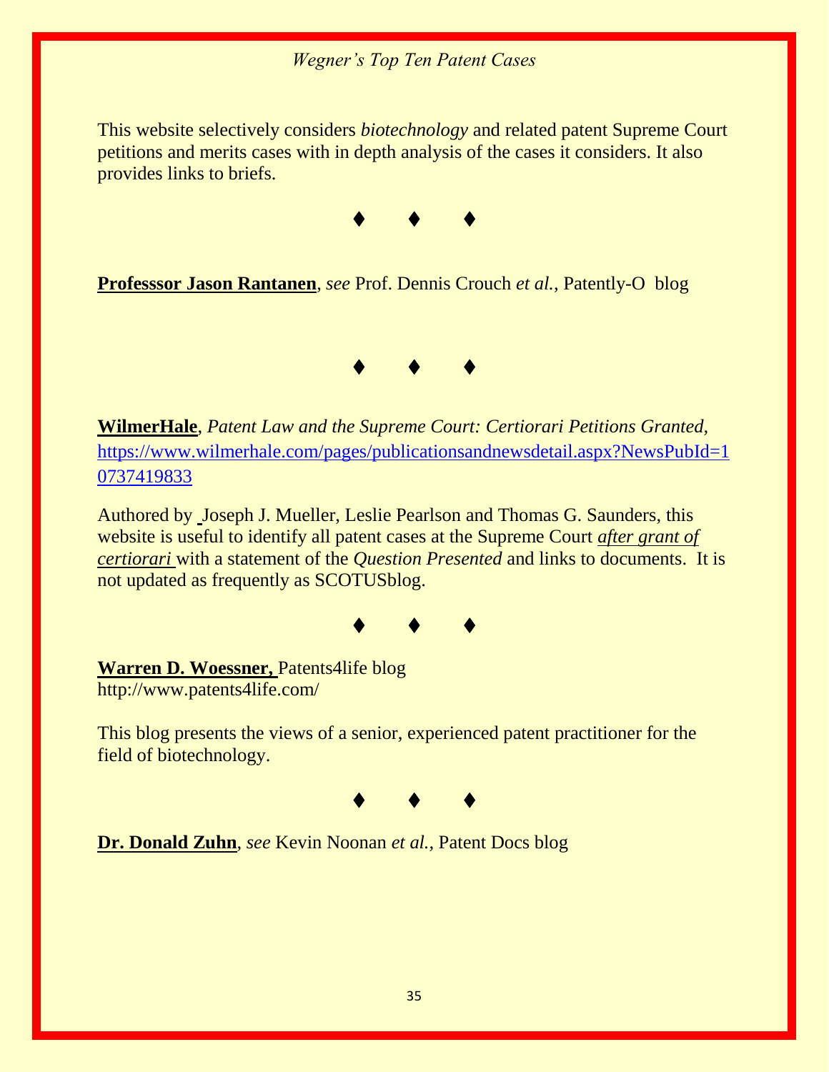This website selectively considers *biotechnology* and related patent Supreme Court petitions and merits cases with in depth analysis of the cases it considers. It also provides links to briefs.

♦ ♦ ♦

**Professsor Jason Rantanen**, *see* Prof. Dennis Crouch *et al.*, Patently-O blog

♦ ♦ ♦

**WilmerHale**, *Patent Law and the Supreme Court: Certiorari Petitions Granted,* https://www.wilmerhale.com/pages/publicationsandnewsdetail.aspx?NewsPubId=10737419833

Authored by Joseph J. Mueller, Leslie Pearlson and Thomas G. Saunders, this website is useful to identify all patent cases at the Supreme Court *after grant of certiorari* with a statement of the *Question Presented* and links to documents. It is not updated as frequently as SCOTUSblog.

♦ ♦ ♦

**Warren D. Woessner,** Patents4life blog
http://www.patents4life.com/

This blog presents the views of a senior, experienced patent practitioner for the field of biotechnology.

♦ ♦ ♦

**Dr. Donald Zuhn**, *see* Kevin Noonan *et al.*, Patent Docs blog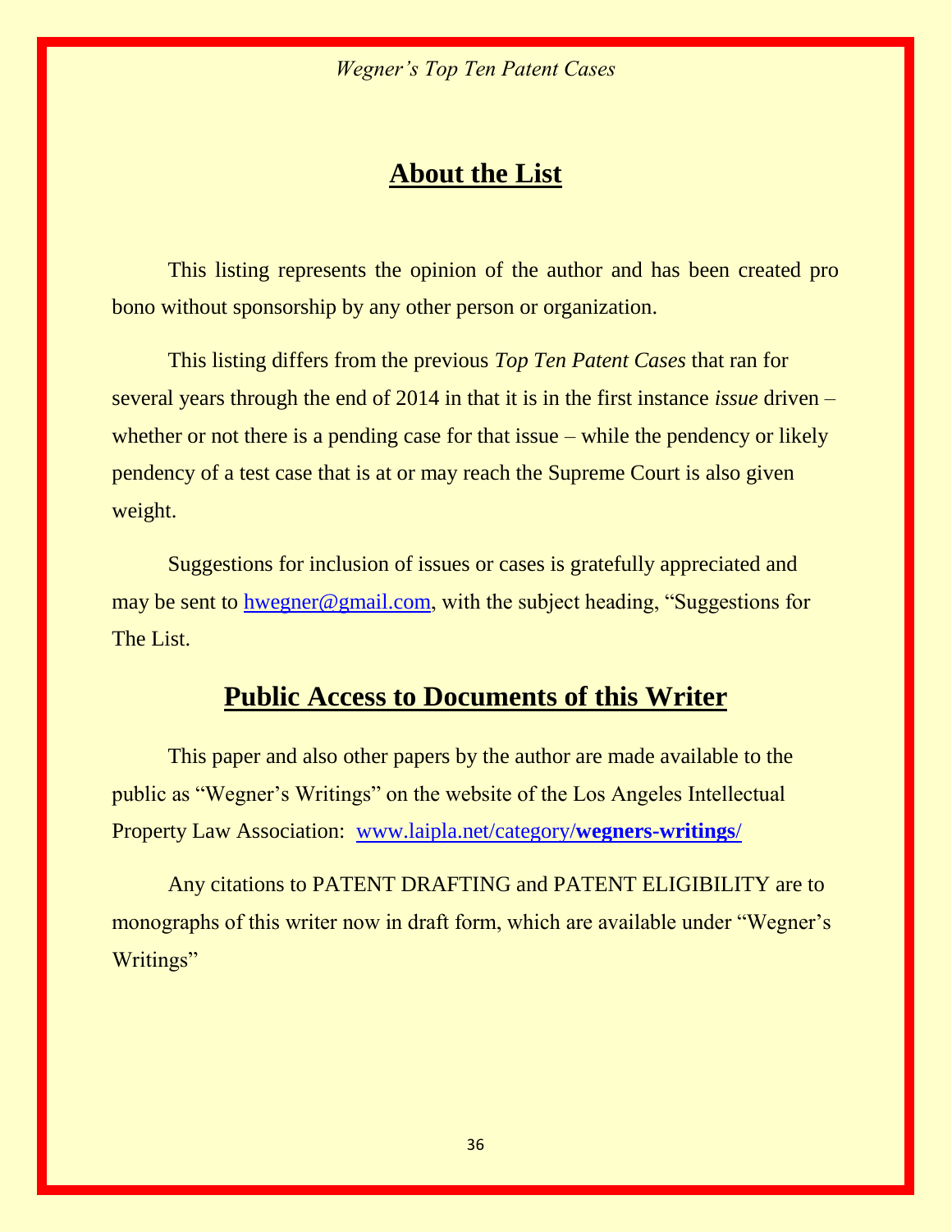## About the List

This listing represents the opinion of the author and has been created pro bono without sponsorship by any other person or organization.

This listing differs from the previous *Top Ten Patent Cases* that ran for several years through the end of 2014 in that it is in the first instance *issue* driven – whether or not there is a pending case for that issue – while the pendency or likely pendency of a test case that is at or may reach the Supreme Court is also given weight.

Suggestions for inclusion of issues or cases is gratefully appreciated and may be sent to hwegner@gmail.com, with the subject heading, "Suggestions for The List.

## Public Access to Documents of this Writer

This paper and also other papers by the author are made available to the public as "Wegner's Writings" on the website of the Los Angeles Intellectual Property Law Association: www.laipla.net/category/**wegners-writings/**

Any citations to PATENT DRAFTING and PATENT ELIGIBILITY are to monographs of this writer now in draft form, which are available under "Wegner's Writings"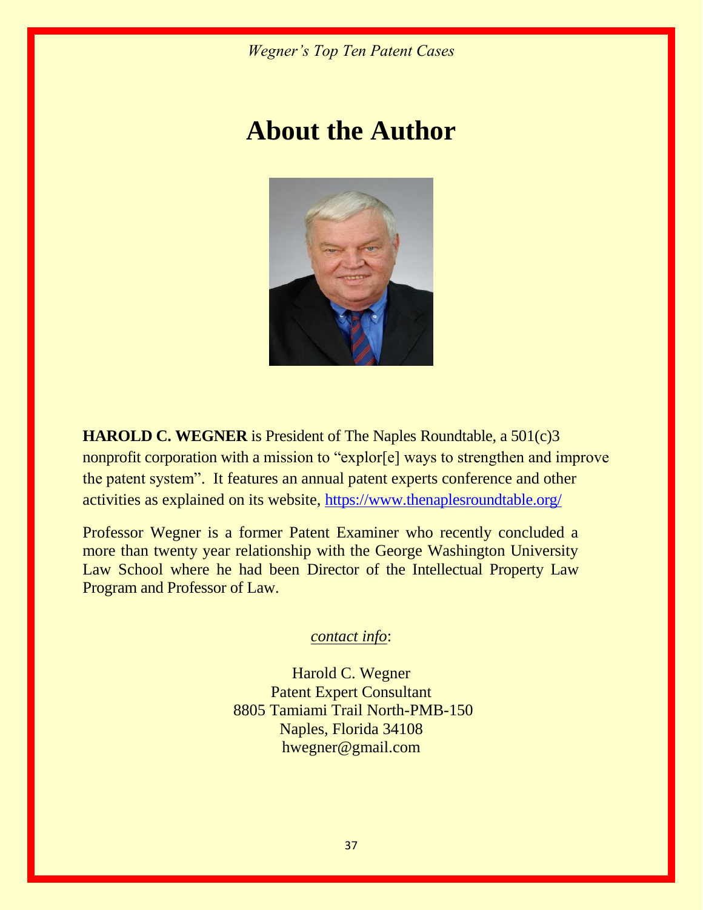# About the Author

**HAROLD C. WEGNER** is President of The Naples Roundtable, a 501(c)3 nonprofit corporation with a mission to "explor[e] ways to strengthen and improve the patent system". It features an annual patent experts conference and other activities as explained on its website, [https://www.thenaplesroundtable.org/](https://www.thenaplesroundtable.org/)

Professor Wegner is a former Patent Examiner who recently concluded a more than twenty year relationship with the George Washington University Law School where he had been Director of the Intellectual Property Law Program and Professor of Law.

*contact info*:

Harold C. Wegner
Patent Expert Consultant
8805 Tamiami Trail North-PMB-150
Naples, Florida 34108
hwegner@gmail.com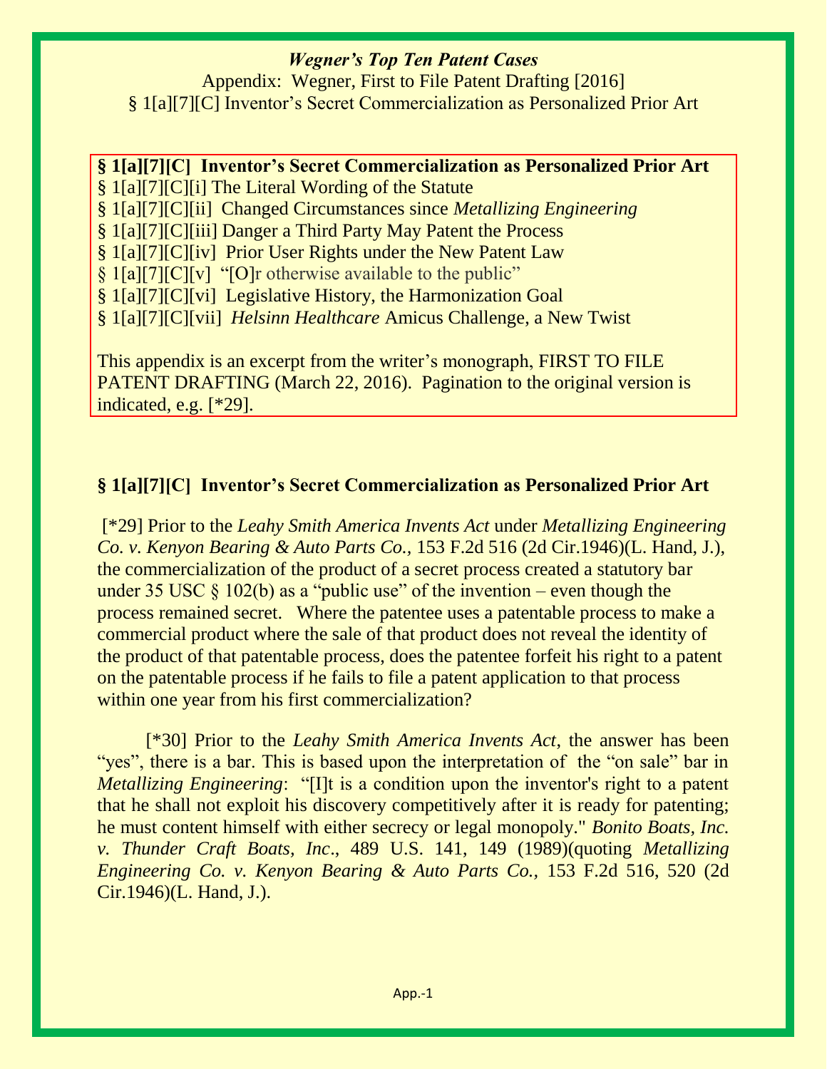***Wegner's Top Ten Patent Cases***

Appendix: Wegner, First to File Patent Drafting [2016]

§ 1[a][7][C] Inventor's Secret Commercialization as Personalized Prior Art

**§ 1[a][7][C] Inventor's Secret Commercialization as Personalized Prior Art**
§ 1[a][7][C][i] The Literal Wording of the Statute
§ 1[a][7][C][ii] Changed Circumstances since *Metallizing Engineering*
§ 1[a][7][C][iii] Danger a Third Party May Patent the Process
§ 1[a][7][C][iv] Prior User Rights under the New Patent Law
§ 1[a][7][C][v] "[O]r otherwise available to the public"
§ 1[a][7][C][vi] Legislative History, the Harmonization Goal
§ 1[a][7][C][vii] *Helsinn Healthcare* Amicus Challenge, a New Twist

This appendix is an excerpt from the writer's monograph, FIRST TO FILE PATENT DRAFTING (March 22, 2016). Pagination to the original version is indicated, e.g. [*29].

## § 1[a][7][C] Inventor's Secret Commercialization as Personalized Prior Art

[*29] Prior to the *Leahy Smith America Invents Act* under *Metallizing Engineering Co. v. Kenyon Bearing & Auto Parts Co.,* 153 F.2d 516 (2d Cir.1946)(L. Hand, J.), the commercialization of the product of a secret process created a statutory bar under 35 USC § 102(b) as a "public use" of the invention – even though the process remained secret. Where the patentee uses a patentable process to make a commercial product where the sale of that product does not reveal the identity of the product of that patentable process, does the patentee forfeit his right to a patent on the patentable process if he fails to file a patent application to that process within one year from his first commercialization?

[*30] Prior to the *Leahy Smith America Invents Act*, the answer has been "yes", there is a bar. This is based upon the interpretation of the "on sale" bar in *Metallizing Engineering*: "[I]t is a condition upon the inventor's right to a patent that he shall not exploit his discovery competitively after it is ready for patenting; he must content himself with either secrecy or legal monopoly." *Bonito Boats, Inc. v. Thunder Craft Boats, Inc*., 489 U.S. 141, 149 (1989)(quoting *Metallizing Engineering Co. v. Kenyon Bearing & Auto Parts Co.,* 153 F.2d 516, 520 (2d Cir.1946)(L. Hand, J.).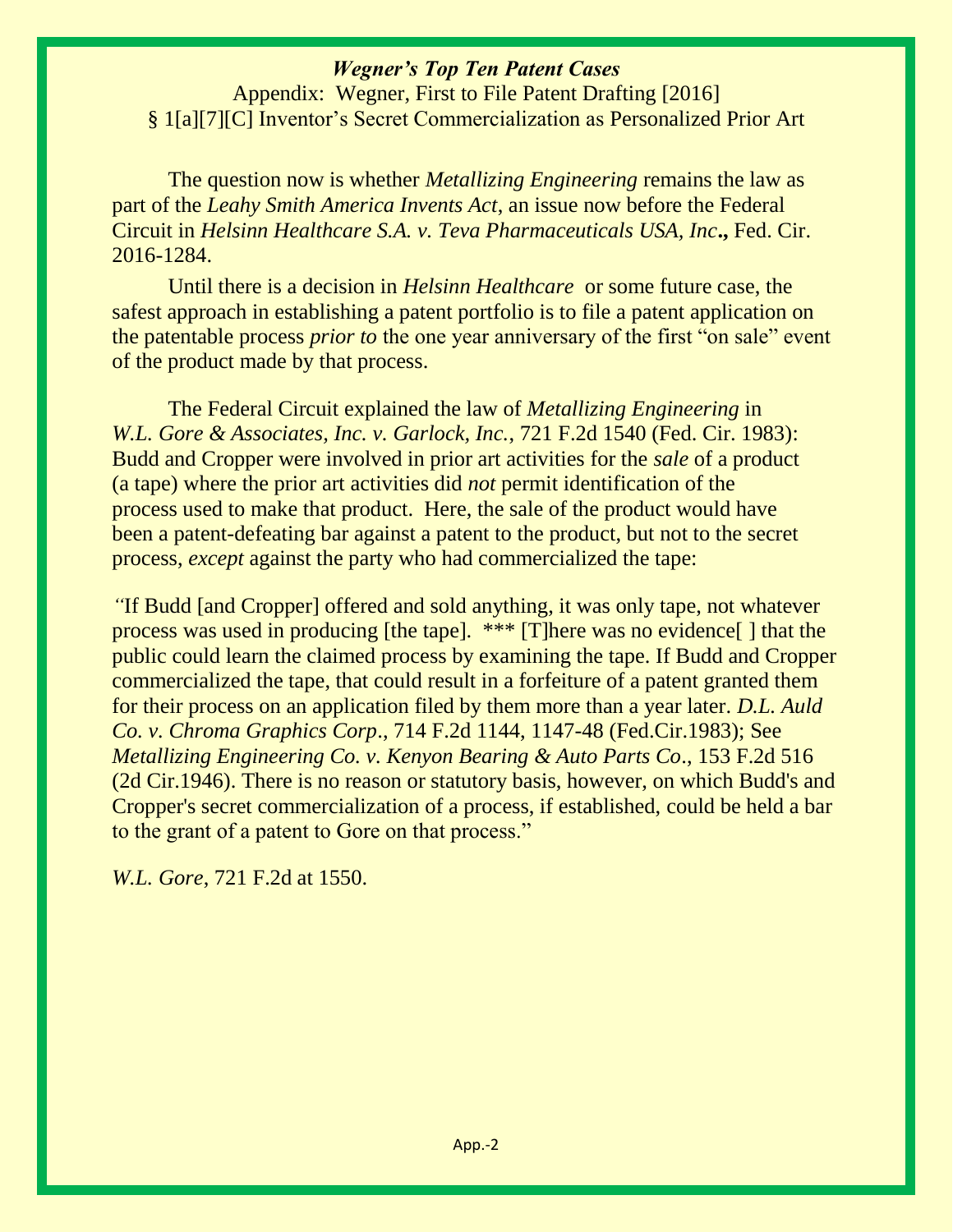***Wegner's Top Ten Patent Cases***

Appendix: Wegner, First to File Patent Drafting [2016]

§ 1[a][7][C] Inventor's Secret Commercialization as Personalized Prior Art

The question now is whether *Metallizing Engineering* remains the law as part of the *Leahy Smith America Invents Act*, an issue now before the Federal Circuit in *Helsinn Healthcare S.A. v. Teva Pharmaceuticals USA, Inc***.**, Fed. Cir. 2016-1284.

Until there is a decision in *Helsinn Healthcare* or some future case, the safest approach in establishing a patent portfolio is to file a patent application on the patentable process *prior to* the one year anniversary of the first "on sale" event of the product made by that process.

The Federal Circuit explained the law of *Metallizing Engineering* in *W.L. Gore & Associates, Inc. v. Garlock, Inc.*, 721 F.2d 1540 (Fed. Cir. 1983): Budd and Cropper were involved in prior art activities for the *sale* of a product (a tape) where the prior art activities did *not* permit identification of the process used to make that product. Here, the sale of the product would have been a patent-defeating bar against a patent to the product, but not to the secret process, *except* against the party who had commercialized the tape:

"If Budd [and Cropper] offered and sold anything, it was only tape, not whatever process was used in producing [the tape]. *** [T]here was no evidence[ ] that the public could learn the claimed process by examining the tape. If Budd and Cropper commercialized the tape, that could result in a forfeiture of a patent granted them for their process on an application filed by them more than a year later. *D.L. Auld Co. v. Chroma Graphics Corp*., 714 F.2d 1144, 1147-48 (Fed.Cir.1983); See *Metallizing Engineering Co. v. Kenyon Bearing & Auto Parts Co*., 153 F.2d 516 (2d Cir.1946). There is no reason or statutory basis, however, on which Budd's and Cropper's secret commercialization of a process, if established, could be held a bar to the grant of a patent to Gore on that process."

*W.L. Gore*, 721 F.2d at 1550.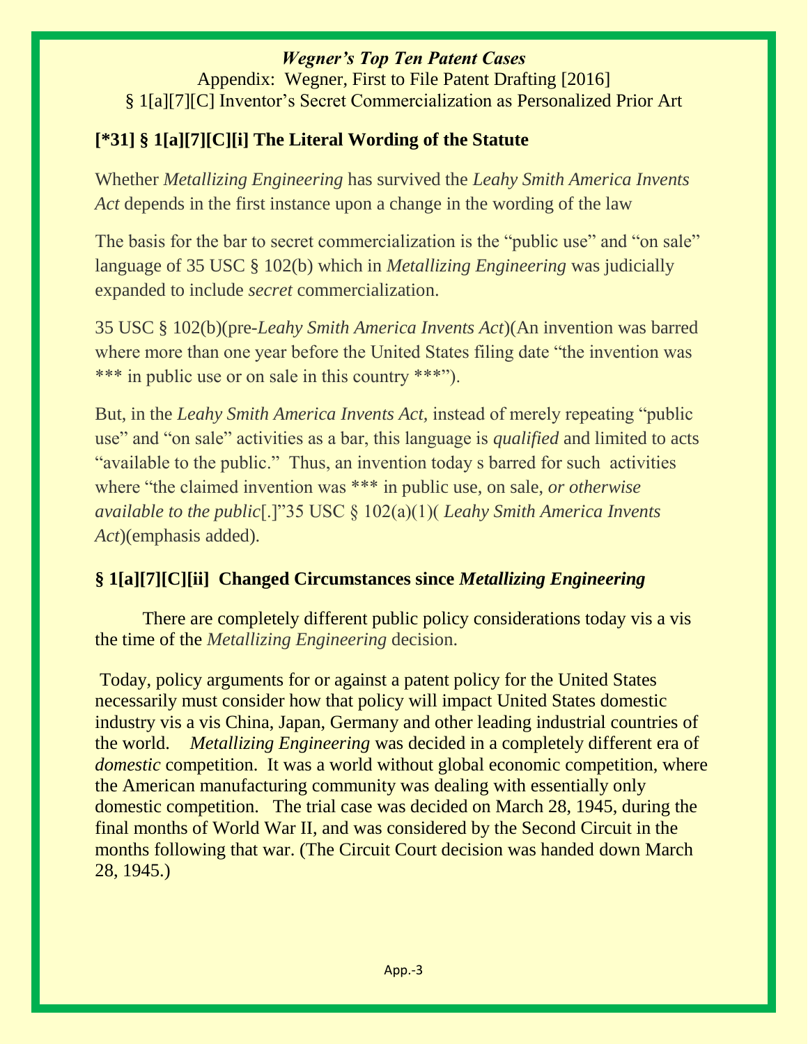*Wegner's Top Ten Patent Cases*

Appendix: Wegner, First to File Patent Drafting [2016]

§ 1[a][7][C] Inventor's Secret Commercialization as Personalized Prior Art

## [*31] § 1[a][7][C][i] The Literal Wording of the Statute

Whether *Metallizing Engineering* has survived the *Leahy Smith America Invents Act* depends in the first instance upon a change in the wording of the law

The basis for the bar to secret commercialization is the "public use" and "on sale" language of 35 USC § 102(b) which in *Metallizing Engineering* was judicially expanded to include *secret* commercialization.

35 USC § 102(b)(pre-*Leahy Smith America Invents Act*)(An invention was barred where more than one year before the United States filing date "the invention was *** in public use or on sale in this country ***").

But, in the *Leahy Smith America Invents Act,* instead of merely repeating "public use" and "on sale" activities as a bar, this language is *qualified* and limited to acts "available to the public." Thus, an invention today s barred for such activities where "the claimed invention was *** in public use, on sale, *or otherwise available to the public*[.]"35 USC § 102(a)(1)( *Leahy Smith America Invents Act*)(emphasis added).

## § 1[a][7][C][ii] Changed Circumstances since *Metallizing Engineering*

There are completely different public policy considerations today vis a vis the time of the *Metallizing Engineering* decision.

Today, policy arguments for or against a patent policy for the United States necessarily must consider how that policy will impact United States domestic industry vis a vis China, Japan, Germany and other leading industrial countries of the world. *Metallizing Engineering* was decided in a completely different era of *domestic* competition. It was a world without global economic competition, where the American manufacturing community was dealing with essentially only domestic competition. The trial case was decided on March 28, 1945, during the final months of World War II, and was considered by the Second Circuit in the months following that war. (The Circuit Court decision was handed down March 28, 1945.)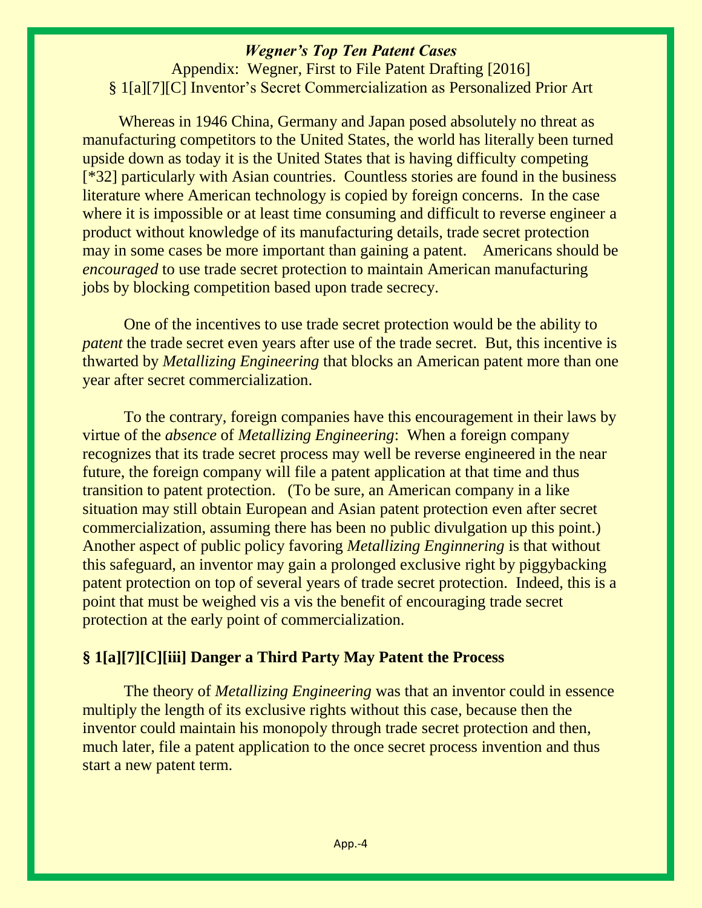*Wegner's Top Ten Patent Cases*
Appendix: Wegner, First to File Patent Drafting [2016]
§ 1[a][7][C] Inventor's Secret Commercialization as Personalized Prior Art

Whereas in 1946 China, Germany and Japan posed absolutely no threat as manufacturing competitors to the United States, the world has literally been turned upside down as today it is the United States that is having difficulty competing [*32] particularly with Asian countries. Countless stories are found in the business literature where American technology is copied by foreign concerns. In the case where it is impossible or at least time consuming and difficult to reverse engineer a product without knowledge of its manufacturing details, trade secret protection may in some cases be more important than gaining a patent. Americans should be *encouraged* to use trade secret protection to maintain American manufacturing jobs by blocking competition based upon trade secrecy.

One of the incentives to use trade secret protection would be the ability to *patent* the trade secret even years after use of the trade secret. But, this incentive is thwarted by *Metallizing Engineering* that blocks an American patent more than one year after secret commercialization.

To the contrary, foreign companies have this encouragement in their laws by virtue of the *absence* of *Metallizing Engineering*: When a foreign company recognizes that its trade secret process may well be reverse engineered in the near future, the foreign company will file a patent application at that time and thus transition to patent protection. (To be sure, an American company in a like situation may still obtain European and Asian patent protection even after secret commercialization, assuming there has been no public divulgation up this point.) Another aspect of public policy favoring *Metallizing Enginnering* is that without this safeguard, an inventor may gain a prolonged exclusive right by piggybacking patent protection on top of several years of trade secret protection. Indeed, this is a point that must be weighed vis a vis the benefit of encouraging trade secret protection at the early point of commercialization.

## § 1[a][7][C][iii] Danger a Third Party May Patent the Process

The theory of *Metallizing Engineering* was that an inventor could in essence multiply the length of its exclusive rights without this case, because then the inventor could maintain his monopoly through trade secret protection and then, much later, file a patent application to the once secret process invention and thus start a new patent term.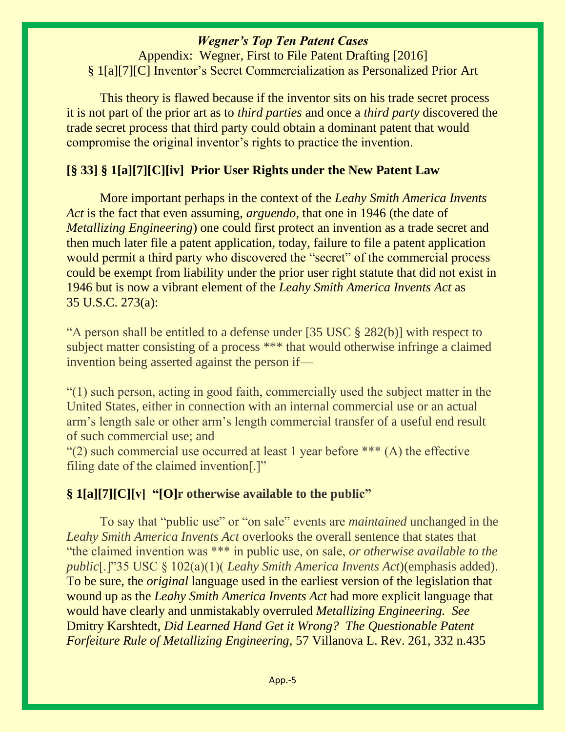This theory is flawed because if the inventor sits on his trade secret process it is not part of the prior art as to *third parties* and once a *third party* discovered the trade secret process that third party could obtain a dominant patent that would compromise the original inventor's rights to practice the invention.

### [§ 33] § 1[a][7][C][iv] Prior User Rights under the New Patent Law

More important perhaps in the context of the *Leahy Smith America Invents Act* is the fact that even assuming, *arguendo,* that one in 1946 (the date of *Metallizing Engineering*) one could first protect an invention as a trade secret and then much later file a patent application, today, failure to file a patent application would permit a third party who discovered the "secret" of the commercial process could be exempt from liability under the prior user right statute that did not exist in 1946 but is now a vibrant element of the *Leahy Smith America Invents Act* as 35 U.S.C. 273(a):

"A person shall be entitled to a defense under [35 USC § 282(b)] with respect to subject matter consisting of a process *** that would otherwise infringe a claimed invention being asserted against the person if—

"(1) such person, acting in good faith, commercially used the subject matter in the United States, either in connection with an internal commercial use or an actual arm's length sale or other arm's length commercial transfer of a useful end result of such commercial use; and
"(2) such commercial use occurred at least 1 year before *** (A) the effective filing date of the claimed invention[.]"

### § 1[a][7][C][v] "[O]r otherwise available to the public"

To say that "public use" or "on sale" events are *maintained* unchanged in the *Leahy Smith America Invents Act* overlooks the overall sentence that states that "the claimed invention was *** in public use, on sale, *or otherwise available to the public*[.]"35 USC § 102(a)(1)( *Leahy Smith America Invents Act*)(emphasis added). To be sure, the *original* language used in the earliest version of the legislation that wound up as the *Leahy Smith America Invents Act* had more explicit language that would have clearly and unmistakably overruled *Metallizing Engineering. See* Dmitry Karshtedt, *Did Learned Hand Get it Wrong? The Questionable Patent Forfeiture Rule of Metallizing Engineering,* 57 Villanova L. Rev. 261, 332 n.435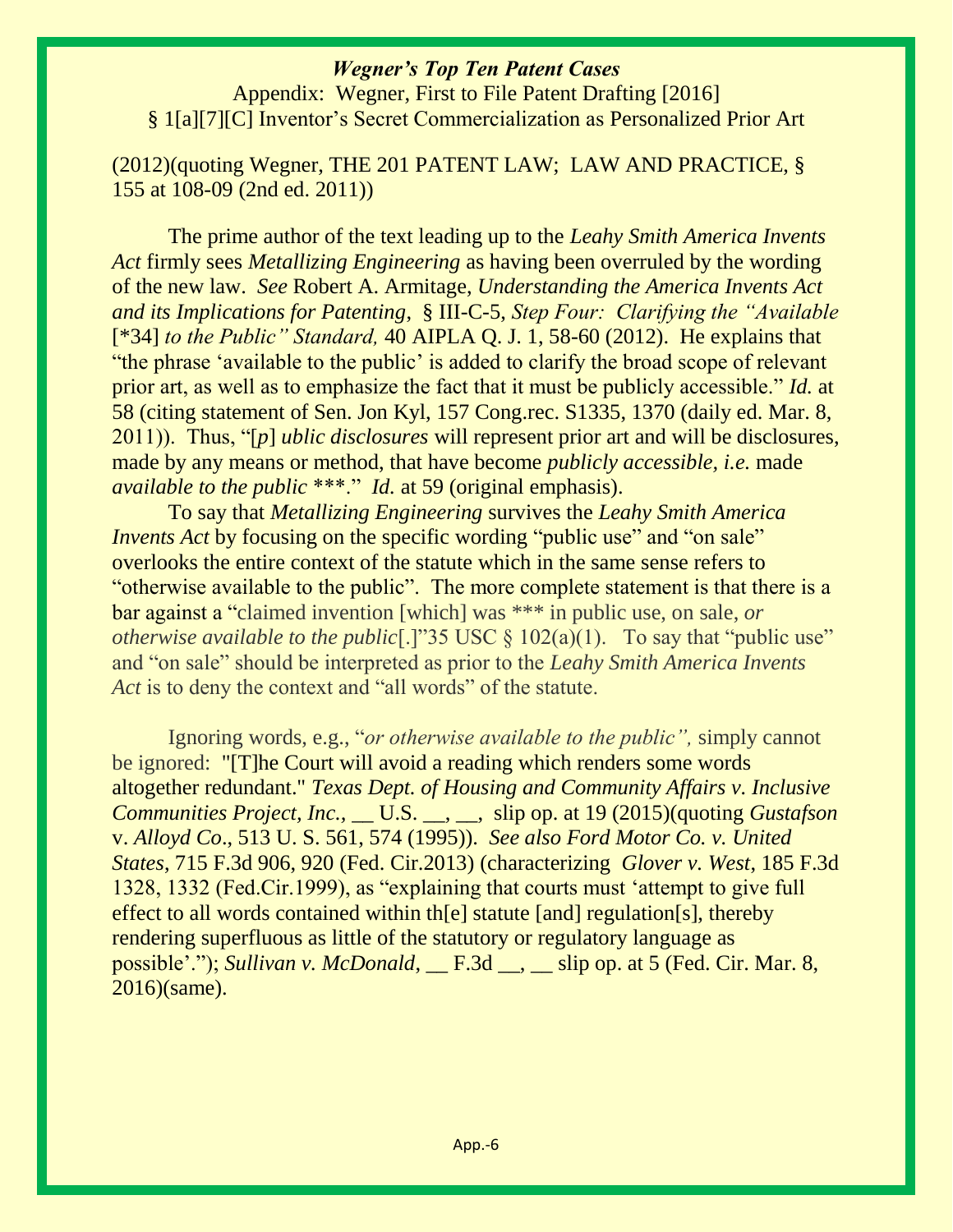(2012)(quoting Wegner, THE 201 PATENT LAW; LAW AND PRACTICE, § 155 at 108-09 (2nd ed. 2011))

The prime author of the text leading up to the *Leahy Smith America Invents Act* firmly sees *Metallizing Engineering* as having been overruled by the wording of the new law. *See* Robert A. Armitage, *Understanding the America Invents Act and its Implications for Patenting*, § III-C-5, *Step Four: Clarifying the "Available* [*34] *to the Public" Standard,* 40 AIPLA Q. J. 1, 58-60 (2012). He explains that "the phrase 'available to the public' is added to clarify the broad scope of relevant prior art, as well as to emphasize the fact that it must be publicly accessible." *Id.* at 58 (citing statement of Sen. Jon Kyl, 157 Cong.rec. S1335, 1370 (daily ed. Mar. 8, 2011)). Thus, "[*p*] *ublic disclosures* will represent prior art and will be disclosures, made by any means or method, that have become *publicly accessible, i.e.* made *available to the public* ***." *Id.* at 59 (original emphasis).

To say that *Metallizing Engineering* survives the *Leahy Smith America Invents Act* by focusing on the specific wording "public use" and "on sale" overlooks the entire context of the statute which in the same sense refers to "otherwise available to the public". The more complete statement is that there is a bar against a "claimed invention [which] was *** in public use, on sale, *or otherwise available to the public*[.]"35 USC § 102(a)(1). To say that "public use" and "on sale" should be interpreted as prior to the *Leahy Smith America Invents Act* is to deny the context and "all words" of the statute.

Ignoring words, e.g., "*or otherwise available to the public",* simply cannot be ignored: "[T]he Court will avoid a reading which renders some words altogether redundant." *Texas Dept. of Housing and Community Affairs v. Inclusive Communities Project, Inc.*, __ U.S. __, __, slip op. at 19 (2015)(quoting *Gustafson* v. *Alloyd Co*., 513 U. S. 561, 574 (1995)). *See also Ford Motor Co. v. United States,* 715 F.3d 906, 920 (Fed. Cir.2013) (characterizing *Glover v. West*, 185 F.3d 1328, 1332 (Fed.Cir.1999), as "explaining that courts must 'attempt to give full effect to all words contained within th[e] statute [and] regulation[s], thereby rendering superfluous as little of the statutory or regulatory language as possible'."); *Sullivan v. McDonald*, __ F.3d __, __ slip op. at 5 (Fed. Cir. Mar. 8, 2016)(same).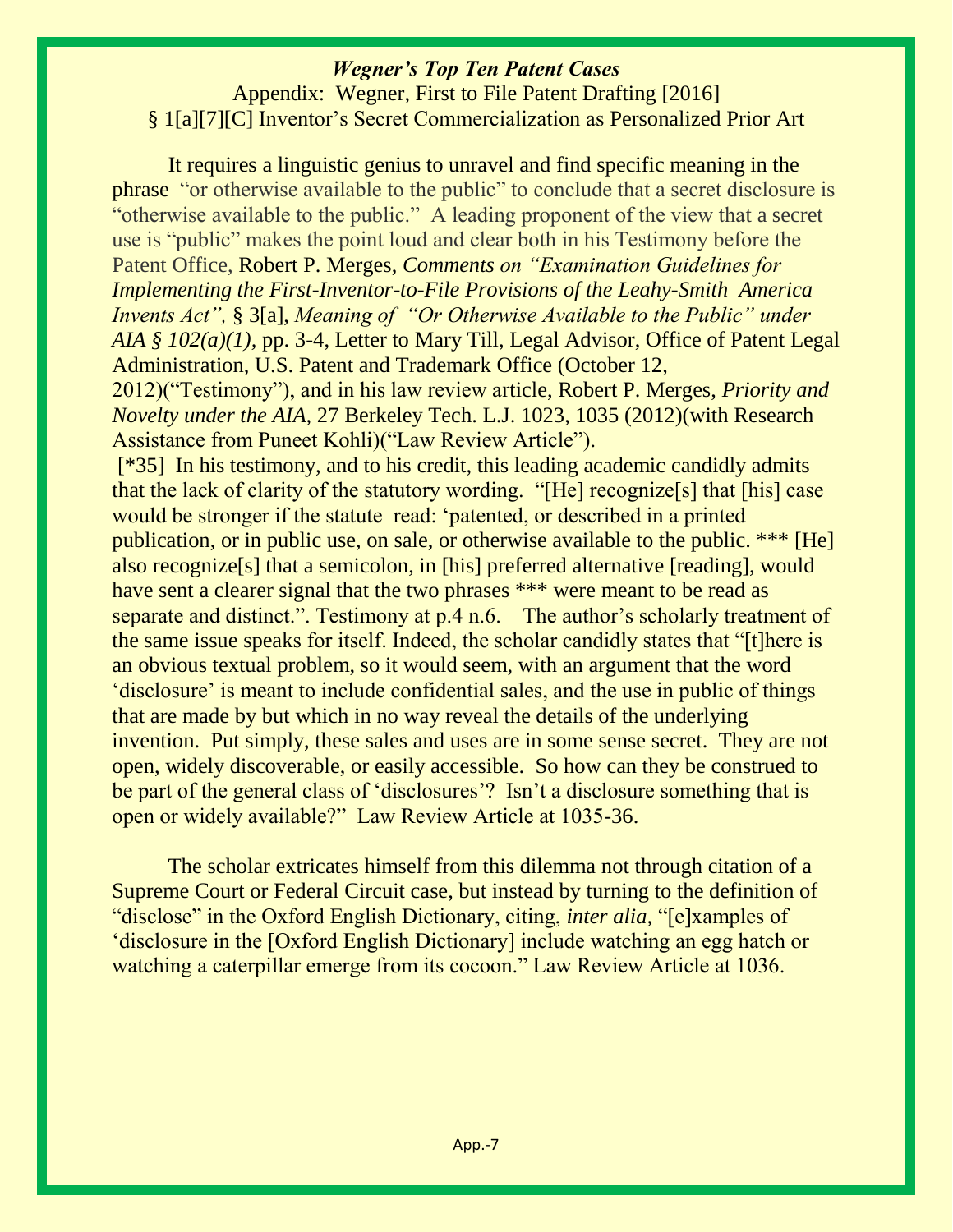***Wegner's Top Ten Patent Cases***

Appendix: Wegner, First to File Patent Drafting [2016]

§ 1[a][7][C] Inventor's Secret Commercialization as Personalized Prior Art

It requires a linguistic genius to unravel and find specific meaning in the phrase "or otherwise available to the public" to conclude that a secret disclosure is "otherwise available to the public." A leading proponent of the view that a secret use is "public" makes the point loud and clear both in his Testimony before the Patent Office, Robert P. Merges, *Comments on "Examination Guidelines for Implementing the First-Inventor-to-File Provisions of the Leahy-Smith America Invents Act",* § 3[a], *Meaning of "Or Otherwise Available to the Public" under AIA § 102(a)(1),* pp. 3-4, Letter to Mary Till, Legal Advisor, Office of Patent Legal Administration, U.S. Patent and Trademark Office (October 12, 2012)("Testimony"), and in his law review article, Robert P. Merges, *Priority and Novelty under the AIA,* 27 Berkeley Tech. L.J. 1023, 1035 (2012)(with Research Assistance from Puneet Kohli)("Law Review Article").
[*35] In his testimony, and to his credit, this leading academic candidly admits that the lack of clarity of the statutory wording. "[He] recognize[s] that [his] case would be stronger if the statute read: 'patented, or described in a printed publication, or in public use, on sale, or otherwise available to the public. *** [He] also recognize[s] that a semicolon, in [his] preferred alternative [reading], would have sent a clearer signal that the two phrases *** were meant to be read as separate and distinct.". Testimony at p.4 n.6. The author's scholarly treatment of the same issue speaks for itself. Indeed, the scholar candidly states that "[t]here is an obvious textual problem, so it would seem, with an argument that the word 'disclosure' is meant to include confidential sales, and the use in public of things that are made by but which in no way reveal the details of the underlying invention. Put simply, these sales and uses are in some sense secret. They are not open, widely discoverable, or easily accessible. So how can they be construed to be part of the general class of 'disclosures'? Isn't a disclosure something that is open or widely available?" Law Review Article at 1035-36.

The scholar extricates himself from this dilemma not through citation of a Supreme Court or Federal Circuit case, but instead by turning to the definition of "disclose" in the Oxford English Dictionary, citing, *inter alia,* "[e]xamples of 'disclosure in the [Oxford English Dictionary] include watching an egg hatch or watching a caterpillar emerge from its cocoon." Law Review Article at 1036.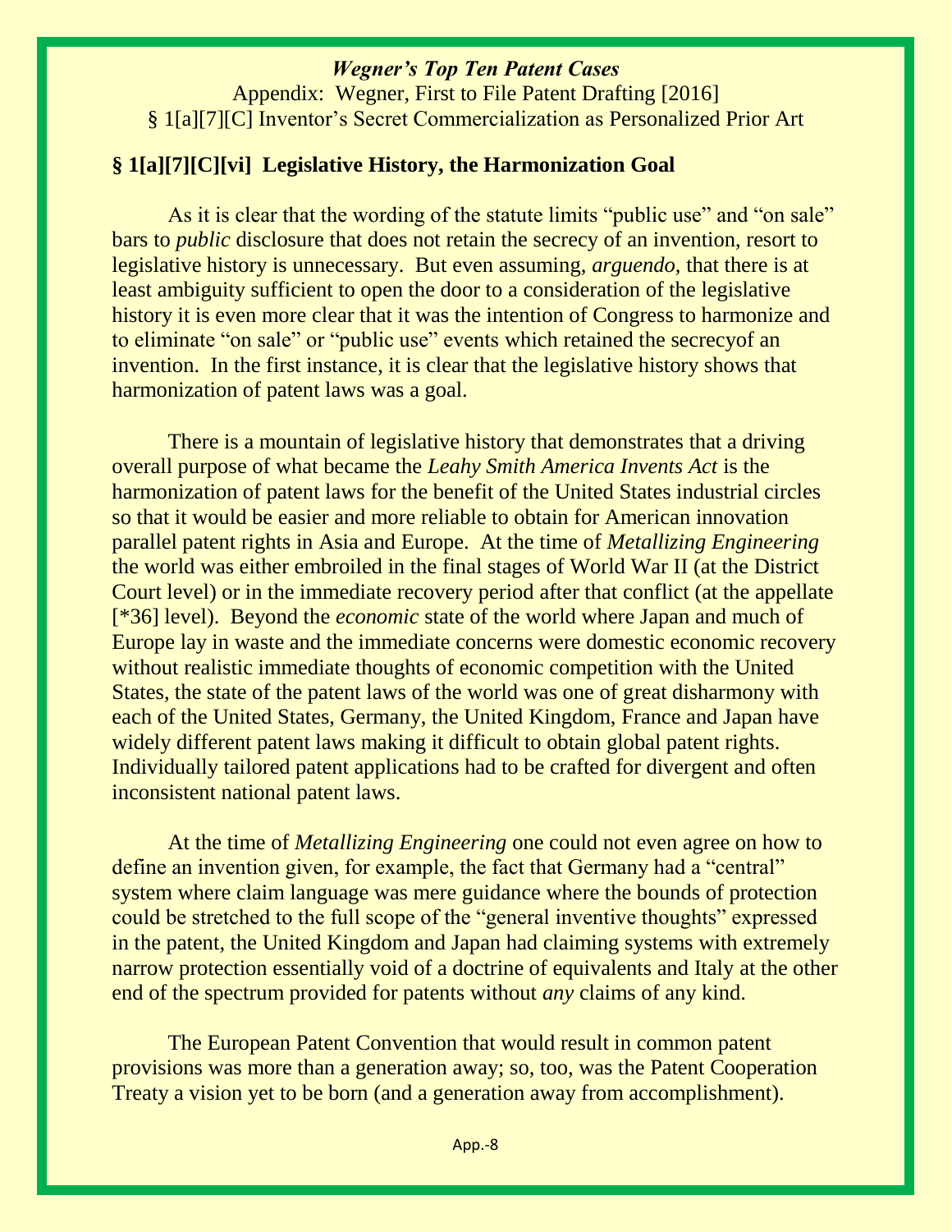## § 1[a][7][C][vi] Legislative History, the Harmonization Goal

As it is clear that the wording of the statute limits "public use" and "on sale" bars to *public* disclosure that does not retain the secrecy of an invention, resort to legislative history is unnecessary. But even assuming, *arguendo,* that there is at least ambiguity sufficient to open the door to a consideration of the legislative history it is even more clear that it was the intention of Congress to harmonize and to eliminate "on sale" or "public use" events which retained the secrecyof an invention. In the first instance, it is clear that the legislative history shows that harmonization of patent laws was a goal.

There is a mountain of legislative history that demonstrates that a driving overall purpose of what became the *Leahy Smith America Invents Act* is the harmonization of patent laws for the benefit of the United States industrial circles so that it would be easier and more reliable to obtain for American innovation parallel patent rights in Asia and Europe. At the time of *Metallizing Engineering* the world was either embroiled in the final stages of World War II (at the District Court level) or in the immediate recovery period after that conflict (at the appellate [*36] level). Beyond the *economic* state of the world where Japan and much of Europe lay in waste and the immediate concerns were domestic economic recovery without realistic immediate thoughts of economic competition with the United States, the state of the patent laws of the world was one of great disharmony with each of the United States, Germany, the United Kingdom, France and Japan have widely different patent laws making it difficult to obtain global patent rights. Individually tailored patent applications had to be crafted for divergent and often inconsistent national patent laws.

At the time of *Metallizing Engineering* one could not even agree on how to define an invention given, for example, the fact that Germany had a "central" system where claim language was mere guidance where the bounds of protection could be stretched to the full scope of the "general inventive thoughts" expressed in the patent, the United Kingdom and Japan had claiming systems with extremely narrow protection essentially void of a doctrine of equivalents and Italy at the other end of the spectrum provided for patents without *any* claims of any kind.

The European Patent Convention that would result in common patent provisions was more than a generation away; so, too, was the Patent Cooperation Treaty a vision yet to be born (and a generation away from accomplishment).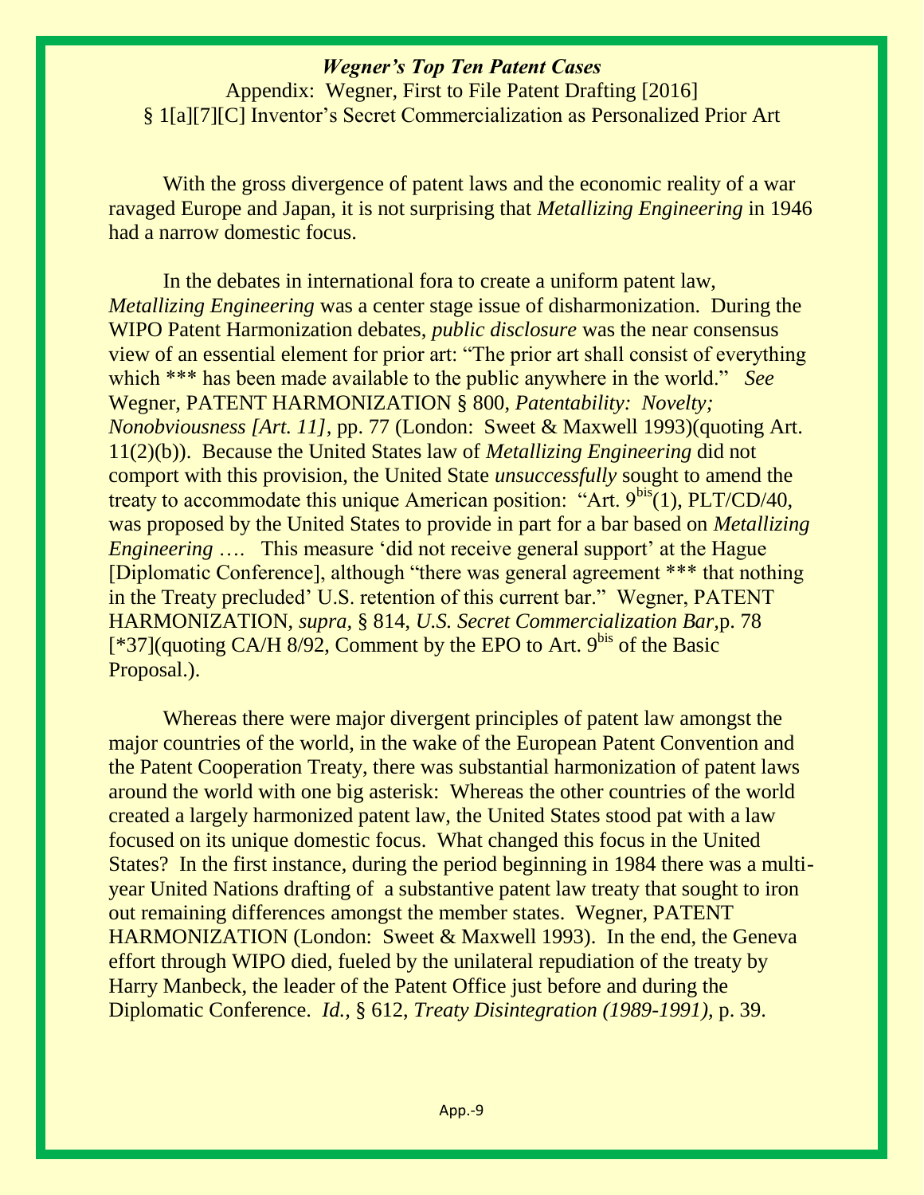*Wegner's Top Ten Patent Cases*

Appendix: Wegner, First to File Patent Drafting [2016]

§ 1[a][7][C] Inventor's Secret Commercialization as Personalized Prior Art

With the gross divergence of patent laws and the economic reality of a war ravaged Europe and Japan, it is not surprising that *Metallizing Engineering* in 1946 had a narrow domestic focus.

In the debates in international fora to create a uniform patent law, *Metallizing Engineering* was a center stage issue of disharmonization. During the WIPO Patent Harmonization debates, *public disclosure* was the near consensus view of an essential element for prior art: "The prior art shall consist of everything which *** has been made available to the public anywhere in the world." *See* Wegner, PATENT HARMONIZATION § 800, *Patentability: Novelty; Nonobviousness [Art. 11]*, pp. 77 (London: Sweet & Maxwell 1993)(quoting Art. 11(2)(b)). Because the United States law of *Metallizing Engineering* did not comport with this provision, the United State *unsuccessfully* sought to amend the treaty to accommodate this unique American position: "Art. 9bis(1), PLT/CD/40, was proposed by the United States to provide in part for a bar based on *Metallizing Engineering* …. This measure 'did not receive general support' at the Hague [Diplomatic Conference], although "there was general agreement *** that nothing in the Treaty precluded' U.S. retention of this current bar." Wegner, PATENT HARMONIZATION, *supra*, § 814, *U.S. Secret Commercialization Bar*, p. 78 [*37](quoting CA/H 8/92, Comment by the EPO to Art. 9bis of the Basic Proposal.).

Whereas there were major divergent principles of patent law amongst the major countries of the world, in the wake of the European Patent Convention and the Patent Cooperation Treaty, there was substantial harmonization of patent laws around the world with one big asterisk: Whereas the other countries of the world created a largely harmonized patent law, the United States stood pat with a law focused on its unique domestic focus. What changed this focus in the United States? In the first instance, during the period beginning in 1984 there was a multi-year United Nations drafting of a substantive patent law treaty that sought to iron out remaining differences amongst the member states. Wegner, PATENT HARMONIZATION (London: Sweet & Maxwell 1993). In the end, the Geneva effort through WIPO died, fueled by the unilateral repudiation of the treaty by Harry Manbeck, the leader of the Patent Office just before and during the Diplomatic Conference. *Id.*, § 612, *Treaty Disintegration (1989-1991)*, p. 39.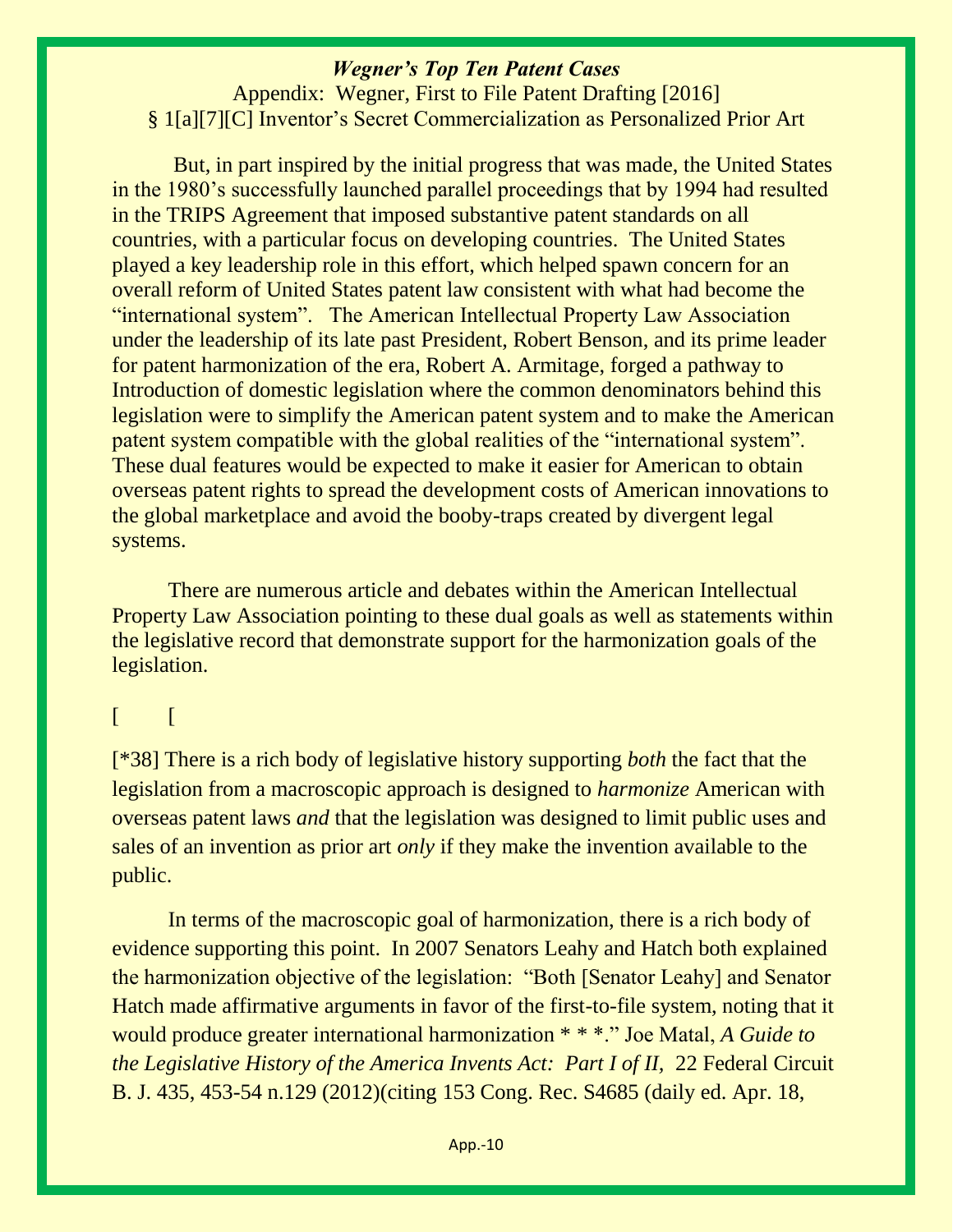But, in part inspired by the initial progress that was made, the United States in the 1980's successfully launched parallel proceedings that by 1994 had resulted in the TRIPS Agreement that imposed substantive patent standards on all countries, with a particular focus on developing countries. The United States played a key leadership role in this effort, which helped spawn concern for an overall reform of United States patent law consistent with what had become the "international system". The American Intellectual Property Law Association under the leadership of its late past President, Robert Benson, and its prime leader for patent harmonization of the era, Robert A. Armitage, forged a pathway to Introduction of domestic legislation where the common denominators behind this legislation were to simplify the American patent system and to make the American patent system compatible with the global realities of the "international system". These dual features would be expected to make it easier for American to obtain overseas patent rights to spread the development costs of American innovations to the global marketplace and avoid the booby-traps created by divergent legal systems.

There are numerous article and debates within the American Intellectual Property Law Association pointing to these dual goals as well as statements within the legislative record that demonstrate support for the harmonization goals of the legislation.

[ [

[*38] There is a rich body of legislative history supporting *both* the fact that the legislation from a macroscopic approach is designed to *harmonize* American with overseas patent laws *and* that the legislation was designed to limit public uses and sales of an invention as prior art *only* if they make the invention available to the public.

In terms of the macroscopic goal of harmonization, there is a rich body of evidence supporting this point. In 2007 Senators Leahy and Hatch both explained the harmonization objective of the legislation: "Both [Senator Leahy] and Senator Hatch made affirmative arguments in favor of the first-to-file system, noting that it would produce greater international harmonization * * *." Joe Matal, *A Guide to the Legislative History of the America Invents Act: Part I of II,* 22 Federal Circuit B. J. 435, 453-54 n.129 (2012)(citing 153 Cong. Rec. S4685 (daily ed. Apr. 18,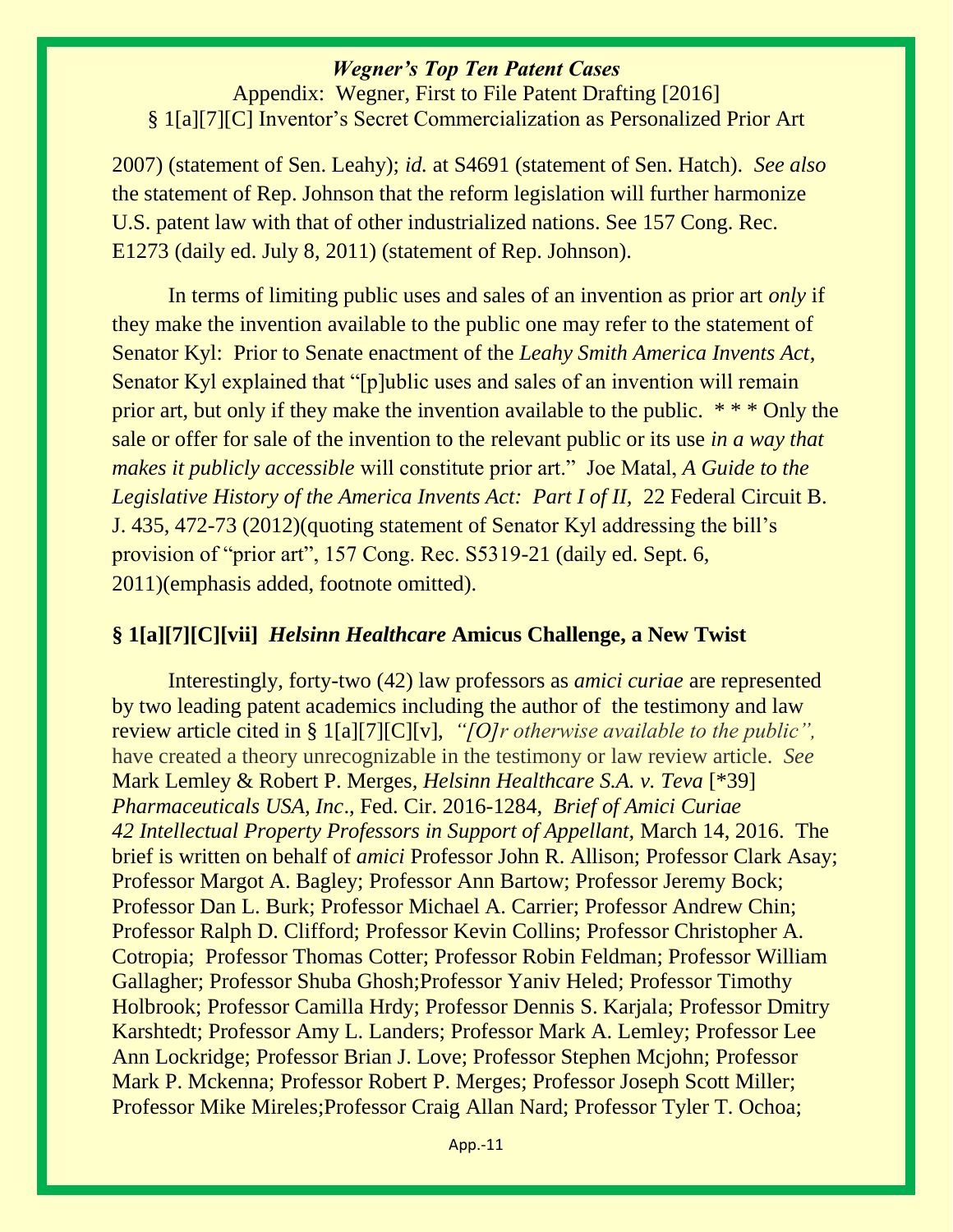2007) (statement of Sen. Leahy); *id.* at S4691 (statement of Sen. Hatch). *See also* the statement of Rep. Johnson that the reform legislation will further harmonize U.S. patent law with that of other industrialized nations. See 157 Cong. Rec. E1273 (daily ed. July 8, 2011) (statement of Rep. Johnson).

In terms of limiting public uses and sales of an invention as prior art *only* if they make the invention available to the public one may refer to the statement of Senator Kyl: Prior to Senate enactment of the *Leahy Smith America Invents Act*, Senator Kyl explained that "[p]ublic uses and sales of an invention will remain prior art, but only if they make the invention available to the public. * * * Only the sale or offer for sale of the invention to the relevant public or its use *in a way that makes it publicly accessible* will constitute prior art." Joe Matal, *A Guide to the Legislative History of the America Invents Act: Part I of II,* 22 Federal Circuit B. J. 435, 472-73 (2012)(quoting statement of Senator Kyl addressing the bill's provision of "prior art", 157 Cong. Rec. S5319-21 (daily ed. Sept. 6, 2011)(emphasis added, footnote omitted).

### § 1[a][7][C][vii] *Helsinn Healthcare* Amicus Challenge, a New Twist

Interestingly, forty-two (42) law professors as *amici curiae* are represented by two leading patent academics including the author of the testimony and law review article cited in § 1[a][7][C][v], *"[O]r otherwise available to the public",* have created a theory unrecognizable in the testimony or law review article. *See* Mark Lemley & Robert P. Merges, *Helsinn Healthcare S.A. v. Teva* [*39] *Pharmaceuticals USA, Inc*., Fed. Cir. 2016-1284, *Brief of Amici Curiae 42 Intellectual Property Professors in Support of Appellant,* March 14, 2016. The brief is written on behalf of *amici* Professor John R. Allison; Professor Clark Asay; Professor Margot A. Bagley; Professor Ann Bartow; Professor Jeremy Bock; Professor Dan L. Burk; Professor Michael A. Carrier; Professor Andrew Chin; Professor Ralph D. Clifford; Professor Kevin Collins; Professor Christopher A. Cotropia; Professor Thomas Cotter; Professor Robin Feldman; Professor William Gallagher; Professor Shuba Ghosh;Professor Yaniv Heled; Professor Timothy Holbrook; Professor Camilla Hrdy; Professor Dennis S. Karjala; Professor Dmitry Karshtedt; Professor Amy L. Landers; Professor Mark A. Lemley; Professor Lee Ann Lockridge; Professor Brian J. Love; Professor Stephen Mcjohn; Professor Mark P. Mckenna; Professor Robert P. Merges; Professor Joseph Scott Miller; Professor Mike Mireles;Professor Craig Allan Nard; Professor Tyler T. Ochoa;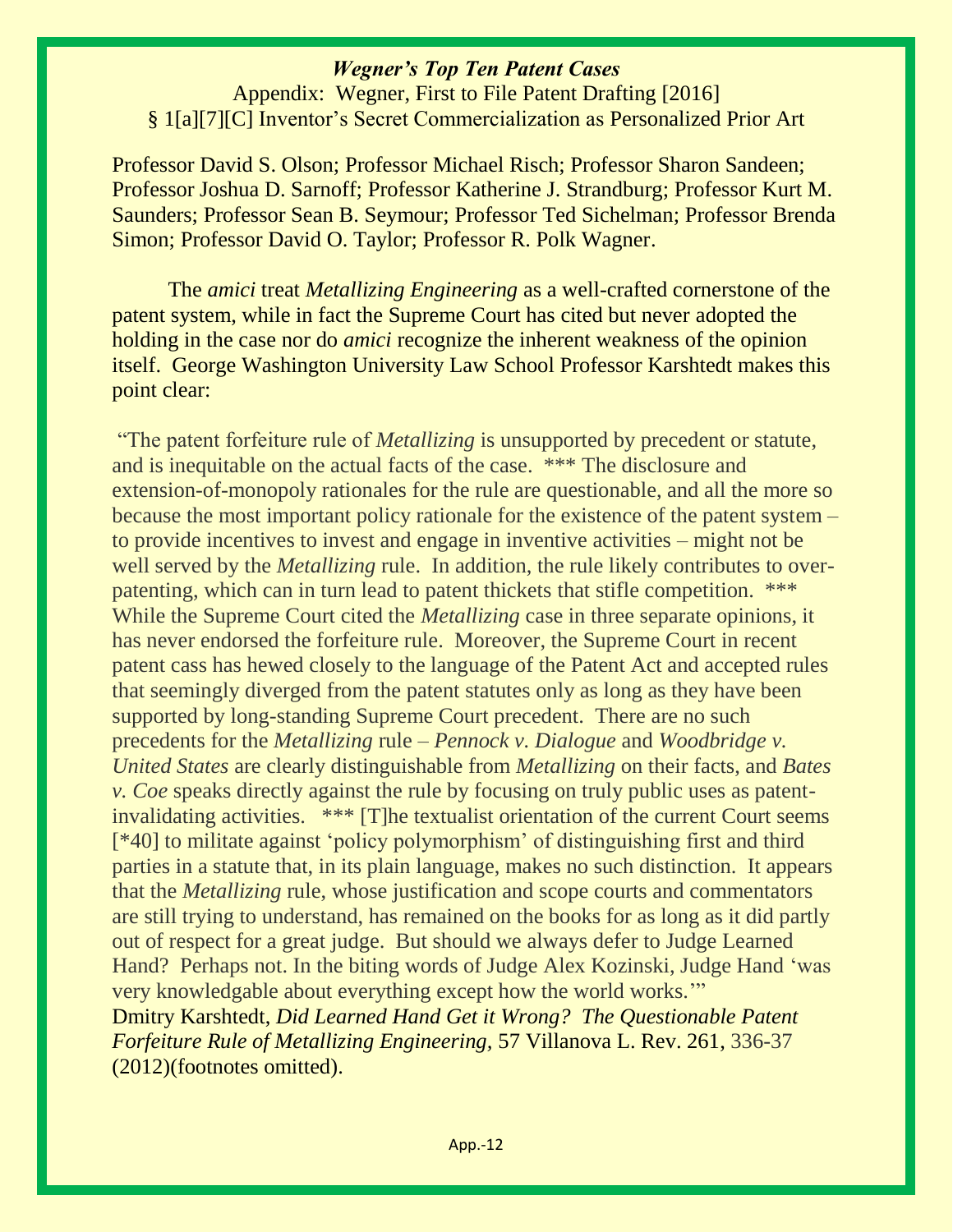Professor David S. Olson; Professor Michael Risch; Professor Sharon Sandeen; Professor Joshua D. Sarnoff; Professor Katherine J. Strandburg; Professor Kurt M. Saunders; Professor Sean B. Seymour; Professor Ted Sichelman; Professor Brenda Simon; Professor David O. Taylor; Professor R. Polk Wagner.

The *amici* treat *Metallizing Engineering* as a well-crafted cornerstone of the patent system, while in fact the Supreme Court has cited but never adopted the holding in the case nor do *amici* recognize the inherent weakness of the opinion itself. George Washington University Law School Professor Karshtedt makes this point clear:

"The patent forfeiture rule of *Metallizing* is unsupported by precedent or statute, and is inequitable on the actual facts of the case. *** The disclosure and extension-of-monopoly rationales for the rule are questionable, and all the more so because the most important policy rationale for the existence of the patent system – to provide incentives to invest and engage in inventive activities – might not be well served by the *Metallizing* rule. In addition, the rule likely contributes to over-patenting, which can in turn lead to patent thickets that stifle competition. *** While the Supreme Court cited the *Metallizing* case in three separate opinions, it has never endorsed the forfeiture rule. Moreover, the Supreme Court in recent patent cass has hewed closely to the language of the Patent Act and accepted rules that seemingly diverged from the patent statutes only as long as they have been supported by long-standing Supreme Court precedent. There are no such precedents for the *Metallizing* rule – *Pennock v. Dialogue* and *Woodbridge v. United States* are clearly distinguishable from *Metallizing* on their facts, and *Bates v. Coe* speaks directly against the rule by focusing on truly public uses as patent-invalidating activities. *** [T]he textualist orientation of the current Court seems [*40] to militate against 'policy polymorphism' of distinguishing first and third parties in a statute that, in its plain language, makes no such distinction. It appears that the *Metallizing* rule, whose justification and scope courts and commentators are still trying to understand, has remained on the books for as long as it did partly out of respect for a great judge. But should we always defer to Judge Learned Hand? Perhaps not. In the biting words of Judge Alex Kozinski, Judge Hand 'was very knowledgable about everything except how the world works.'"

Dmitry Karshtedt, *Did Learned Hand Get it Wrong? The Questionable Patent Forfeiture Rule of Metallizing Engineering*, 57 Villanova L. Rev. 261, 336-37 (2012)(footnotes omitted).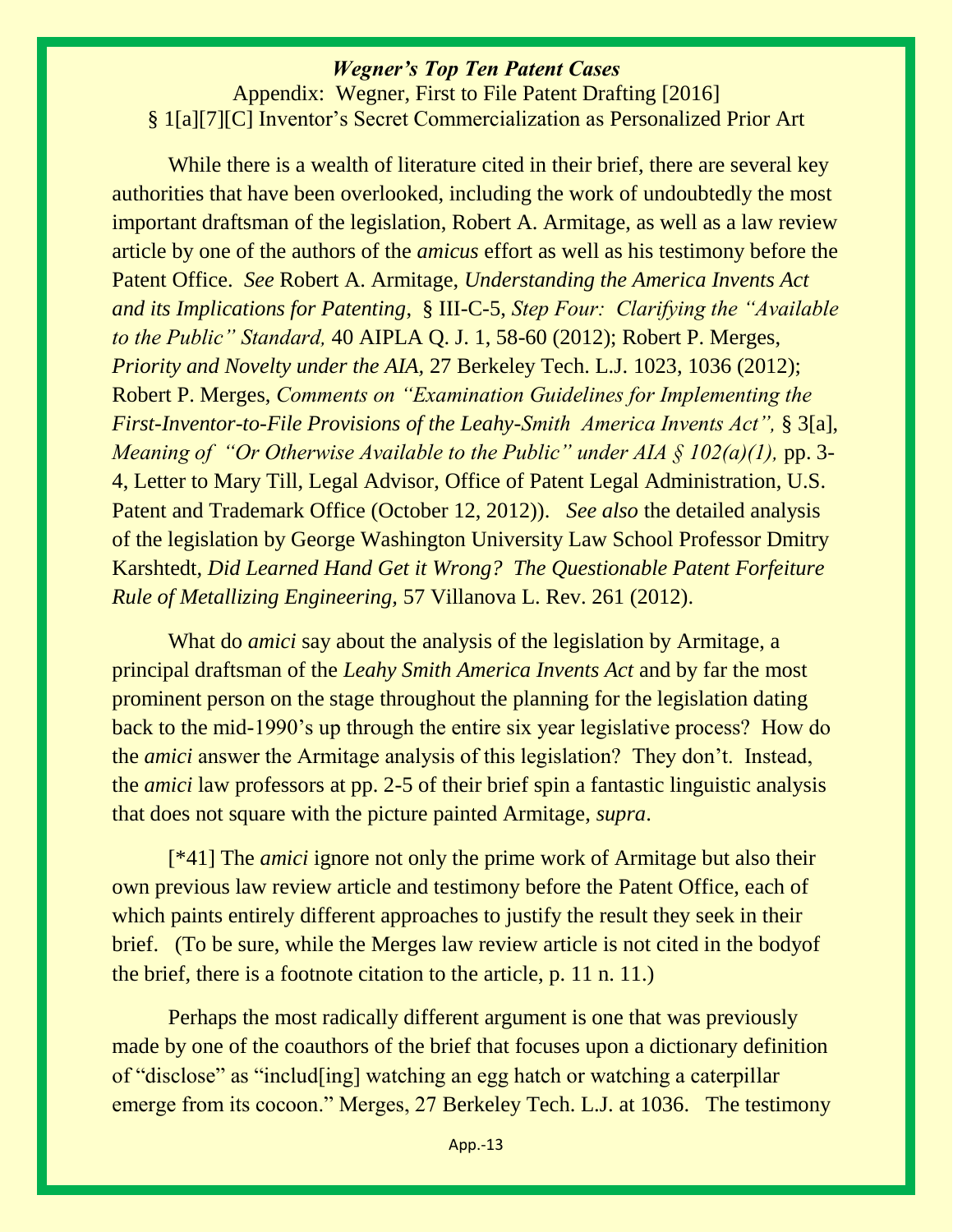While there is a wealth of literature cited in their brief, there are several key authorities that have been overlooked, including the work of undoubtedly the most important draftsman of the legislation, Robert A. Armitage, as well as a law review article by one of the authors of the *amicus* effort as well as his testimony before the Patent Office. *See* Robert A. Armitage, *Understanding the America Invents Act and its Implications for Patenting*, § III-C-5, *Step Four: Clarifying the "Available to the Public" Standard,* 40 AIPLA Q. J. 1, 58-60 (2012); Robert P. Merges, *Priority and Novelty under the AIA,* 27 Berkeley Tech. L.J. 1023, 1036 (2012); Robert P. Merges, *Comments on "Examination Guidelines for Implementing the First-Inventor-to-File Provisions of the Leahy-Smith America Invents Act",* § 3[a], *Meaning of "Or Otherwise Available to the Public" under AIA § 102(a)(1),* pp. 3-4, Letter to Mary Till, Legal Advisor, Office of Patent Legal Administration, U.S. Patent and Trademark Office (October 12, 2012)). *See also* the detailed analysis of the legislation by George Washington University Law School Professor Dmitry Karshtedt, *Did Learned Hand Get it Wrong? The Questionable Patent Forfeiture Rule of Metallizing Engineering,* 57 Villanova L. Rev. 261 (2012).

What do *amici* say about the analysis of the legislation by Armitage, a principal draftsman of the *Leahy Smith America Invents Act* and by far the most prominent person on the stage throughout the planning for the legislation dating back to the mid-1990's up through the entire six year legislative process? How do the *amici* answer the Armitage analysis of this legislation? They don't. Instead, the *amici* law professors at pp. 2-5 of their brief spin a fantastic linguistic analysis that does not square with the picture painted Armitage, *supra*.

[*41] The *amici* ignore not only the prime work of Armitage but also their own previous law review article and testimony before the Patent Office, each of which paints entirely different approaches to justify the result they seek in their brief. (To be sure, while the Merges law review article is not cited in the bodyof the brief, there is a footnote citation to the article, p. 11 n. 11.)

Perhaps the most radically different argument is one that was previously made by one of the coauthors of the brief that focuses upon a dictionary definition of "disclose" as "includ[ing] watching an egg hatch or watching a caterpillar emerge from its cocoon." Merges, 27 Berkeley Tech. L.J. at 1036. The testimony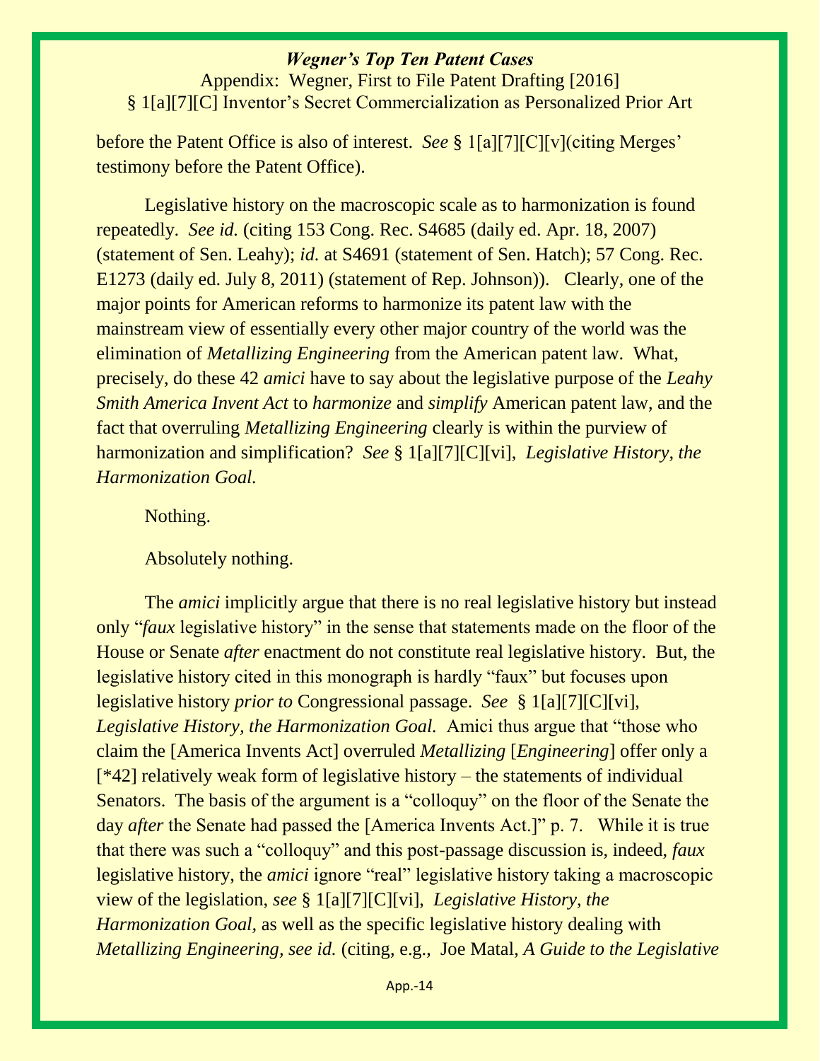before the Patent Office is also of interest. *See* § 1[a][7][C][v](citing Merges' testimony before the Patent Office).

Legislative history on the macroscopic scale as to harmonization is found repeatedly. *See id.* (citing 153 Cong. Rec. S4685 (daily ed. Apr. 18, 2007) (statement of Sen. Leahy); *id.* at S4691 (statement of Sen. Hatch); 57 Cong. Rec. E1273 (daily ed. July 8, 2011) (statement of Rep. Johnson)). Clearly, one of the major points for American reforms to harmonize its patent law with the mainstream view of essentially every other major country of the world was the elimination of *Metallizing Engineering* from the American patent law. What, precisely, do these 42 *amici* have to say about the legislative purpose of the *Leahy Smith America Invent Act* to *harmonize* and *simplify* American patent law, and the fact that overruling *Metallizing Engineering* clearly is within the purview of harmonization and simplification? *See* § 1[a][7][C][vi], *Legislative History, the Harmonization Goal.*

Nothing.

Absolutely nothing.

The *amici* implicitly argue that there is no real legislative history but instead only "*faux* legislative history" in the sense that statements made on the floor of the House or Senate *after* enactment do not constitute real legislative history. But, the legislative history cited in this monograph is hardly "faux" but focuses upon legislative history *prior to* Congressional passage. *See* § 1[a][7][C][vi], *Legislative History, the Harmonization Goal.* Amici thus argue that "those who claim the [America Invents Act] overruled *Metallizing* [*Engineering*] offer only a [*42] relatively weak form of legislative history – the statements of individual Senators. The basis of the argument is a "colloquy" on the floor of the Senate the day *after* the Senate had passed the [America Invents Act.]" p. 7. While it is true that there was such a "colloquy" and this post-passage discussion is, indeed, *faux* legislative history, the *amici* ignore "real" legislative history taking a macroscopic view of the legislation, *see* § 1[a][7][C][vi], *Legislative History, the Harmonization Goal*, as well as the specific legislative history dealing with *Metallizing Engineering, see id.* (citing, e.g., Joe Matal, *A Guide to the Legislative*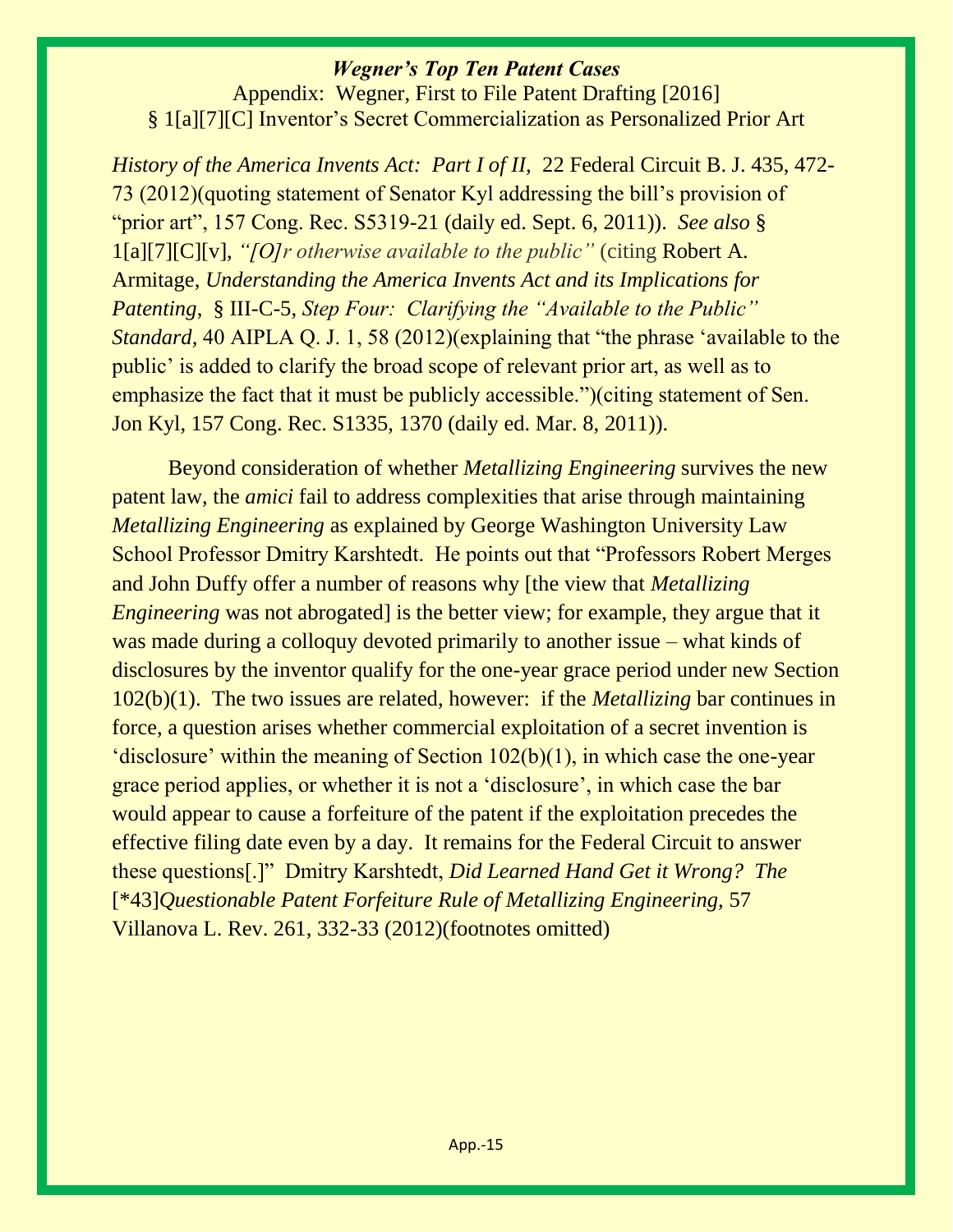*History of the America Invents Act: Part I of II,* 22 Federal Circuit B. J. 435, 472-73 (2012)(quoting statement of Senator Kyl addressing the bill's provision of "prior art", 157 Cong. Rec. S5319-21 (daily ed. Sept. 6, 2011)). *See also* § 1[a][7][C][v], *"[O]r otherwise available to the public"* (citing Robert A. Armitage, *Understanding the America Invents Act and its Implications for Patenting,* § III-C-5, *Step Four: Clarifying the "Available to the Public" Standard,* 40 AIPLA Q. J. 1, 58 (2012)(explaining that "the phrase 'available to the public' is added to clarify the broad scope of relevant prior art, as well as to emphasize the fact that it must be publicly accessible.")(citing statement of Sen. Jon Kyl, 157 Cong. Rec. S1335, 1370 (daily ed. Mar. 8, 2011)).

Beyond consideration of whether *Metallizing Engineering* survives the new patent law, the *amici* fail to address complexities that arise through maintaining *Metallizing Engineering* as explained by George Washington University Law School Professor Dmitry Karshtedt. He points out that "Professors Robert Merges and John Duffy offer a number of reasons why [the view that *Metallizing Engineering* was not abrogated] is the better view; for example, they argue that it was made during a colloquy devoted primarily to another issue – what kinds of disclosures by the inventor qualify for the one-year grace period under new Section 102(b)(1). The two issues are related, however: if the *Metallizing* bar continues in force, a question arises whether commercial exploitation of a secret invention is 'disclosure' within the meaning of Section 102(b)(1), in which case the one-year grace period applies, or whether it is not a 'disclosure', in which case the bar would appear to cause a forfeiture of the patent if the exploitation precedes the effective filing date even by a day. It remains for the Federal Circuit to answer these questions[.]" Dmitry Karshtedt, *Did Learned Hand Get it Wrong? The* [*43]*Questionable Patent Forfeiture Rule of Metallizing Engineering,* 57 Villanova L. Rev. 261, 332-33 (2012)(footnotes omitted)